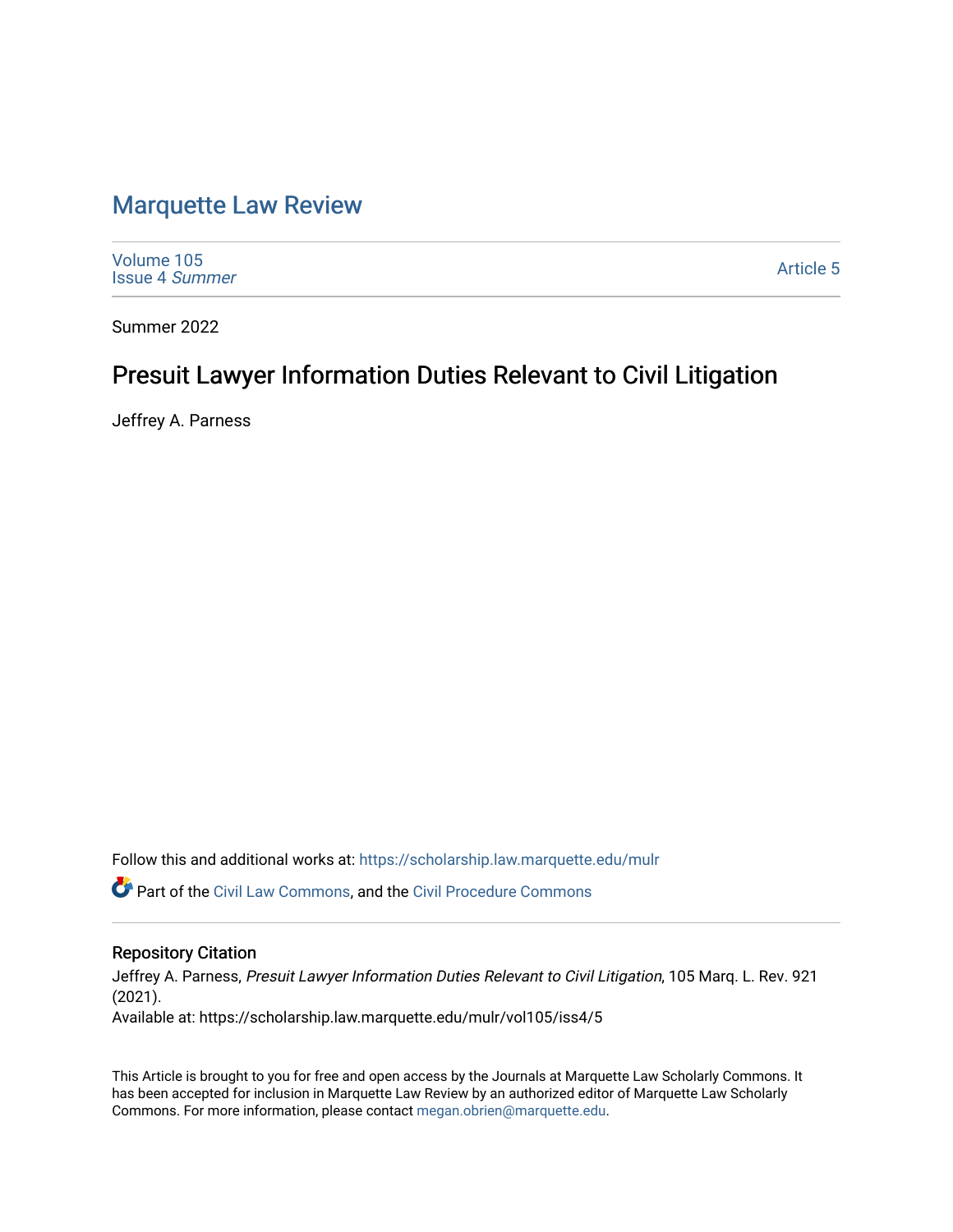# Marquette Law Review

Volume 105
Issue 4 *Summer*

Article 5

Summer 2022

## Presuit Lawyer Information Duties Relevant to Civil Litigation

Jeffrey A. Parness

Follow this and additional works at: https://scholarship.law.marquette.edu/mulr

Part of the Civil Law Commons, and the Civil Procedure Commons

### Repository Citation

Jeffrey A. Parness, *Presuit Lawyer Information Duties Relevant to Civil Litigation*, 105 Marq. L. Rev. 921 (2021).
Available at: https://scholarship.law.marquette.edu/mulr/vol105/iss4/5

This Article is brought to you for free and open access by the Journals at Marquette Law Scholarly Commons. It has been accepted for inclusion in Marquette Law Review by an authorized editor of Marquette Law Scholarly Commons. For more information, please contact megan.obrien@marquette.edu.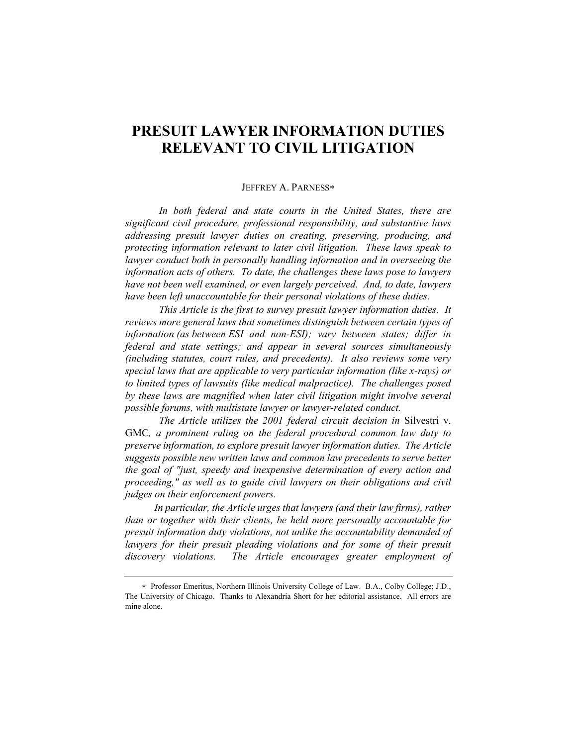# PRESUIT LAWYER INFORMATION DUTIES RELEVANT TO CIVIL LITIGATION

JEFFREY A. PARNESS*

*In both federal and state courts in the United States, there are significant civil procedure, professional responsibility, and substantive laws addressing presuit lawyer duties on creating, preserving, producing, and protecting information relevant to later civil litigation. These laws speak to lawyer conduct both in personally handling information and in overseeing the information acts of others. To date, the challenges these laws pose to lawyers have not been well examined, or even largely perceived. And, to date, lawyers have been left unaccountable for their personal violations of these duties.*

*This Article is the first to survey presuit lawyer information duties. It reviews more general laws that sometimes distinguish between certain types of information (as between ESI and non-ESI); vary between states; differ in federal and state settings; and appear in several sources simultaneously (including statutes, court rules, and precedents). It also reviews some very special laws that are applicable to very particular information (like x-rays) or to limited types of lawsuits (like medical malpractice). The challenges posed by these laws are magnified when later civil litigation might involve several possible forums, with multistate lawyer or lawyer-related conduct.*

*The Article utilizes the 2001 federal circuit decision in* Silvestri v. GMC*, a prominent ruling on the federal procedural common law duty to preserve information, to explore presuit lawyer information duties. The Article suggests possible new written laws and common law precedents to serve better the goal of "just, speedy and inexpensive determination of every action and proceeding," as well as to guide civil lawyers on their obligations and civil judges on their enforcement powers.*

*In particular, the Article urges that lawyers (and their law firms), rather than or together with their clients, be held more personally accountable for presuit information duty violations, not unlike the accountability demanded of lawyers for their presuit pleading violations and for some of their presuit discovery violations. The Article encourages greater employment of*

---

\* Professor Emeritus, Northern Illinois University College of Law. B.A., Colby College; J.D., The University of Chicago. Thanks to Alexandria Short for her editorial assistance. All errors are mine alone.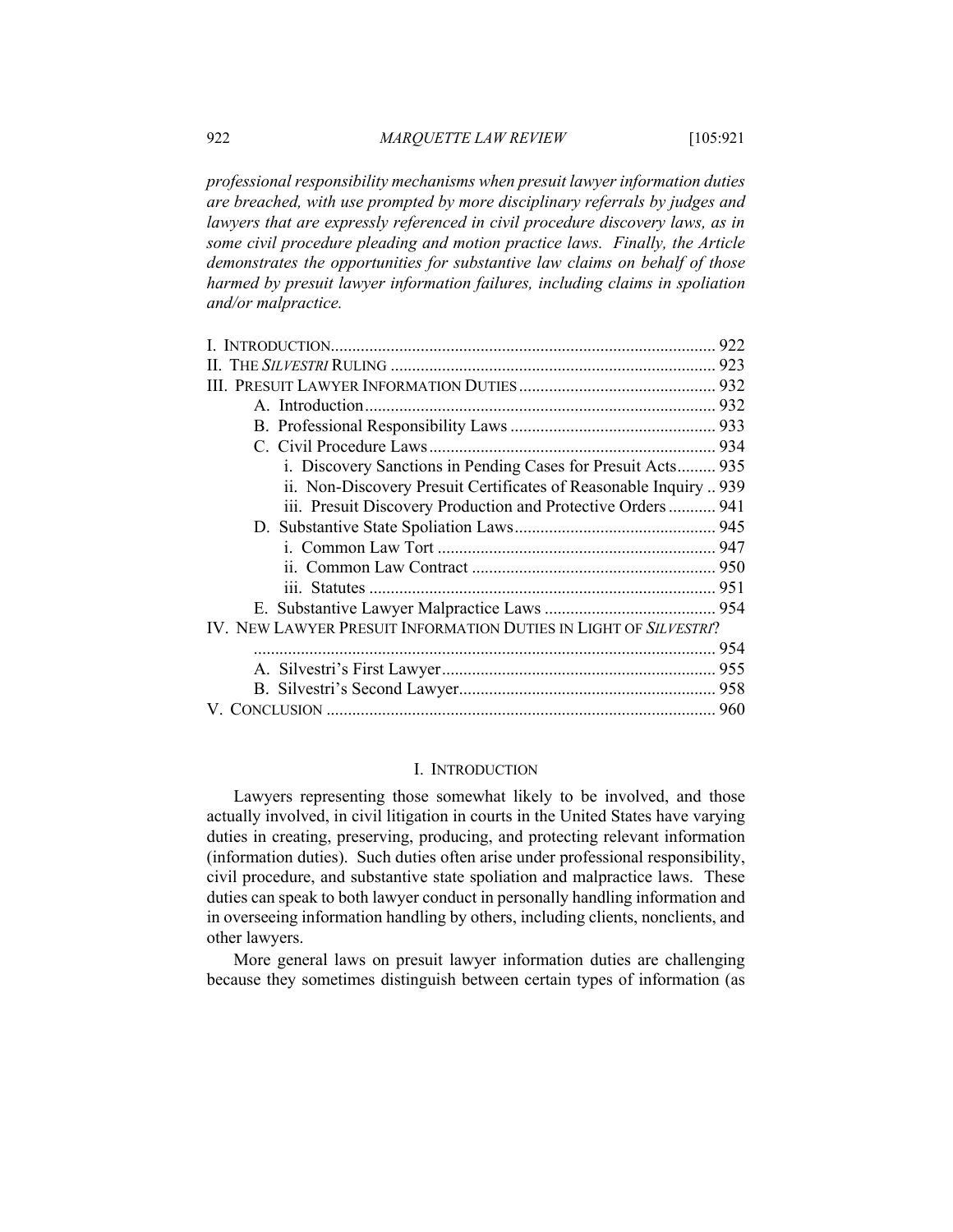*professional responsibility mechanisms when presuit lawyer information duties are breached, with use prompted by more disciplinary referrals by judges and lawyers that are expressly referenced in civil procedure discovery laws, as in some civil procedure pleading and motion practice laws. Finally, the Article demonstrates the opportunities for substantive law claims on behalf of those harmed by presuit lawyer information failures, including claims in spoliation and/or malpractice.*

| | |
|---|---|
| I. INTRODUCTION | 922 |
| II. THE *SILVESTRI* RULING | 923 |
| III. PRESUIT LAWYER INFORMATION DUTIES | 932 |
| A. Introduction | 932 |
| B. Professional Responsibility Laws | 933 |
| C. Civil Procedure Laws | 934 |
| i. Discovery Sanctions in Pending Cases for Presuit Acts | 935 |
| ii. Non-Discovery Presuit Certificates of Reasonable Inquiry | 939 |
| iii. Presuit Discovery Production and Protective Orders | 941 |
| D. Substantive State Spoliation Laws | 945 |
| i. Common Law Tort | 947 |
| ii. Common Law Contract | 950 |
| iii. Statutes | 951 |
| E. Substantive Lawyer Malpractice Laws | 954 |
| IV. NEW LAWYER PRESUIT INFORMATION DUTIES IN LIGHT OF *SILVESTRI*? | 954 |
| A. Silvestri's First Lawyer | 955 |
| B. Silvestri's Second Lawyer | 958 |
| V. CONCLUSION | 960 |

## I. INTRODUCTION

Lawyers representing those somewhat likely to be involved, and those actually involved, in civil litigation in courts in the United States have varying duties in creating, preserving, producing, and protecting relevant information (information duties). Such duties often arise under professional responsibility, civil procedure, and substantive state spoliation and malpractice laws. These duties can speak to both lawyer conduct in personally handling information and in overseeing information handling by others, including clients, nonclients, and other lawyers.

More general laws on presuit lawyer information duties are challenging because they sometimes distinguish between certain types of information (as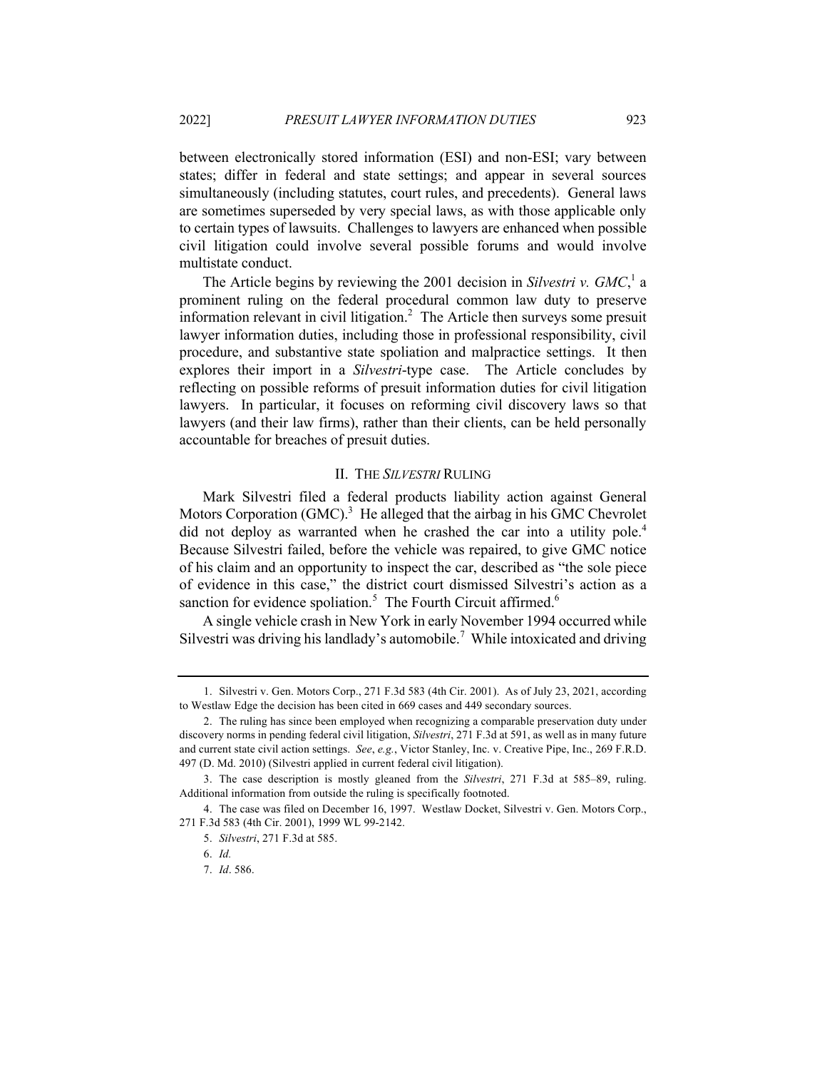between electronically stored information (ESI) and non-ESI; vary between states; differ in federal and state settings; and appear in several sources simultaneously (including statutes, court rules, and precedents). General laws are sometimes superseded by very special laws, as with those applicable only to certain types of lawsuits. Challenges to lawyers are enhanced when possible civil litigation could involve several possible forums and would involve multistate conduct.

The Article begins by reviewing the 2001 decision in *Silvestri v. GMC*,[1] a prominent ruling on the federal procedural common law duty to preserve information relevant in civil litigation.[2] The Article then surveys some presuit lawyer information duties, including those in professional responsibility, civil procedure, and substantive state spoliation and malpractice settings. It then explores their import in a *Silvestri*-type case. The Article concludes by reflecting on possible reforms of presuit information duties for civil litigation lawyers. In particular, it focuses on reforming civil discovery laws so that lawyers (and their law firms), rather than their clients, can be held personally accountable for breaches of presuit duties.

## II. THE *SILVESTRI* RULING

Mark Silvestri filed a federal products liability action against General Motors Corporation (GMC).[3] He alleged that the airbag in his GMC Chevrolet did not deploy as warranted when he crashed the car into a utility pole.[4] Because Silvestri failed, before the vehicle was repaired, to give GMC notice of his claim and an opportunity to inspect the car, described as "the sole piece of evidence in this case," the district court dismissed Silvestri's action as a sanction for evidence spoliation.[5] The Fourth Circuit affirmed.[6]

A single vehicle crash in New York in early November 1994 occurred while Silvestri was driving his landlady's automobile.[7] While intoxicated and driving

---

1. Silvestri v. Gen. Motors Corp., 271 F.3d 583 (4th Cir. 2001). As of July 23, 2021, according to Westlaw Edge the decision has been cited in 669 cases and 449 secondary sources.

2. The ruling has since been employed when recognizing a comparable preservation duty under discovery norms in pending federal civil litigation, *Silvestri*, 271 F.3d at 591, as well as in many future and current state civil action settings. *See*, *e.g.*, Victor Stanley, Inc. v. Creative Pipe, Inc., 269 F.R.D. 497 (D. Md. 2010) (Silvestri applied in current federal civil litigation).

3. The case description is mostly gleaned from the *Silvestri*, 271 F.3d at 585–89, ruling. Additional information from outside the ruling is specifically footnoted.

4. The case was filed on December 16, 1997. Westlaw Docket, Silvestri v. Gen. Motors Corp., 271 F.3d 583 (4th Cir. 2001), 1999 WL 99-2142.

5. *Silvestri*, 271 F.3d at 585.

6. *Id.*

7. *Id*. 586.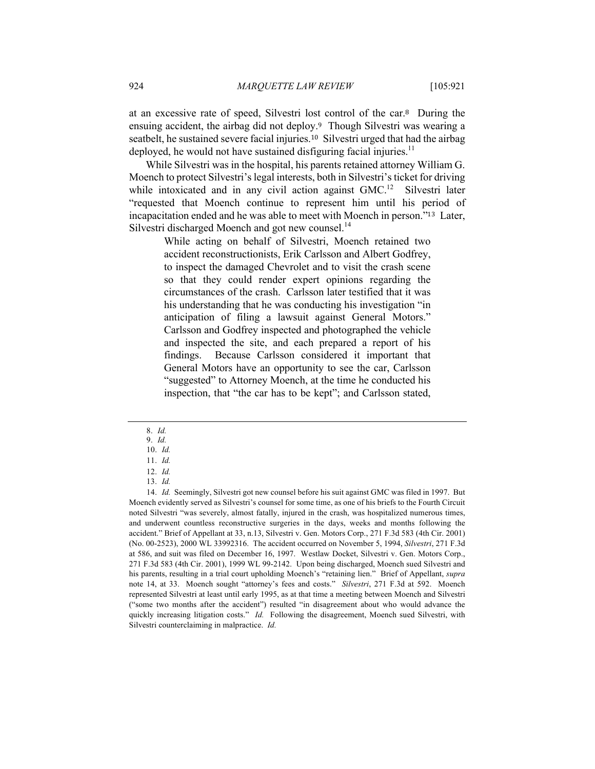at an excessive rate of speed, Silvestri lost control of the car.[8] During the ensuing accident, the airbag did not deploy.[9] Though Silvestri was wearing a seatbelt, he sustained severe facial injuries.[10] Silvestri urged that had the airbag deployed, he would not have sustained disfiguring facial injuries.[11]

While Silvestri was in the hospital, his parents retained attorney William G. Moench to protect Silvestri's legal interests, both in Silvestri's ticket for driving while intoxicated and in any civil action against GMC.[12] Silvestri later "requested that Moench continue to represent him until his period of incapacitation ended and he was able to meet with Moench in person."[13] Later, Silvestri discharged Moench and got new counsel.[14]

> While acting on behalf of Silvestri, Moench retained two accident reconstructionists, Erik Carlsson and Albert Godfrey, to inspect the damaged Chevrolet and to visit the crash scene so that they could render expert opinions regarding the circumstances of the crash. Carlsson later testified that it was his understanding that he was conducting his investigation "in anticipation of filing a lawsuit against General Motors." Carlsson and Godfrey inspected and photographed the vehicle and inspected the site, and each prepared a report of his findings. Because Carlsson considered it important that General Motors have an opportunity to see the car, Carlsson "suggested" to Attorney Moench, at the time he conducted his inspection, that "the car has to be kept"; and Carlsson stated,

---

8. *Id.*

9. *Id.*

10. *Id.*

11. *Id.*

12. *Id.*

13. *Id.*

14. *Id.* Seemingly, Silvestri got new counsel before his suit against GMC was filed in 1997. But Moench evidently served as Silvestri's counsel for some time, as one of his briefs to the Fourth Circuit noted Silvestri "was severely, almost fatally, injured in the crash, was hospitalized numerous times, and underwent countless reconstructive surgeries in the days, weeks and months following the accident." Brief of Appellant at 33, n.13, Silvestri v. Gen. Motors Corp., 271 F.3d 583 (4th Cir. 2001) (No. 00-2523), 2000 WL 33992316. The accident occurred on November 5, 1994, *Silvestri*, 271 F.3d at 586, and suit was filed on December 16, 1997. Westlaw Docket, Silvestri v. Gen. Motors Corp., 271 F.3d 583 (4th Cir. 2001), 1999 WL 99-2142. Upon being discharged, Moench sued Silvestri and his parents, resulting in a trial court upholding Moench's "retaining lien." Brief of Appellant, *supra* note 14, at 33. Moench sought "attorney's fees and costs." *Silvestri*, 271 F.3d at 592. Moench represented Silvestri at least until early 1995, as at that time a meeting between Moench and Silvestri ("some two months after the accident") resulted "in disagreement about who would advance the quickly increasing litigation costs." *Id.* Following the disagreement, Moench sued Silvestri, with Silvestri counterclaiming in malpractice. *Id.*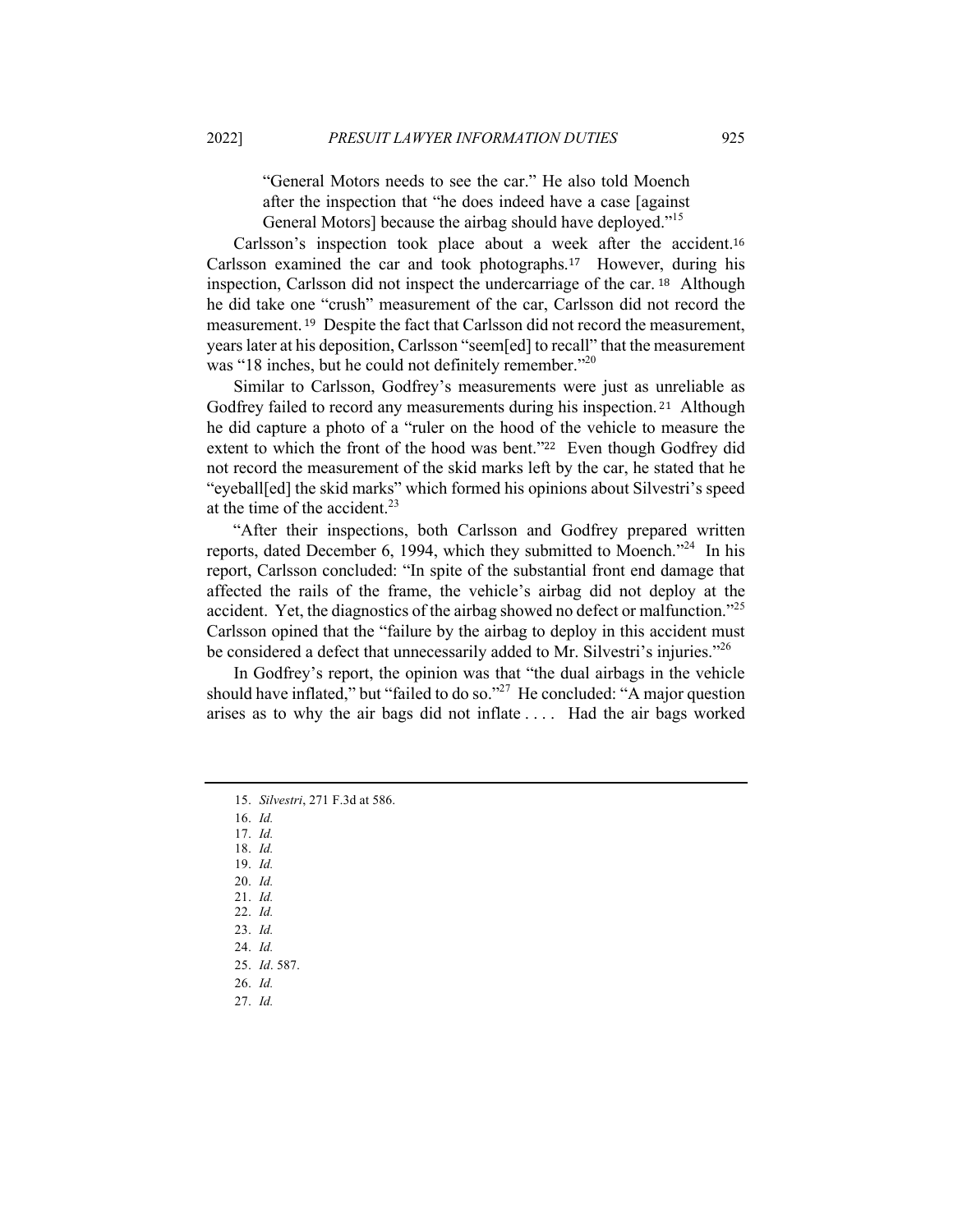> "General Motors needs to see the car." He also told Moench after the inspection that "he does indeed have a case [against General Motors] because the airbag should have deployed."[15]

Carlsson's inspection took place about a week after the accident.[16] Carlsson examined the car and took photographs.[17] However, during his inspection, Carlsson did not inspect the undercarriage of the car.[18] Although he did take one "crush" measurement of the car, Carlsson did not record the measurement.[19] Despite the fact that Carlsson did not record the measurement, years later at his deposition, Carlsson "seem[ed] to recall" that the measurement was "18 inches, but he could not definitely remember."[20]

Similar to Carlsson, Godfrey's measurements were just as unreliable as Godfrey failed to record any measurements during his inspection.[21] Although he did capture a photo of a "ruler on the hood of the vehicle to measure the extent to which the front of the hood was bent."[22] Even though Godfrey did not record the measurement of the skid marks left by the car, he stated that he "eyeball[ed] the skid marks" which formed his opinions about Silvestri's speed at the time of the accident.[23]

"After their inspections, both Carlsson and Godfrey prepared written reports, dated December 6, 1994, which they submitted to Moench."[24] In his report, Carlsson concluded: "In spite of the substantial front end damage that affected the rails of the frame, the vehicle's airbag did not deploy at the accident. Yet, the diagnostics of the airbag showed no defect or malfunction."[25] Carlsson opined that the "failure by the airbag to deploy in this accident must be considered a defect that unnecessarily added to Mr. Silvestri's injuries."[26]

In Godfrey's report, the opinion was that "the dual airbags in the vehicle should have inflated," but "failed to do so."[27] He concluded: "A major question arises as to why the air bags did not inflate . . . . Had the air bags worked

15. *Silvestri*, 271 F.3d at 586.
16. *Id.*
17. *Id.*
18. *Id.*
19. *Id.*
20. *Id.*
21. *Id.*
22. *Id.*
23. *Id.*
24. *Id.*
25. *Id*. 587.
26. *Id.*
27. *Id.*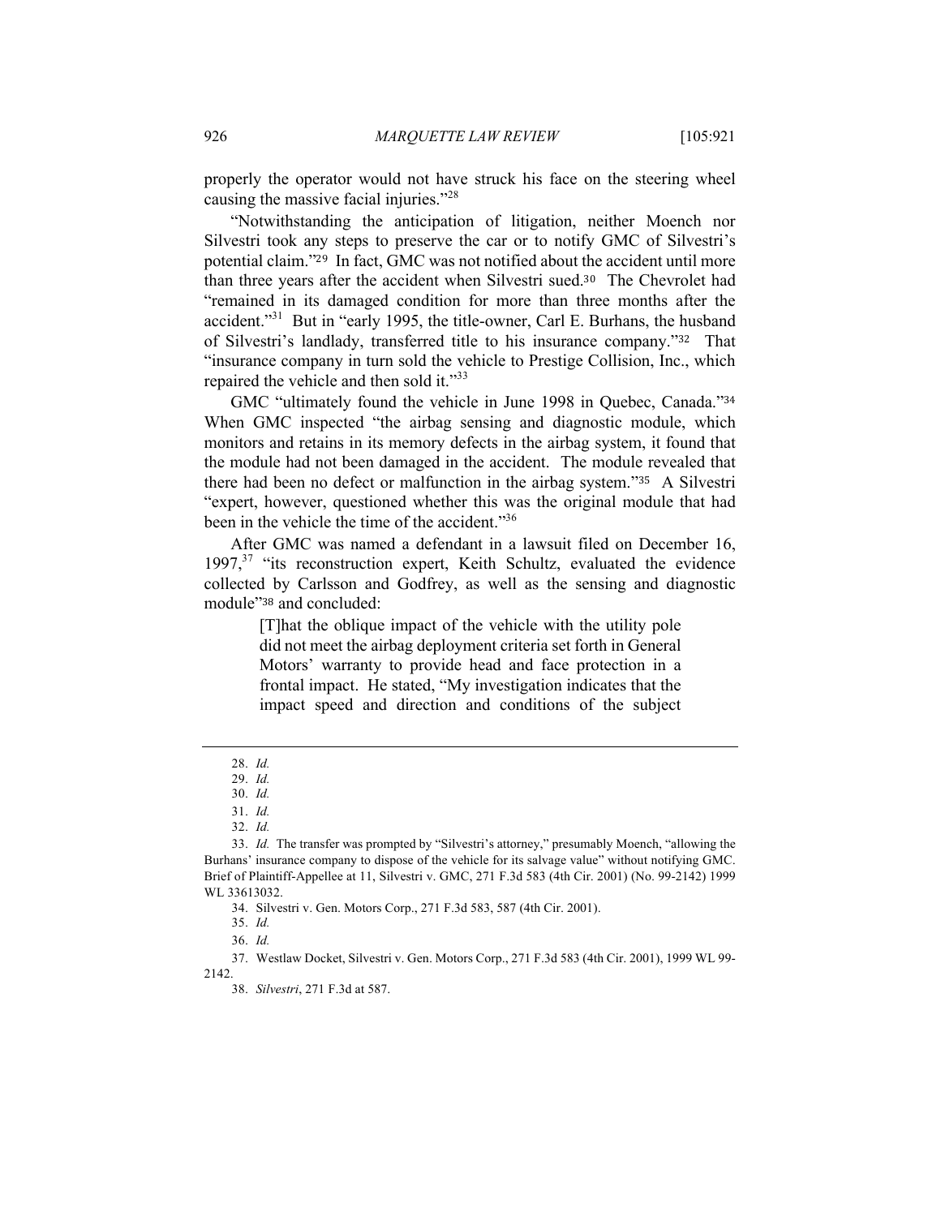properly the operator would not have struck his face on the steering wheel causing the massive facial injuries."[28]

"Notwithstanding the anticipation of litigation, neither Moench nor Silvestri took any steps to preserve the car or to notify GMC of Silvestri's potential claim."[29] In fact, GMC was not notified about the accident until more than three years after the accident when Silvestri sued.[30] The Chevrolet had "remained in its damaged condition for more than three months after the accident."[31] But in "early 1995, the title-owner, Carl E. Burhans, the husband of Silvestri's landlady, transferred title to his insurance company."[32] That "insurance company in turn sold the vehicle to Prestige Collision, Inc., which repaired the vehicle and then sold it."[33]

GMC "ultimately found the vehicle in June 1998 in Quebec, Canada."[34] When GMC inspected "the airbag sensing and diagnostic module, which monitors and retains in its memory defects in the airbag system, it found that the module had not been damaged in the accident. The module revealed that there had been no defect or malfunction in the airbag system."[35] A Silvestri "expert, however, questioned whether this was the original module that had been in the vehicle the time of the accident."[36]

After GMC was named a defendant in a lawsuit filed on December 16, 1997,[37] "its reconstruction expert, Keith Schultz, evaluated the evidence collected by Carlsson and Godfrey, as well as the sensing and diagnostic module"[38] and concluded:

> [T]hat the oblique impact of the vehicle with the utility pole did not meet the airbag deployment criteria set forth in General Motors' warranty to provide head and face protection in a frontal impact. He stated, "My investigation indicates that the impact speed and direction and conditions of the subject

---

28. *Id.*

29. *Id.*

30. *Id.*

31. *Id.*

32. *Id.*

33. *Id.* The transfer was prompted by "Silvestri's attorney," presumably Moench, "allowing the Burhans' insurance company to dispose of the vehicle for its salvage value" without notifying GMC. Brief of Plaintiff-Appellee at 11, Silvestri v. GMC, 271 F.3d 583 (4th Cir. 2001) (No. 99-2142) 1999 WL 33613032.

34. Silvestri v. Gen. Motors Corp., 271 F.3d 583, 587 (4th Cir. 2001).

35. *Id.*

36. *Id.*

37. Westlaw Docket, Silvestri v. Gen. Motors Corp., 271 F.3d 583 (4th Cir. 2001), 1999 WL 99-2142.

38. *Silvestri*, 271 F.3d at 587.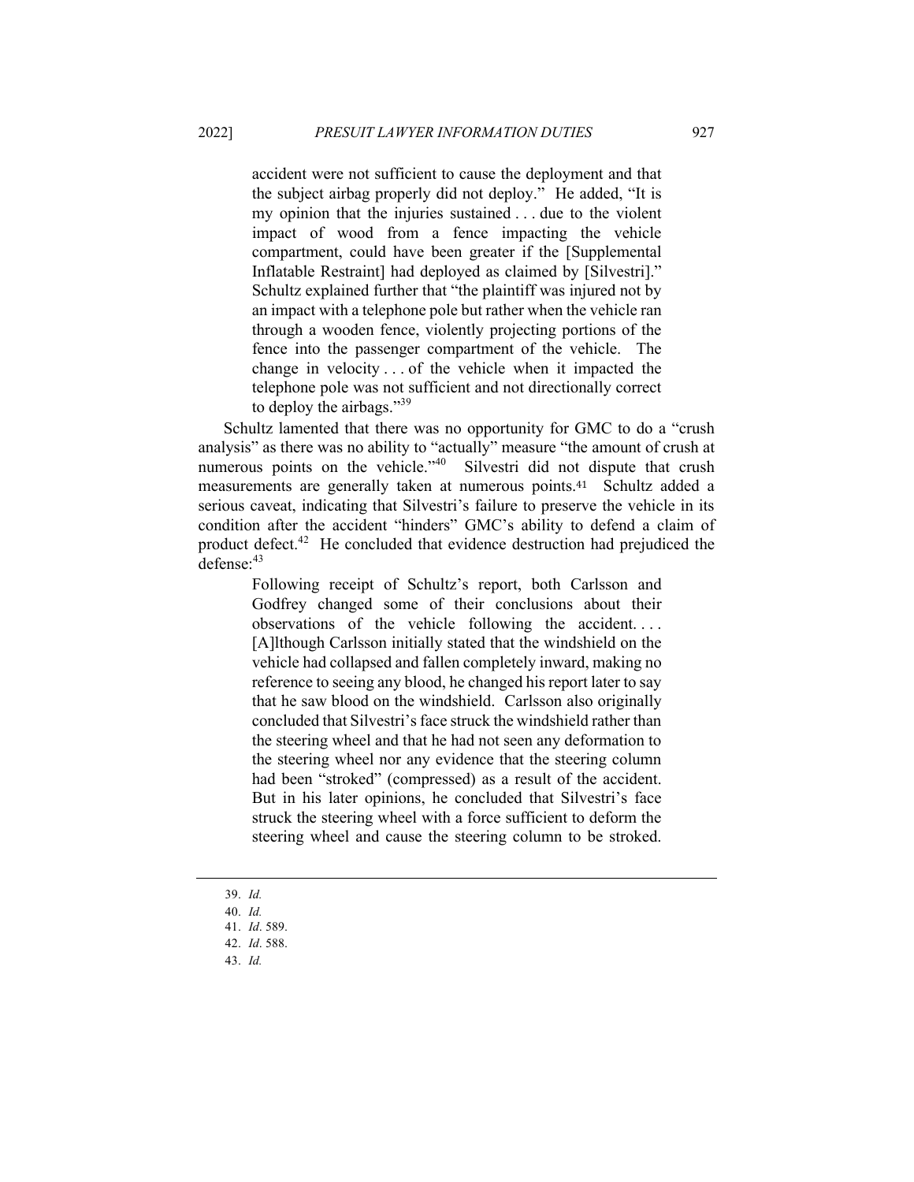> accident were not sufficient to cause the deployment and that the subject airbag properly did not deploy." He added, "It is my opinion that the injuries sustained . . . due to the violent impact of wood from a fence impacting the vehicle compartment, could have been greater if the [Supplemental Inflatable Restraint] had deployed as claimed by [Silvestri]." Schultz explained further that "the plaintiff was injured not by an impact with a telephone pole but rather when the vehicle ran through a wooden fence, violently projecting portions of the fence into the passenger compartment of the vehicle. The change in velocity . . . of the vehicle when it impacted the telephone pole was not sufficient and not directionally correct to deploy the airbags."[39]

Schultz lamented that there was no opportunity for GMC to do a "crush analysis" as there was no ability to "actually" measure "the amount of crush at numerous points on the vehicle."[40] Silvestri did not dispute that crush measurements are generally taken at numerous points.[41] Schultz added a serious caveat, indicating that Silvestri's failure to preserve the vehicle in its condition after the accident "hinders" GMC's ability to defend a claim of product defect.[42] He concluded that evidence destruction had prejudiced the defense:[43]

> Following receipt of Schultz's report, both Carlsson and Godfrey changed some of their conclusions about their observations of the vehicle following the accident. . . . [A]lthough Carlsson initially stated that the windshield on the vehicle had collapsed and fallen completely inward, making no reference to seeing any blood, he changed his report later to say that he saw blood on the windshield. Carlsson also originally concluded that Silvestri's face struck the windshield rather than the steering wheel and that he had not seen any deformation to the steering wheel nor any evidence that the steering column had been "stroked" (compressed) as a result of the accident. But in his later opinions, he concluded that Silvestri's face struck the steering wheel with a force sufficient to deform the steering wheel and cause the steering column to be stroked.

---

39. *Id.*
40. *Id.*
41. *Id*. 589.
42. *Id*. 588.
43. *Id.*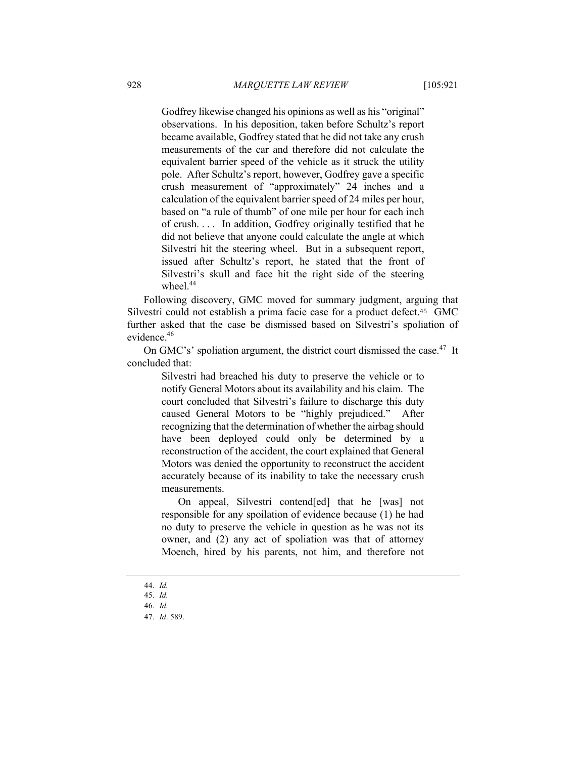> Godfrey likewise changed his opinions as well as his "original" observations. In his deposition, taken before Schultz's report became available, Godfrey stated that he did not take any crush measurements of the car and therefore did not calculate the equivalent barrier speed of the vehicle as it struck the utility pole. After Schultz's report, however, Godfrey gave a specific crush measurement of "approximately" 24 inches and a calculation of the equivalent barrier speed of 24 miles per hour, based on "a rule of thumb" of one mile per hour for each inch of crush. . . . In addition, Godfrey originally testified that he did not believe that anyone could calculate the angle at which Silvestri hit the steering wheel. But in a subsequent report, issued after Schultz's report, he stated that the front of Silvestri's skull and face hit the right side of the steering wheel.[44]

Following discovery, GMC moved for summary judgment, arguing that Silvestri could not establish a prima facie case for a product defect.[45] GMC further asked that the case be dismissed based on Silvestri's spoliation of evidence.[46]

On GMC's' spoliation argument, the district court dismissed the case.[47] It concluded that:

> Silvestri had breached his duty to preserve the vehicle or to notify General Motors about its availability and his claim. The court concluded that Silvestri's failure to discharge this duty caused General Motors to be "highly prejudiced." After recognizing that the determination of whether the airbag should have been deployed could only be determined by a reconstruction of the accident, the court explained that General Motors was denied the opportunity to reconstruct the accident accurately because of its inability to take the necessary crush measurements.
>
> On appeal, Silvestri contend[ed] that he [was] not responsible for any spoliation of evidence because (1) he had no duty to preserve the vehicle in question as he was not its owner, and (2) any act of spoliation was that of attorney Moench, hired by his parents, not him, and therefore not

44. *Id.*
45. *Id.*
46. *Id.*
47. *Id*. 589.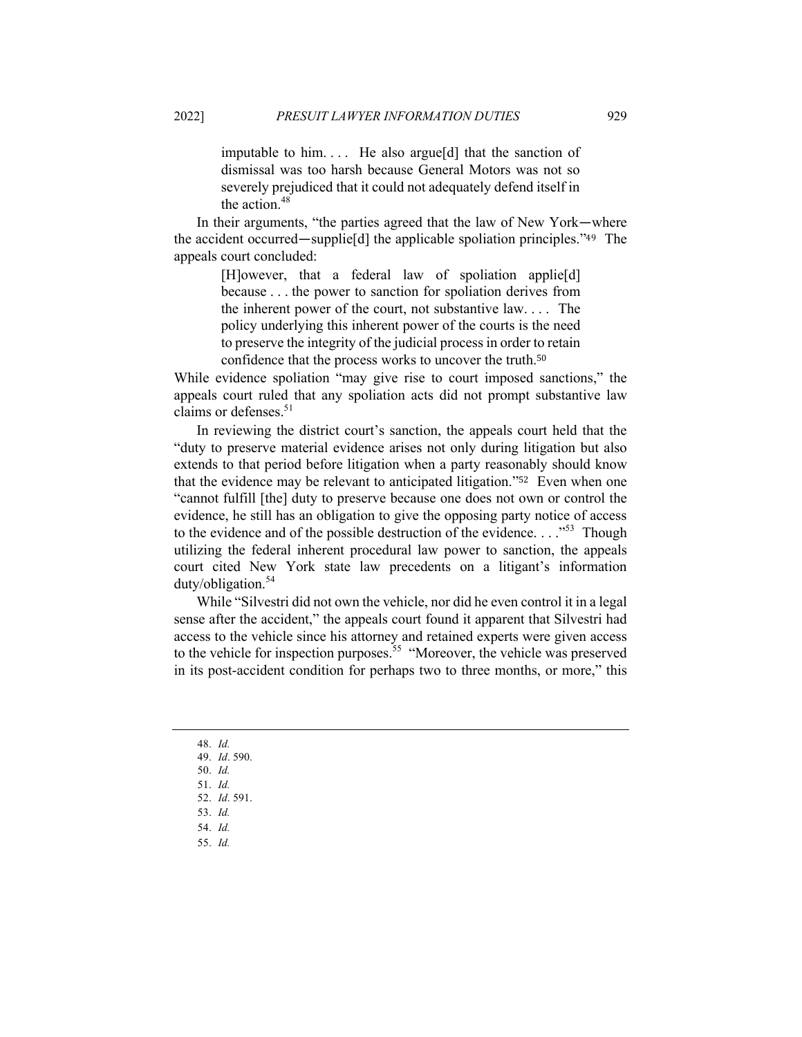> imputable to him. . . . He also argue[d] that the sanction of dismissal was too harsh because General Motors was not so severely prejudiced that it could not adequately defend itself in the action.[48]

In their arguments, "the parties agreed that the law of New York—where the accident occurred—supplie[d] the applicable spoliation principles."[49] The appeals court concluded:

> [H]owever, that a federal law of spoliation applie[d] because . . . the power to sanction for spoliation derives from the inherent power of the court, not substantive law. . . . The policy underlying this inherent power of the courts is the need to preserve the integrity of the judicial process in order to retain confidence that the process works to uncover the truth.[50]

While evidence spoliation "may give rise to court imposed sanctions," the appeals court ruled that any spoliation acts did not prompt substantive law claims or defenses.[51]

In reviewing the district court's sanction, the appeals court held that the "duty to preserve material evidence arises not only during litigation but also extends to that period before litigation when a party reasonably should know that the evidence may be relevant to anticipated litigation."[52] Even when one "cannot fulfill [the] duty to preserve because one does not own or control the evidence, he still has an obligation to give the opposing party notice of access to the evidence and of the possible destruction of the evidence. . . ."[53] Though utilizing the federal inherent procedural law power to sanction, the appeals court cited New York state law precedents on a litigant's information duty/obligation.[54]

While "Silvestri did not own the vehicle, nor did he even control it in a legal sense after the accident," the appeals court found it apparent that Silvestri had access to the vehicle since his attorney and retained experts were given access to the vehicle for inspection purposes.[55] "Moreover, the vehicle was preserved in its post-accident condition for perhaps two to three months, or more," this

---

48. *Id.*
49. *Id*. 590.
50. *Id.*
51. *Id.*
52. *Id*. 591.
53. *Id.*
54. *Id.*
55. *Id.*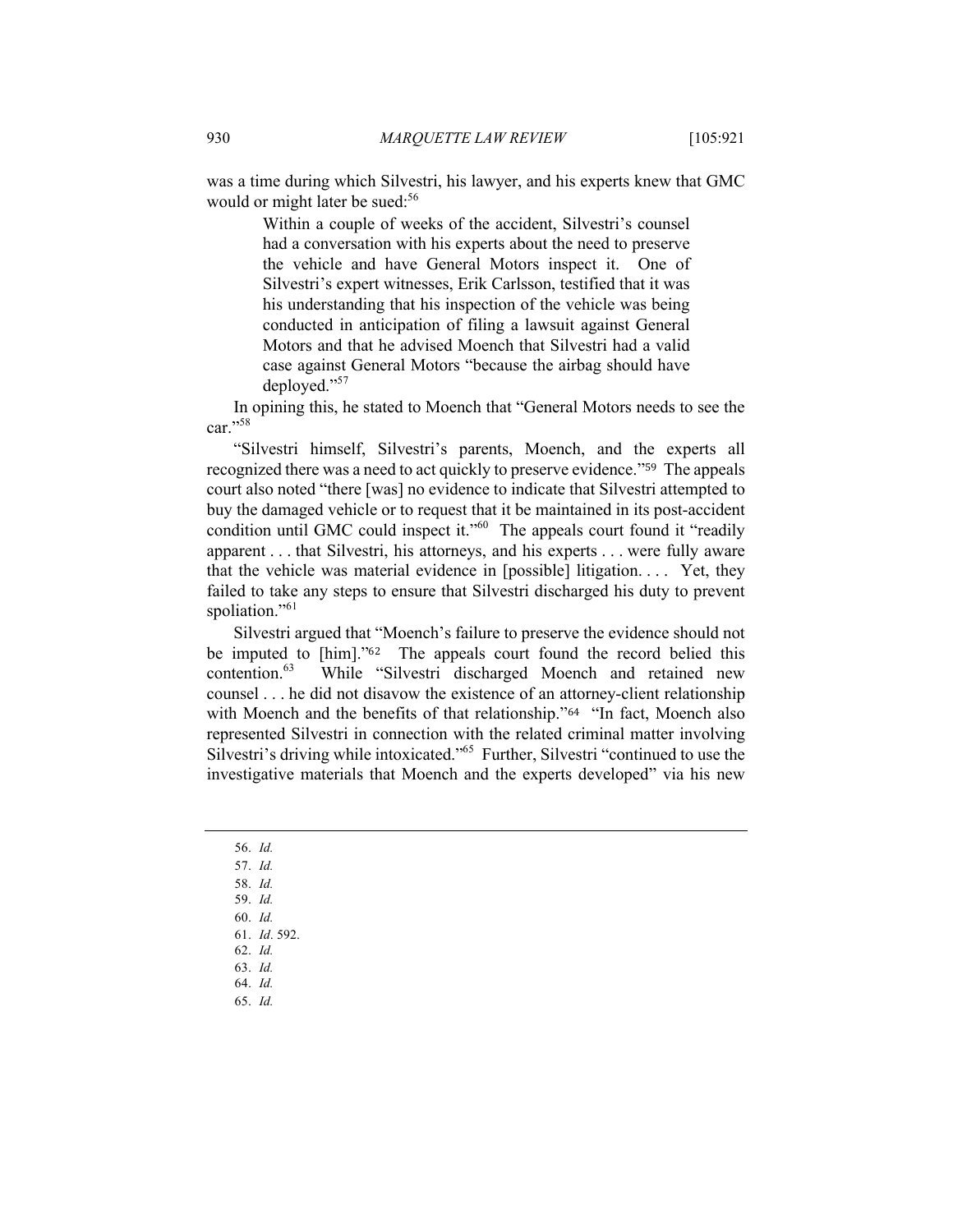was a time during which Silvestri, his lawyer, and his experts knew that GMC would or might later be sued:[56]

> Within a couple of weeks of the accident, Silvestri's counsel had a conversation with his experts about the need to preserve the vehicle and have General Motors inspect it. One of Silvestri's expert witnesses, Erik Carlsson, testified that it was his understanding that his inspection of the vehicle was being conducted in anticipation of filing a lawsuit against General Motors and that he advised Moench that Silvestri had a valid case against General Motors "because the airbag should have deployed."[57]

In opining this, he stated to Moench that "General Motors needs to see the car."[58]

"Silvestri himself, Silvestri's parents, Moench, and the experts all recognized there was a need to act quickly to preserve evidence."[59] The appeals court also noted "there [was] no evidence to indicate that Silvestri attempted to buy the damaged vehicle or to request that it be maintained in its post-accident condition until GMC could inspect it."[60] The appeals court found it "readily apparent . . . that Silvestri, his attorneys, and his experts . . . were fully aware that the vehicle was material evidence in [possible] litigation. . . . Yet, they failed to take any steps to ensure that Silvestri discharged his duty to prevent spoliation."[61]

Silvestri argued that "Moench's failure to preserve the evidence should not be imputed to [him]."[62] The appeals court found the record belied this contention.[63] While "Silvestri discharged Moench and retained new counsel . . . he did not disavow the existence of an attorney-client relationship with Moench and the benefits of that relationship."[64] "In fact, Moench also represented Silvestri in connection with the related criminal matter involving Silvestri's driving while intoxicated."[65] Further, Silvestri "continued to use the investigative materials that Moench and the experts developed" via his new

---

56. *Id.*
57. *Id.*
58. *Id.*
59. *Id.*
60. *Id.*
61. *Id*. 592.
62. *Id.*
63. *Id.*
64. *Id.*
65. *Id.*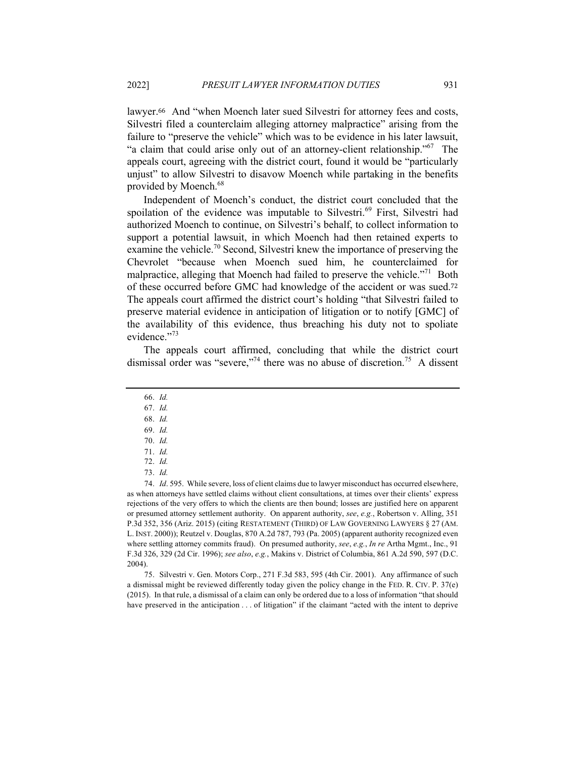lawyer.[66] And "when Moench later sued Silvestri for attorney fees and costs, Silvestri filed a counterclaim alleging attorney malpractice" arising from the failure to "preserve the vehicle" which was to be evidence in his later lawsuit, "a claim that could arise only out of an attorney-client relationship."[67] The appeals court, agreeing with the district court, found it would be "particularly unjust" to allow Silvestri to disavow Moench while partaking in the benefits provided by Moench.[68]

Independent of Moench's conduct, the district court concluded that the spoilation of the evidence was imputable to Silvestri.[69] First, Silvestri had authorized Moench to continue, on Silvestri's behalf, to collect information to support a potential lawsuit, in which Moench had then retained experts to examine the vehicle.[70] Second, Silvestri knew the importance of preserving the Chevrolet "because when Moench sued him, he counterclaimed for malpractice, alleging that Moench had failed to preserve the vehicle."[71] Both of these occurred before GMC had knowledge of the accident or was sued.[72] The appeals court affirmed the district court's holding "that Silvestri failed to preserve material evidence in anticipation of litigation or to notify [GMC] of the availability of this evidence, thus breaching his duty not to spoliate evidence."[73]

The appeals court affirmed, concluding that while the district court dismissal order was "severe,"[74] there was no abuse of discretion.[75] A dissent

---

66. *Id.*

67. *Id.*

68. *Id.*

69. *Id.*

70. *Id.*

71. *Id.*

72. *Id.*

73. *Id.*

74. *Id*. 595. While severe, loss of client claims due to lawyer misconduct has occurred elsewhere, as when attorneys have settled claims without client consultations, at times over their clients' express rejections of the very offers to which the clients are then bound; losses are justified here on apparent or presumed attorney settlement authority. On apparent authority, *see*, *e.g.*, Robertson v. Alling, 351 P.3d 352, 356 (Ariz. 2015) (citing RESTATEMENT (THIRD) OF LAW GOVERNING LAWYERS § 27 (AM. L. INST. 2000)); Reutzel v. Douglas, 870 A.2d 787, 793 (Pa. 2005) (apparent authority recognized even where settling attorney commits fraud). On presumed authority, *see*, *e.g.*, *In re* Artha Mgmt., Inc., 91 F.3d 326, 329 (2d Cir. 1996); *see also*, *e.g.*, Makins v. District of Columbia, 861 A.2d 590, 597 (D.C. 2004).

75. Silvestri v. Gen. Motors Corp., 271 F.3d 583, 595 (4th Cir. 2001). Any affirmance of such a dismissal might be reviewed differently today given the policy change in the FED. R. CIV. P. 37(e) (2015). In that rule, a dismissal of a claim can only be ordered due to a loss of information "that should have preserved in the anticipation . . . of litigation" if the claimant "acted with the intent to deprive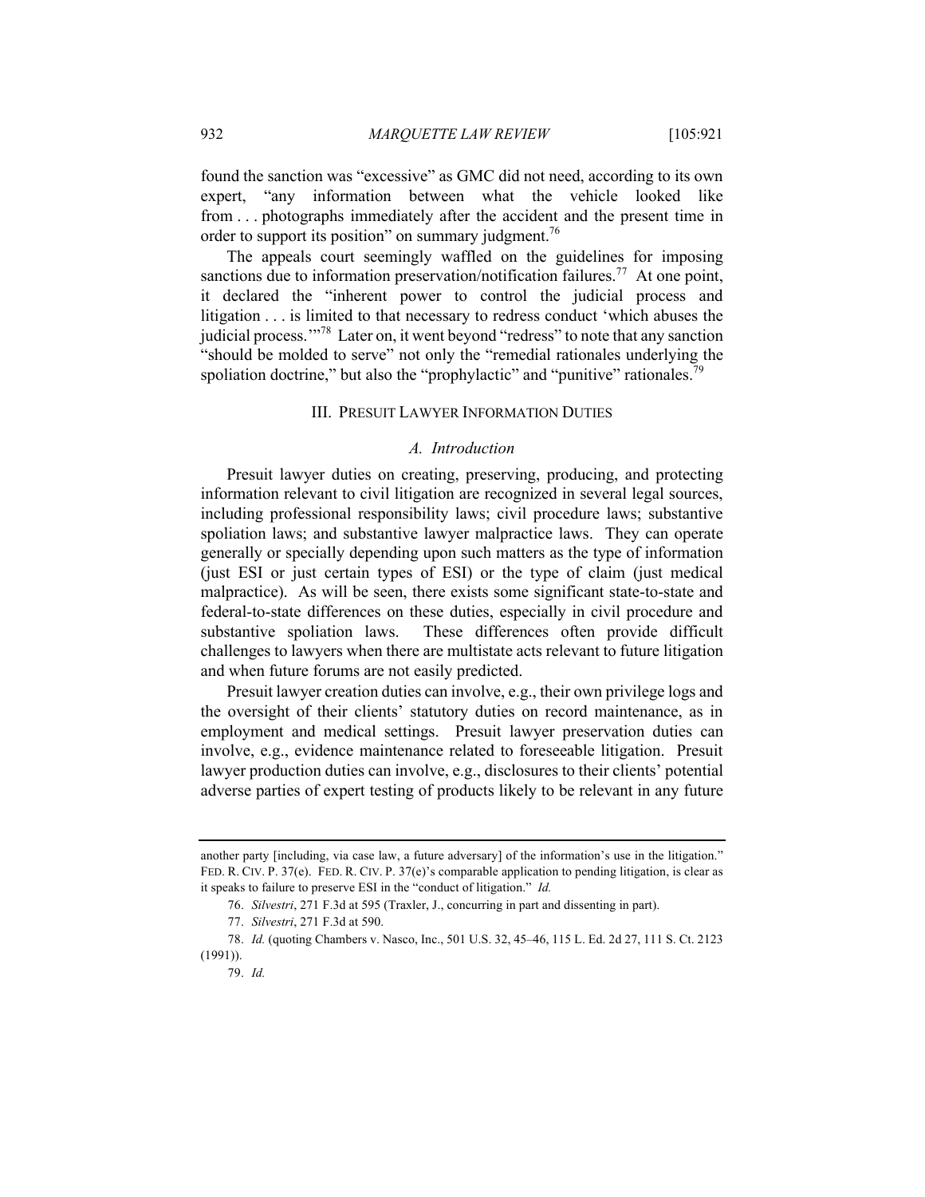found the sanction was "excessive" as GMC did not need, according to its own expert, "any information between what the vehicle looked like from . . . photographs immediately after the accident and the present time in order to support its position" on summary judgment.[76]

The appeals court seemingly waffled on the guidelines for imposing sanctions due to information preservation/notification failures.[77] At one point, it declared the "inherent power to control the judicial process and litigation . . . is limited to that necessary to redress conduct 'which abuses the judicial process.'"[78] Later on, it went beyond "redress" to note that any sanction "should be molded to serve" not only the "remedial rationales underlying the spoliation doctrine," but also the "prophylactic" and "punitive" rationales.[79]

## III. PRESUIT LAWYER INFORMATION DUTIES

### *A. Introduction*

Presuit lawyer duties on creating, preserving, producing, and protecting information relevant to civil litigation are recognized in several legal sources, including professional responsibility laws; civil procedure laws; substantive spoliation laws; and substantive lawyer malpractice laws. They can operate generally or specially depending upon such matters as the type of information (just ESI or just certain types of ESI) or the type of claim (just medical malpractice). As will be seen, there exists some significant state-to-state and federal-to-state differences on these duties, especially in civil procedure and substantive spoliation laws. These differences often provide difficult challenges to lawyers when there are multistate acts relevant to future litigation and when future forums are not easily predicted.

Presuit lawyer creation duties can involve, e.g., their own privilege logs and the oversight of their clients' statutory duties on record maintenance, as in employment and medical settings. Presuit lawyer preservation duties can involve, e.g., evidence maintenance related to foreseeable litigation. Presuit lawyer production duties can involve, e.g., disclosures to their clients' potential adverse parties of expert testing of products likely to be relevant in any future

---

another party [including, via case law, a future adversary] of the information's use in the litigation." FED. R. CIV. P. 37(e). FED. R. CIV. P. 37(e)'s comparable application to pending litigation, is clear as it speaks to failure to preserve ESI in the "conduct of litigation." *Id.*

76. *Silvestri*, 271 F.3d at 595 (Traxler, J., concurring in part and dissenting in part).

77. *Silvestri*, 271 F.3d at 590.

78. *Id.* (quoting Chambers v. Nasco, Inc., 501 U.S. 32, 45–46, 115 L. Ed. 2d 27, 111 S. Ct. 2123 (1991)).

79. *Id.*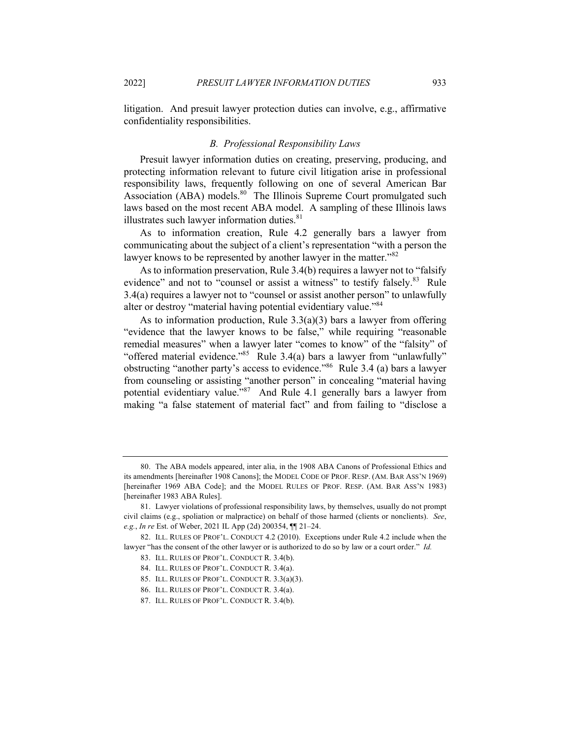litigation. And presuit lawyer protection duties can involve, e.g., affirmative confidentiality responsibilities.

### *B. Professional Responsibility Laws*

Presuit lawyer information duties on creating, preserving, producing, and protecting information relevant to future civil litigation arise in professional responsibility laws, frequently following on one of several American Bar Association (ABA) models.[80] The Illinois Supreme Court promulgated such laws based on the most recent ABA model. A sampling of these Illinois laws illustrates such lawyer information duties.[81]

As to information creation, Rule 4.2 generally bars a lawyer from communicating about the subject of a client's representation "with a person the lawyer knows to be represented by another lawyer in the matter."[82]

As to information preservation, Rule 3.4(b) requires a lawyer not to "falsify evidence" and not to "counsel or assist a witness" to testify falsely.[83] Rule 3.4(a) requires a lawyer not to "counsel or assist another person" to unlawfully alter or destroy "material having potential evidentiary value."[84]

As to information production, Rule 3.3(a)(3) bars a lawyer from offering "evidence that the lawyer knows to be false," while requiring "reasonable remedial measures" when a lawyer later "comes to know" of the "falsity" of "offered material evidence."[85] Rule 3.4(a) bars a lawyer from "unlawfully" obstructing "another party's access to evidence."[86] Rule 3.4 (a) bars a lawyer from counseling or assisting "another person" in concealing "material having potential evidentiary value."[87] And Rule 4.1 generally bars a lawyer from making "a false statement of material fact" and from failing to "disclose a

---

80. The ABA models appeared, inter alia, in the 1908 ABA Canons of Professional Ethics and its amendments [hereinafter 1908 Canons]; the MODEL CODE OF PROF. RESP. (AM. BAR ASS'N 1969) [hereinafter 1969 ABA Code]; and the MODEL RULES OF PROF. RESP. (AM. BAR ASS'N 1983) [hereinafter 1983 ABA Rules].

81. Lawyer violations of professional responsibility laws, by themselves, usually do not prompt civil claims (e.g., spoliation or malpractice) on behalf of those harmed (clients or nonclients). *See*, *e.g.*, *In re* Est. of Weber, 2021 IL App (2d) 200354, ¶¶ 21–24.

82. ILL. RULES OF PROF'L. CONDUCT 4.2 (2010). Exceptions under Rule 4.2 include when the lawyer "has the consent of the other lawyer or is authorized to do so by law or a court order." *Id.*

83. ILL. RULES OF PROF'L. CONDUCT R. 3.4(b).

84. ILL. RULES OF PROF'L. CONDUCT R. 3.4(a).

85. ILL. RULES OF PROF'L. CONDUCT R. 3.3(a)(3).

86. ILL. RULES OF PROF'L. CONDUCT R. 3.4(a).

87. ILL. RULES OF PROF'L. CONDUCT R. 3.4(b).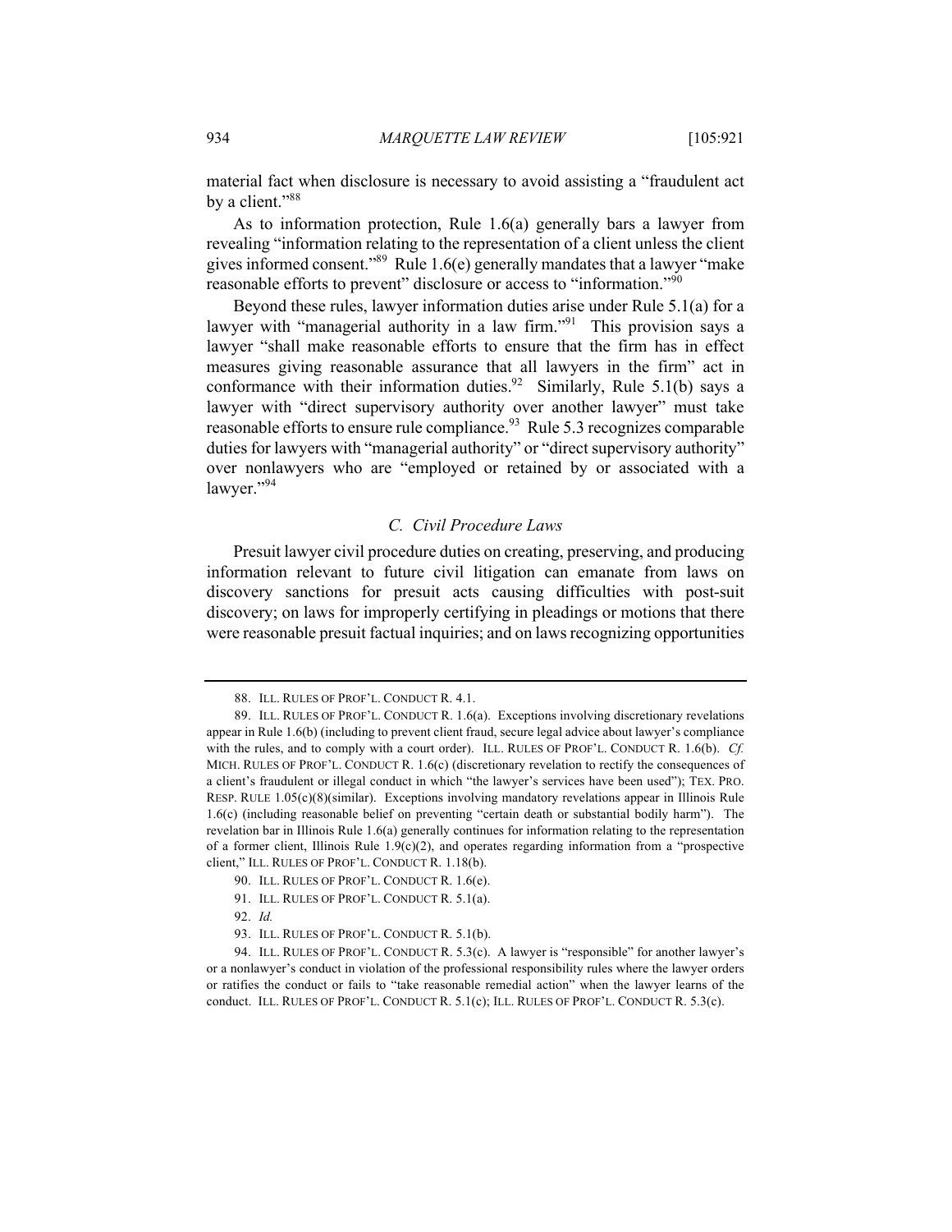material fact when disclosure is necessary to avoid assisting a "fraudulent act by a client."[88]

As to information protection, Rule 1.6(a) generally bars a lawyer from revealing "information relating to the representation of a client unless the client gives informed consent."[89] Rule 1.6(e) generally mandates that a lawyer "make reasonable efforts to prevent" disclosure or access to "information."[90]

Beyond these rules, lawyer information duties arise under Rule 5.1(a) for a lawyer with "managerial authority in a law firm."[91] This provision says a lawyer "shall make reasonable efforts to ensure that the firm has in effect measures giving reasonable assurance that all lawyers in the firm" act in conformance with their information duties.[92] Similarly, Rule 5.1(b) says a lawyer with "direct supervisory authority over another lawyer" must take reasonable efforts to ensure rule compliance.[93] Rule 5.3 recognizes comparable duties for lawyers with "managerial authority" or "direct supervisory authority" over nonlawyers who are "employed or retained by or associated with a lawyer."[94]

### *C. Civil Procedure Laws*

Presuit lawyer civil procedure duties on creating, preserving, and producing information relevant to future civil litigation can emanate from laws on discovery sanctions for presuit acts causing difficulties with post-suit discovery; on laws for improperly certifying in pleadings or motions that there were reasonable presuit factual inquiries; and on laws recognizing opportunities

---

88. ILL. RULES OF PROF'L. CONDUCT R. 4.1.

89. ILL. RULES OF PROF'L. CONDUCT R. 1.6(a). Exceptions involving discretionary revelations appear in Rule 1.6(b) (including to prevent client fraud, secure legal advice about lawyer's compliance with the rules, and to comply with a court order). ILL. RULES OF PROF'L. CONDUCT R. 1.6(b). *Cf.* MICH. RULES OF PROF'L. CONDUCT R. 1.6(c) (discretionary revelation to rectify the consequences of a client's fraudulent or illegal conduct in which "the lawyer's services have been used"); TEX. PRO. RESP. RULE 1.05(c)(8)(similar). Exceptions involving mandatory revelations appear in Illinois Rule 1.6(c) (including reasonable belief on preventing "certain death or substantial bodily harm"). The revelation bar in Illinois Rule 1.6(a) generally continues for information relating to the representation of a former client, Illinois Rule 1.9(c)(2), and operates regarding information from a "prospective client," ILL. RULES OF PROF'L. CONDUCT R. 1.18(b).

90. ILL. RULES OF PROF'L. CONDUCT R. 1.6(e).

91. ILL. RULES OF PROF'L. CONDUCT R. 5.1(a).

92. *Id.*

93. ILL. RULES OF PROF'L. CONDUCT R. 5.1(b).

94. ILL. RULES OF PROF'L. CONDUCT R. 5.3(c). A lawyer is "responsible" for another lawyer's or a nonlawyer's conduct in violation of the professional responsibility rules where the lawyer orders or ratifies the conduct or fails to "take reasonable remedial action" when the lawyer learns of the conduct. ILL. RULES OF PROF'L. CONDUCT R. 5.1(c); ILL. RULES OF PROF'L. CONDUCT R. 5.3(c).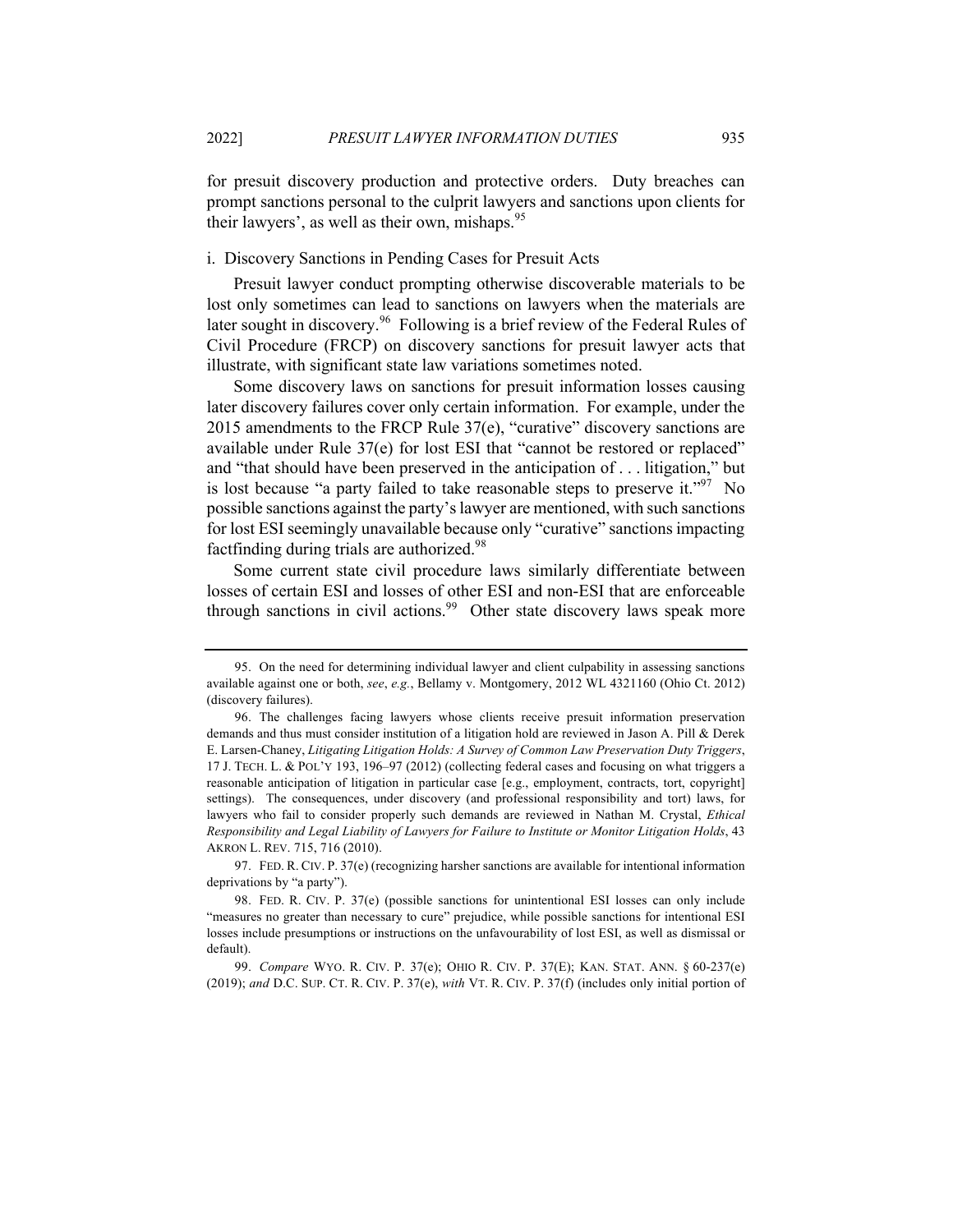for presuit discovery production and protective orders. Duty breaches can prompt sanctions personal to the culprit lawyers and sanctions upon clients for their lawyers', as well as their own, mishaps.[95]

i. Discovery Sanctions in Pending Cases for Presuit Acts

Presuit lawyer conduct prompting otherwise discoverable materials to be lost only sometimes can lead to sanctions on lawyers when the materials are later sought in discovery.[96] Following is a brief review of the Federal Rules of Civil Procedure (FRCP) on discovery sanctions for presuit lawyer acts that illustrate, with significant state law variations sometimes noted.

Some discovery laws on sanctions for presuit information losses causing later discovery failures cover only certain information. For example, under the 2015 amendments to the FRCP Rule 37(e), "curative" discovery sanctions are available under Rule 37(e) for lost ESI that "cannot be restored or replaced" and "that should have been preserved in the anticipation of . . . litigation," but is lost because "a party failed to take reasonable steps to preserve it."[97] No possible sanctions against the party's lawyer are mentioned, with such sanctions for lost ESI seemingly unavailable because only "curative" sanctions impacting factfinding during trials are authorized.[98]

Some current state civil procedure laws similarly differentiate between losses of certain ESI and losses of other ESI and non-ESI that are enforceable through sanctions in civil actions.[99] Other state discovery laws speak more

---

95. On the need for determining individual lawyer and client culpability in assessing sanctions available against one or both, *see*, *e.g.*, Bellamy v. Montgomery, 2012 WL 4321160 (Ohio Ct. 2012) (discovery failures).

96. The challenges facing lawyers whose clients receive presuit information preservation demands and thus must consider institution of a litigation hold are reviewed in Jason A. Pill & Derek E. Larsen-Chaney, *Litigating Litigation Holds: A Survey of Common Law Preservation Duty Triggers*, 17 J. TECH. L. & POL'Y 193, 196–97 (2012) (collecting federal cases and focusing on what triggers a reasonable anticipation of litigation in particular case [e.g., employment, contracts, tort, copyright] settings). The consequences, under discovery (and professional responsibility and tort) laws, for lawyers who fail to consider properly such demands are reviewed in Nathan M. Crystal, *Ethical Responsibility and Legal Liability of Lawyers for Failure to Institute or Monitor Litigation Holds*, 43 AKRON L. REV. 715, 716 (2010).

97. FED. R. CIV. P. 37(e) (recognizing harsher sanctions are available for intentional information deprivations by "a party").

98. FED. R. CIV. P. 37(e) (possible sanctions for unintentional ESI losses can only include "measures no greater than necessary to cure" prejudice, while possible sanctions for intentional ESI losses include presumptions or instructions on the unfavourability of lost ESI, as well as dismissal or default).

99. *Compare* WYO. R. CIV. P. 37(e); OHIO R. CIV. P. 37(E); KAN. STAT. ANN. § 60-237(e) (2019); *and* D.C. SUP. CT. R. CIV. P. 37(e), *with* VT. R. CIV. P. 37(f) (includes only initial portion of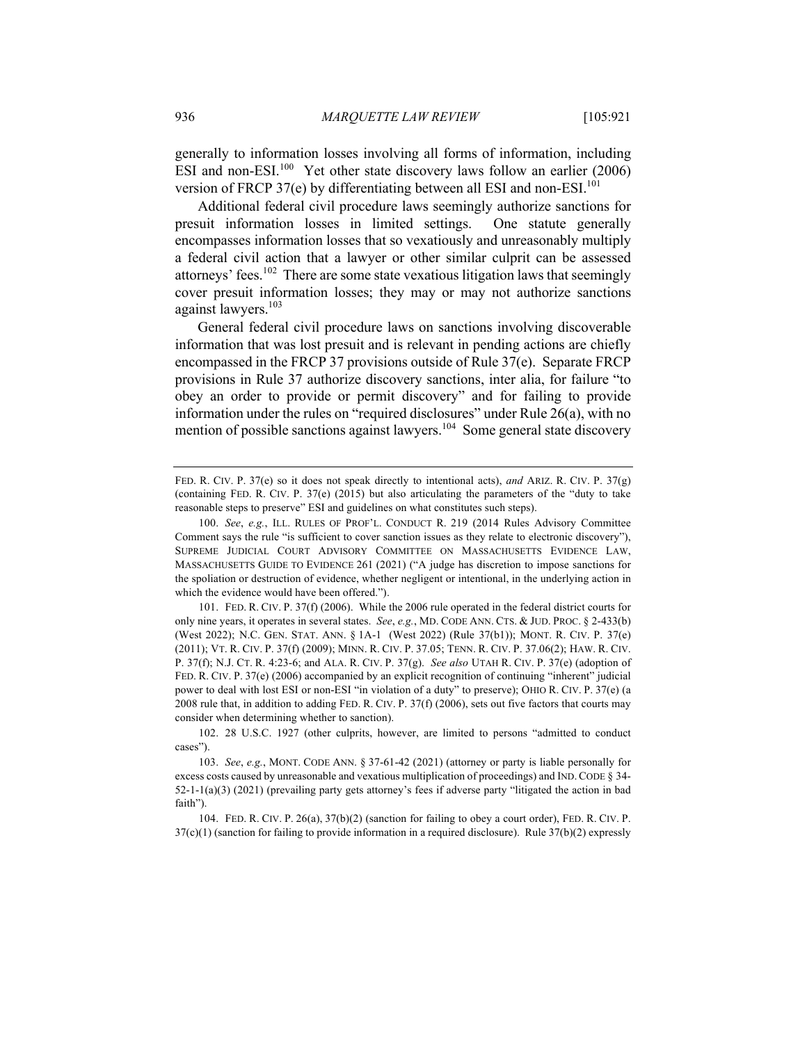generally to information losses involving all forms of information, including ESI and non-ESI.[100] Yet other state discovery laws follow an earlier (2006) version of FRCP 37(e) by differentiating between all ESI and non-ESI.[101]

Additional federal civil procedure laws seemingly authorize sanctions for presuit information losses in limited settings. One statute generally encompasses information losses that so vexatiously and unreasonably multiply a federal civil action that a lawyer or other similar culprit can be assessed attorneys' fees.[102] There are some state vexatious litigation laws that seemingly cover presuit information losses; they may or may not authorize sanctions against lawyers.[103]

General federal civil procedure laws on sanctions involving discoverable information that was lost presuit and is relevant in pending actions are chiefly encompassed in the FRCP 37 provisions outside of Rule 37(e). Separate FRCP provisions in Rule 37 authorize discovery sanctions, inter alia, for failure "to obey an order to provide or permit discovery" and for failing to provide information under the rules on "required disclosures" under Rule 26(a), with no mention of possible sanctions against lawyers.[104] Some general state discovery

---

FED. R. CIV. P. 37(e) so it does not speak directly to intentional acts), *and* ARIZ. R. CIV. P. 37(g) (containing FED. R. CIV. P. 37(e) (2015) but also articulating the parameters of the "duty to take reasonable steps to preserve" ESI and guidelines on what constitutes such steps).

100. *See*, *e.g.*, ILL. RULES OF PROF'L. CONDUCT R. 219 (2014 Rules Advisory Committee Comment says the rule "is sufficient to cover sanction issues as they relate to electronic discovery"), SUPREME JUDICIAL COURT ADVISORY COMMITTEE ON MASSACHUSETTS EVIDENCE LAW, MASSACHUSETTS GUIDE TO EVIDENCE 261 (2021) ("A judge has discretion to impose sanctions for the spoliation or destruction of evidence, whether negligent or intentional, in the underlying action in which the evidence would have been offered.").

101. FED. R. CIV. P. 37(f) (2006). While the 2006 rule operated in the federal district courts for only nine years, it operates in several states. *See*, *e.g.*, MD. CODE ANN. CTS. & JUD. PROC. § 2-433(b) (West 2022); N.C. GEN. STAT. ANN. § 1A-1 (West 2022) (Rule 37(b1)); MONT. R. CIV. P. 37(e) (2011); VT. R. CIV. P. 37(f) (2009); MINN. R. CIV. P. 37.05; TENN. R. CIV. P. 37.06(2); HAW. R. CIV. P. 37(f); N.J. CT. R. 4:23-6; and ALA. R. CIV. P. 37(g). *See also* UTAH R. CIV. P. 37(e) (adoption of FED. R. CIV. P. 37(e) (2006) accompanied by an explicit recognition of continuing "inherent" judicial power to deal with lost ESI or non-ESI "in violation of a duty" to preserve); OHIO R. CIV. P. 37(e) (a 2008 rule that, in addition to adding FED. R. CIV. P. 37(f) (2006), sets out five factors that courts may consider when determining whether to sanction).

102. 28 U.S.C. 1927 (other culprits, however, are limited to persons "admitted to conduct cases").

103. *See*, *e.g.*, MONT. CODE ANN. § 37-61-42 (2021) (attorney or party is liable personally for excess costs caused by unreasonable and vexatious multiplication of proceedings) and IND. CODE § 34-52-1-1(a)(3) (2021) (prevailing party gets attorney's fees if adverse party "litigated the action in bad faith").

104. FED. R. CIV. P. 26(a), 37(b)(2) (sanction for failing to obey a court order), FED. R. CIV. P. 37(c)(1) (sanction for failing to provide information in a required disclosure). Rule 37(b)(2) expressly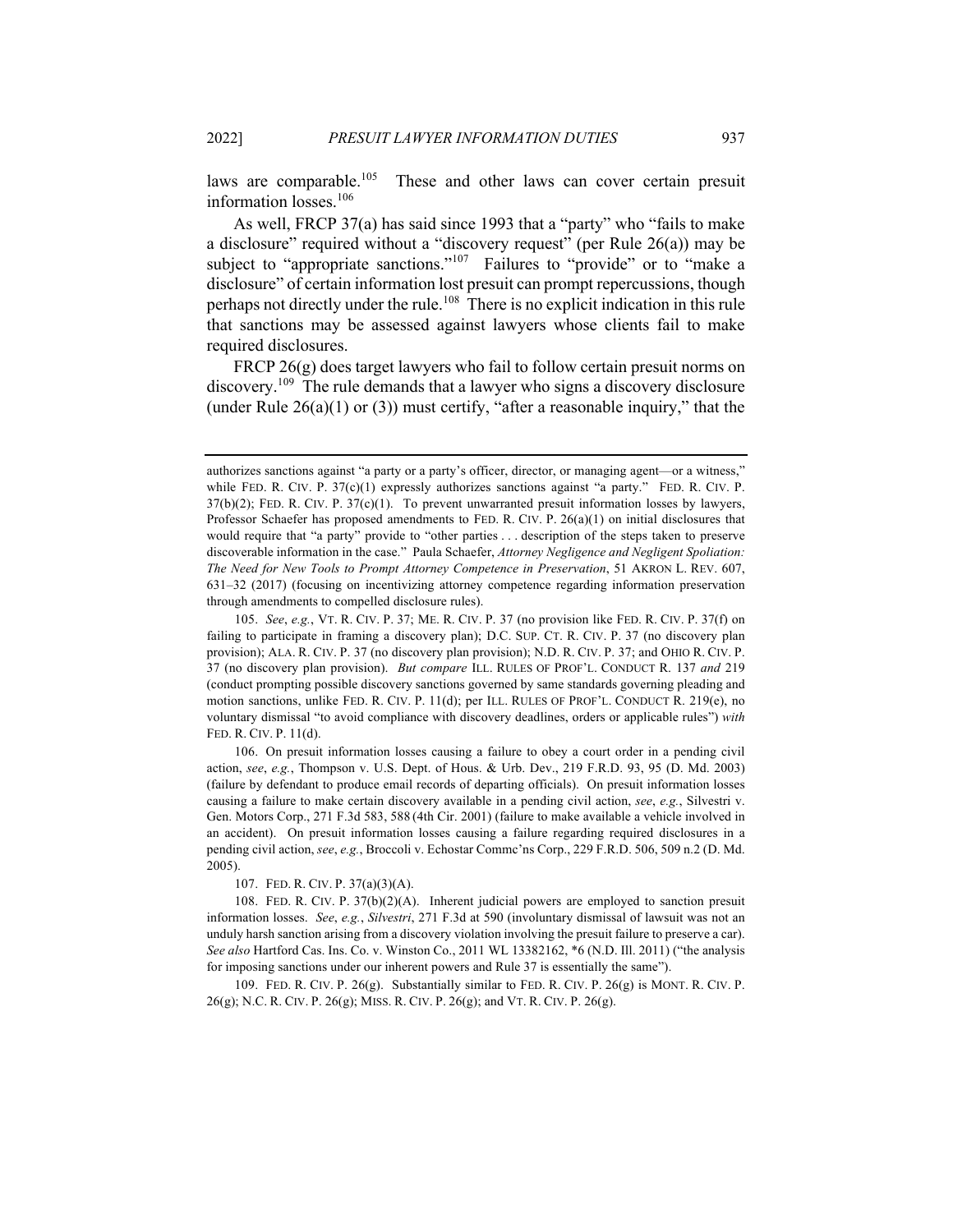laws are comparable.[105] These and other laws can cover certain presuit information losses.[106]

As well, FRCP 37(a) has said since 1993 that a "party" who "fails to make a disclosure" required without a "discovery request" (per Rule 26(a)) may be subject to "appropriate sanctions."[107] Failures to "provide" or to "make a disclosure" of certain information lost presuit can prompt repercussions, though perhaps not directly under the rule.[108] There is no explicit indication in this rule that sanctions may be assessed against lawyers whose clients fail to make required disclosures.

FRCP 26(g) does target lawyers who fail to follow certain presuit norms on discovery.[109] The rule demands that a lawyer who signs a discovery disclosure (under Rule 26(a)(1) or (3)) must certify, "after a reasonable inquiry," that the

---

authorizes sanctions against "a party or a party's officer, director, or managing agent—or a witness," while FED. R. CIV. P. 37(c)(1) expressly authorizes sanctions against "a party." FED. R. CIV. P. 37(b)(2); FED. R. CIV. P. 37(c)(1). To prevent unwarranted presuit information losses by lawyers, Professor Schaefer has proposed amendments to FED. R. CIV. P. 26(a)(1) on initial disclosures that would require that "a party" provide to "other parties . . . description of the steps taken to preserve discoverable information in the case." Paula Schaefer, *Attorney Negligence and Negligent Spoliation: The Need for New Tools to Prompt Attorney Competence in Preservation*, 51 AKRON L. REV. 607, 631–32 (2017) (focusing on incentivizing attorney competence regarding information preservation through amendments to compelled disclosure rules).

105. *See*, *e.g.*, VT. R. CIV. P. 37; ME. R. CIV. P. 37 (no provision like FED. R. CIV. P. 37(f) on failing to participate in framing a discovery plan); D.C. SUP. CT. R. CIV. P. 37 (no discovery plan provision); ALA. R. CIV. P. 37 (no discovery plan provision); N.D. R. CIV. P. 37; and OHIO R. CIV. P. 37 (no discovery plan provision). *But compare* ILL. RULES OF PROF'L. CONDUCT R. 137 *and* 219 (conduct prompting possible discovery sanctions governed by same standards governing pleading and motion sanctions, unlike FED. R. CIV. P. 11(d); per ILL. RULES OF PROF'L. CONDUCT R. 219(e), no voluntary dismissal "to avoid compliance with discovery deadlines, orders or applicable rules") *with* FED. R. CIV. P. 11(d).

106. On presuit information losses causing a failure to obey a court order in a pending civil action, *see*, *e.g.*, Thompson v. U.S. Dept. of Hous. & Urb. Dev., 219 F.R.D. 93, 95 (D. Md. 2003) (failure by defendant to produce email records of departing officials). On presuit information losses causing a failure to make certain discovery available in a pending civil action, *see*, *e.g.*, Silvestri v. Gen. Motors Corp., 271 F.3d 583, 588 (4th Cir. 2001) (failure to make available a vehicle involved in an accident). On presuit information losses causing a failure regarding required disclosures in a pending civil action, *see*, *e.g.*, Broccoli v. Echostar Commc'ns Corp., 229 F.R.D. 506, 509 n.2 (D. Md. 2005).

107. FED. R. CIV. P. 37(a)(3)(A).

108. FED. R. CIV. P. 37(b)(2)(A). Inherent judicial powers are employed to sanction presuit information losses. *See*, *e.g.*, *Silvestri*, 271 F.3d at 590 (involuntary dismissal of lawsuit was not an unduly harsh sanction arising from a discovery violation involving the presuit failure to preserve a car). *See also* Hartford Cas. Ins. Co. v. Winston Co., 2011 WL 13382162, *6 (N.D. Ill. 2011) ("the analysis for imposing sanctions under our inherent powers and Rule 37 is essentially the same").

109. FED. R. CIV. P. 26(g). Substantially similar to FED. R. CIV. P. 26(g) is MONT. R. CIV. P. 26(g); N.C. R. CIV. P. 26(g); MISS. R. CIV. P. 26(g); and VT. R. CIV. P. 26(g).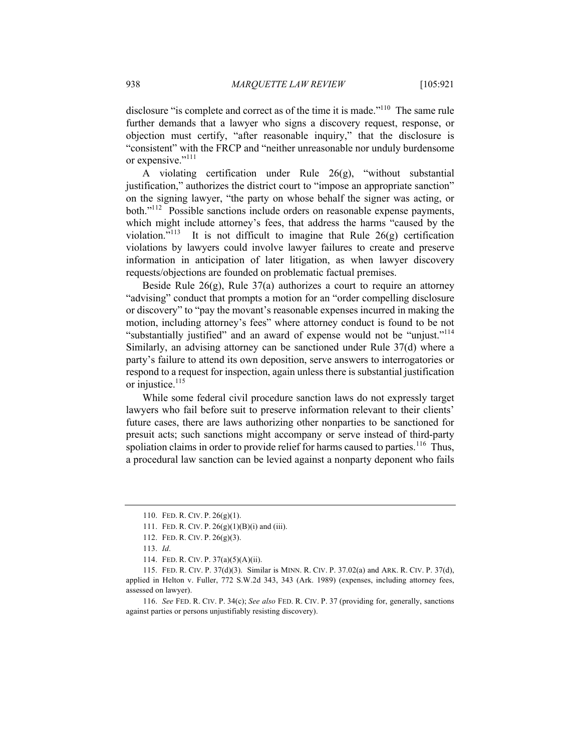disclosure "is complete and correct as of the time it is made."[110] The same rule further demands that a lawyer who signs a discovery request, response, or objection must certify, "after reasonable inquiry," that the disclosure is "consistent" with the FRCP and "neither unreasonable nor unduly burdensome or expensive."[111]

A violating certification under Rule 26(g), "without substantial justification," authorizes the district court to "impose an appropriate sanction" on the signing lawyer, "the party on whose behalf the signer was acting, or both."[112] Possible sanctions include orders on reasonable expense payments, which might include attorney's fees, that address the harms "caused by the violation."[113] It is not difficult to imagine that Rule 26(g) certification violations by lawyers could involve lawyer failures to create and preserve information in anticipation of later litigation, as when lawyer discovery requests/objections are founded on problematic factual premises.

Beside Rule 26(g), Rule 37(a) authorizes a court to require an attorney "advising" conduct that prompts a motion for an "order compelling disclosure or discovery" to "pay the movant's reasonable expenses incurred in making the motion, including attorney's fees" where attorney conduct is found to be not "substantially justified" and an award of expense would not be "unjust."[114] Similarly, an advising attorney can be sanctioned under Rule 37(d) where a party's failure to attend its own deposition, serve answers to interrogatories or respond to a request for inspection, again unless there is substantial justification or injustice.[115]

While some federal civil procedure sanction laws do not expressly target lawyers who fail before suit to preserve information relevant to their clients' future cases, there are laws authorizing other nonparties to be sanctioned for presuit acts; such sanctions might accompany or serve instead of third-party spoliation claims in order to provide relief for harms caused to parties.[116] Thus, a procedural law sanction can be levied against a nonparty deponent who fails

---

110. FED. R. CIV. P. 26(g)(1).

111. FED. R. CIV. P. 26(g)(1)(B)(i) and (iii).

112. FED. R. CIV. P. 26(g)(3).

113. *Id*.

114. FED. R. CIV. P. 37(a)(5)(A)(ii).

115. FED. R. CIV. P. 37(d)(3). Similar is MINN. R. CIV. P. 37.02(a) and ARK. R. CIV. P. 37(d), applied in Helton v. Fuller, 772 S.W.2d 343, 343 (Ark. 1989) (expenses, including attorney fees, assessed on lawyer).

116. *See* FED. R. CIV. P. 34(c); *See also* FED. R. CIV. P. 37 (providing for, generally, sanctions against parties or persons unjustifiably resisting discovery).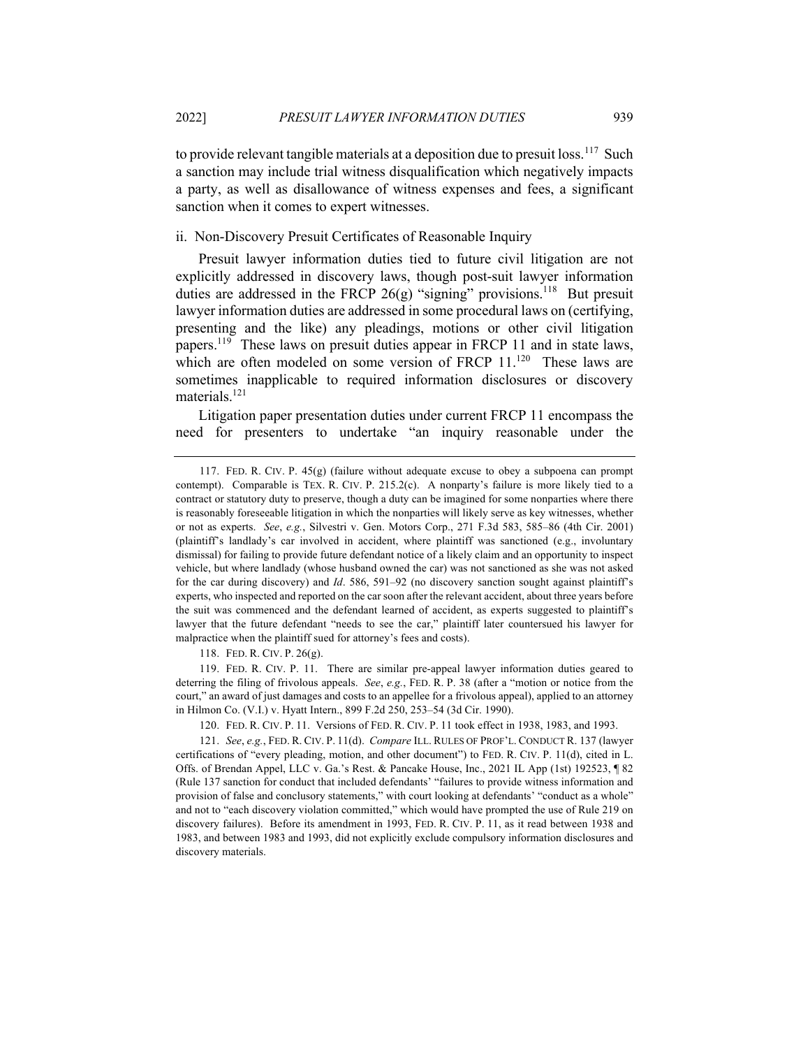to provide relevant tangible materials at a deposition due to presuit loss.[117] Such a sanction may include trial witness disqualification which negatively impacts a party, as well as disallowance of witness expenses and fees, a significant sanction when it comes to expert witnesses.

### ii. Non-Discovery Presuit Certificates of Reasonable Inquiry

Presuit lawyer information duties tied to future civil litigation are not explicitly addressed in discovery laws, though post-suit lawyer information duties are addressed in the FRCP 26(g) "signing" provisions.[118] But presuit lawyer information duties are addressed in some procedural laws on (certifying, presenting and the like) any pleadings, motions or other civil litigation papers.[119] These laws on presuit duties appear in FRCP 11 and in state laws, which are often modeled on some version of FRCP 11.[120] These laws are sometimes inapplicable to required information disclosures or discovery materials.[121]

Litigation paper presentation duties under current FRCP 11 encompass the need for presenters to undertake "an inquiry reasonable under the

---

117. FED. R. CIV. P. 45(g) (failure without adequate excuse to obey a subpoena can prompt contempt). Comparable is TEX. R. CIV. P. 215.2(c). A nonparty's failure is more likely tied to a contract or statutory duty to preserve, though a duty can be imagined for some nonparties where there is reasonably foreseeable litigation in which the nonparties will likely serve as key witnesses, whether or not as experts. *See*, *e.g.*, Silvestri v. Gen. Motors Corp., 271 F.3d 583, 585–86 (4th Cir. 2001) (plaintiff's landlady's car involved in accident, where plaintiff was sanctioned (e.g., involuntary dismissal) for failing to provide future defendant notice of a likely claim and an opportunity to inspect vehicle, but where landlady (whose husband owned the car) was not sanctioned as she was not asked for the car during discovery) and *Id*. 586, 591–92 (no discovery sanction sought against plaintiff's experts, who inspected and reported on the car soon after the relevant accident, about three years before the suit was commenced and the defendant learned of accident, as experts suggested to plaintiff's lawyer that the future defendant "needs to see the car," plaintiff later countersued his lawyer for malpractice when the plaintiff sued for attorney's fees and costs).

118. FED. R. CIV. P. 26(g).

119. FED. R. CIV. P. 11. There are similar pre-appeal lawyer information duties geared to deterring the filing of frivolous appeals. *See*, *e.g.*, FED. R. P. 38 (after a "motion or notice from the court," an award of just damages and costs to an appellee for a frivolous appeal), applied to an attorney in Hilmon Co. (V.I.) v. Hyatt Intern., 899 F.2d 250, 253–54 (3d Cir. 1990).

120. FED. R. CIV. P. 11. Versions of FED. R. CIV. P. 11 took effect in 1938, 1983, and 1993.

121. *See*, *e.g.*, FED. R. CIV. P. 11(d). *Compare* ILL. RULES OF PROF'L. CONDUCT R. 137 (lawyer certifications of "every pleading, motion, and other document") to FED. R. CIV. P. 11(d), cited in L. Offs. of Brendan Appel, LLC v. Ga.'s Rest. & Pancake House, Inc., 2021 IL App (1st) 192523, ¶ 82 (Rule 137 sanction for conduct that included defendants' "failures to provide witness information and provision of false and conclusory statements," with court looking at defendants' "conduct as a whole" and not to "each discovery violation committed," which would have prompted the use of Rule 219 on discovery failures). Before its amendment in 1993, FED. R. CIV. P. 11, as it read between 1938 and 1983, and between 1983 and 1993, did not explicitly exclude compulsory information disclosures and discovery materials.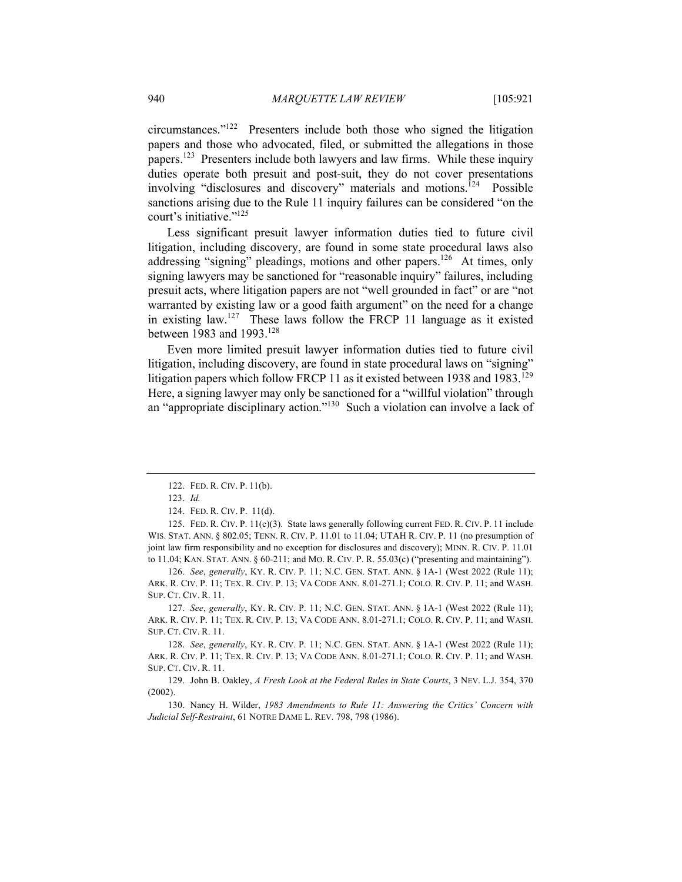circumstances."[122] Presenters include both those who signed the litigation papers and those who advocated, filed, or submitted the allegations in those papers.[123] Presenters include both lawyers and law firms. While these inquiry duties operate both presuit and post-suit, they do not cover presentations involving "disclosures and discovery" materials and motions.[124] Possible sanctions arising due to the Rule 11 inquiry failures can be considered "on the court's initiative."[125]

Less significant presuit lawyer information duties tied to future civil litigation, including discovery, are found in some state procedural laws also addressing "signing" pleadings, motions and other papers.[126] At times, only signing lawyers may be sanctioned for "reasonable inquiry" failures, including presuit acts, where litigation papers are not "well grounded in fact" or are "not warranted by existing law or a good faith argument" on the need for a change in existing law.[127] These laws follow the FRCP 11 language as it existed between 1983 and 1993.[128]

Even more limited presuit lawyer information duties tied to future civil litigation, including discovery, are found in state procedural laws on "signing" litigation papers which follow FRCP 11 as it existed between 1938 and 1983.[129] Here, a signing lawyer may only be sanctioned for a "willful violation" through an "appropriate disciplinary action."[130] Such a violation can involve a lack of

---

122. FED. R. CIV. P. 11(b).

123. *Id.*

124. FED. R. CIV. P. 11(d).

125. FED. R. CIV. P. 11(c)(3). State laws generally following current FED. R. CIV. P. 11 include WIS. STAT. ANN. § 802.05; TENN. R. CIV. P. 11.01 to 11.04; UTAH R. CIV. P. 11 (no presumption of joint law firm responsibility and no exception for disclosures and discovery); MINN. R. CIV. P. 11.01 to 11.04; KAN. STAT. ANN. § 60-211; and MO. R. CIV. P. R. 55.03(c) ("presenting and maintaining").

126. *See*, *generally*, KY. R. CIV. P. 11; N.C. GEN. STAT. ANN. § 1A-1 (West 2022 (Rule 11); ARK. R. CIV. P. 11; TEX. R. CIV. P. 13; VA CODE ANN. 8.01-271.1; COLO. R. CIV. P. 11; and WASH. SUP. CT. CIV. R. 11.

127. *See*, *generally*, KY. R. CIV. P. 11; N.C. GEN. STAT. ANN. § 1A-1 (West 2022 (Rule 11); ARK. R. CIV. P. 11; TEX. R. CIV. P. 13; VA CODE ANN. 8.01-271.1; COLO. R. CIV. P. 11; and WASH. SUP. CT. CIV. R. 11.

128. *See*, *generally*, KY. R. CIV. P. 11; N.C. GEN. STAT. ANN. § 1A-1 (West 2022 (Rule 11); ARK. R. CIV. P. 11; TEX. R. CIV. P. 13; VA CODE ANN. 8.01-271.1; COLO. R. CIV. P. 11; and WASH. SUP. CT. CIV. R. 11.

129. John B. Oakley, *A Fresh Look at the Federal Rules in State Courts*, 3 NEV. L.J. 354, 370 (2002).

130. Nancy H. Wilder, *1983 Amendments to Rule 11: Answering the Critics' Concern with Judicial Self-Restraint*, 61 NOTRE DAME L. REV. 798, 798 (1986).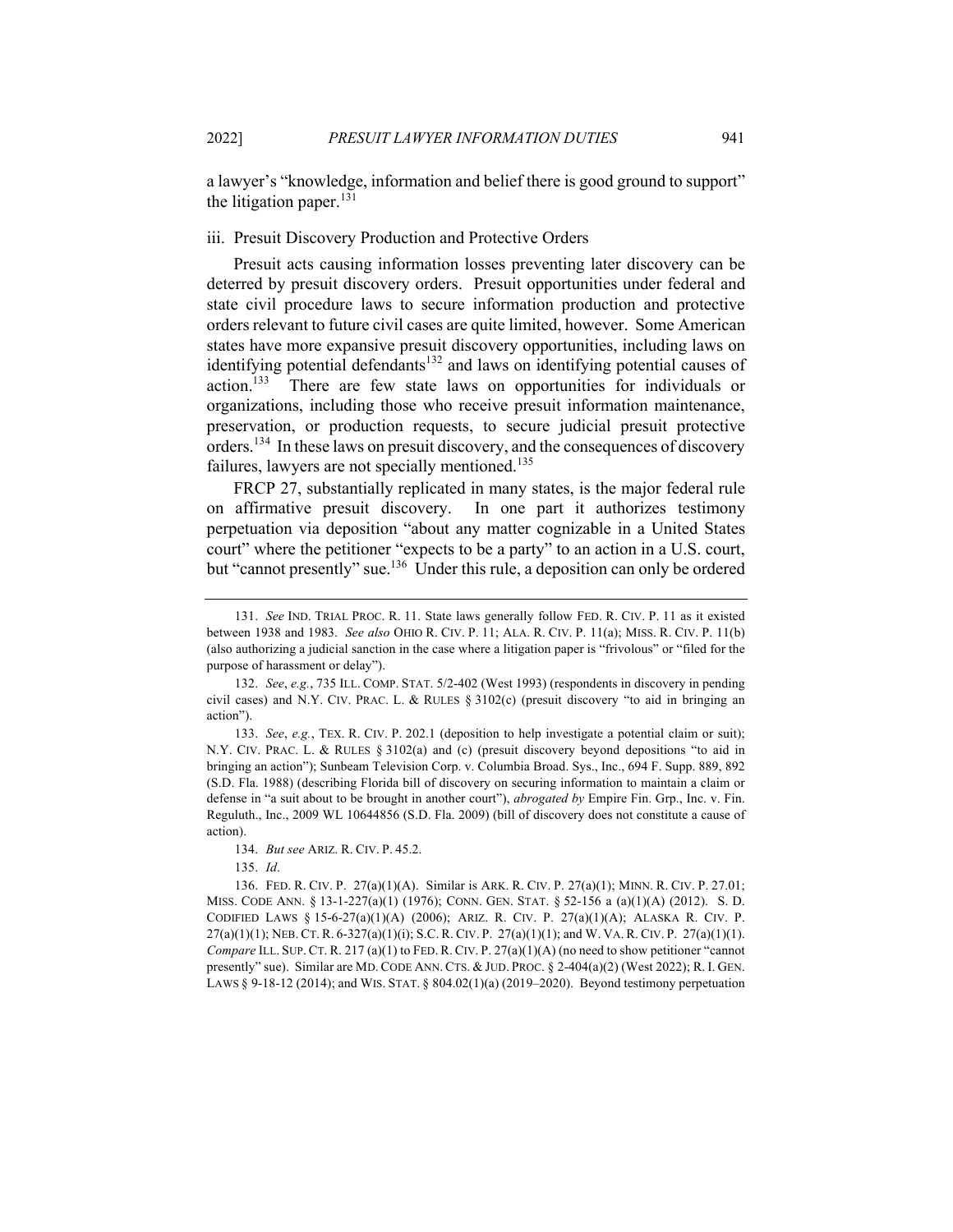a lawyer's "knowledge, information and belief there is good ground to support" the litigation paper.[131]

### iii. Presuit Discovery Production and Protective Orders

Presuit acts causing information losses preventing later discovery can be deterred by presuit discovery orders. Presuit opportunities under federal and state civil procedure laws to secure information production and protective orders relevant to future civil cases are quite limited, however. Some American states have more expansive presuit discovery opportunities, including laws on identifying potential defendants[132] and laws on identifying potential causes of action.[133] There are few state laws on opportunities for individuals or organizations, including those who receive presuit information maintenance, preservation, or production requests, to secure judicial presuit protective orders.[134] In these laws on presuit discovery, and the consequences of discovery failures, lawyers are not specially mentioned.[135]

FRCP 27, substantially replicated in many states, is the major federal rule on affirmative presuit discovery. In one part it authorizes testimony perpetuation via deposition "about any matter cognizable in a United States court" where the petitioner "expects to be a party" to an action in a U.S. court, but "cannot presently" sue.[136] Under this rule, a deposition can only be ordered

---

131. *See* IND. TRIAL PROC. R. 11. State laws generally follow FED. R. CIV. P. 11 as it existed between 1938 and 1983. *See also* OHIO R. CIV. P. 11; ALA. R. CIV. P. 11(a); MISS. R. CIV. P. 11(b) (also authorizing a judicial sanction in the case where a litigation paper is "frivolous" or "filed for the purpose of harassment or delay").

132. *See*, *e.g.*, 735 ILL. COMP. STAT. 5/2-402 (West 1993) (respondents in discovery in pending civil cases) and N.Y. CIV. PRAC. L. & RULES § 3102(c) (presuit discovery "to aid in bringing an action").

133. *See*, *e.g.*, TEX. R. CIV. P. 202.1 (deposition to help investigate a potential claim or suit); N.Y. CIV. PRAC. L. & RULES § 3102(a) and (c) (presuit discovery beyond depositions "to aid in bringing an action"); Sunbeam Television Corp. v. Columbia Broad. Sys., Inc., 694 F. Supp. 889, 892 (S.D. Fla. 1988) (describing Florida bill of discovery on securing information to maintain a claim or defense in "a suit about to be brought in another court"), *abrogated by* Empire Fin. Grp., Inc. v. Fin. Reguluth., Inc., 2009 WL 10644856 (S.D. Fla. 2009) (bill of discovery does not constitute a cause of action).

134. *But see* ARIZ. R. CIV. P. 45.2.

135. *Id*.

136. FED. R. CIV. P. 27(a)(1)(A). Similar is ARK. R. CIV. P. 27(a)(1); MINN. R. CIV. P. 27.01; MISS. CODE ANN. § 13-1-227(a)(1) (1976); CONN. GEN. STAT. § 52-156 a (a)(1)(A) (2012). S. D. CODIFIED LAWS § 15-6-27(a)(1)(A) (2006); ARIZ. R. CIV. P. 27(a)(1)(A); ALASKA R. CIV. P. 27(a)(1)(1); NEB. CT. R. 6-327(a)(1)(i); S.C. R. CIV. P. 27(a)(1)(1); and W. VA. R. CIV. P. 27(a)(1)(1). *Compare* ILL. SUP. CT. R. 217 (a)(1) to FED. R. CIV. P. 27(a)(1)(A) (no need to show petitioner "cannot presently" sue). Similar are MD. CODE ANN. CTS. & JUD. PROC. § 2-404(a)(2) (West 2022); R. I. GEN. LAWS § 9-18-12 (2014); and WIS. STAT. § 804.02(1)(a) (2019–2020). Beyond testimony perpetuation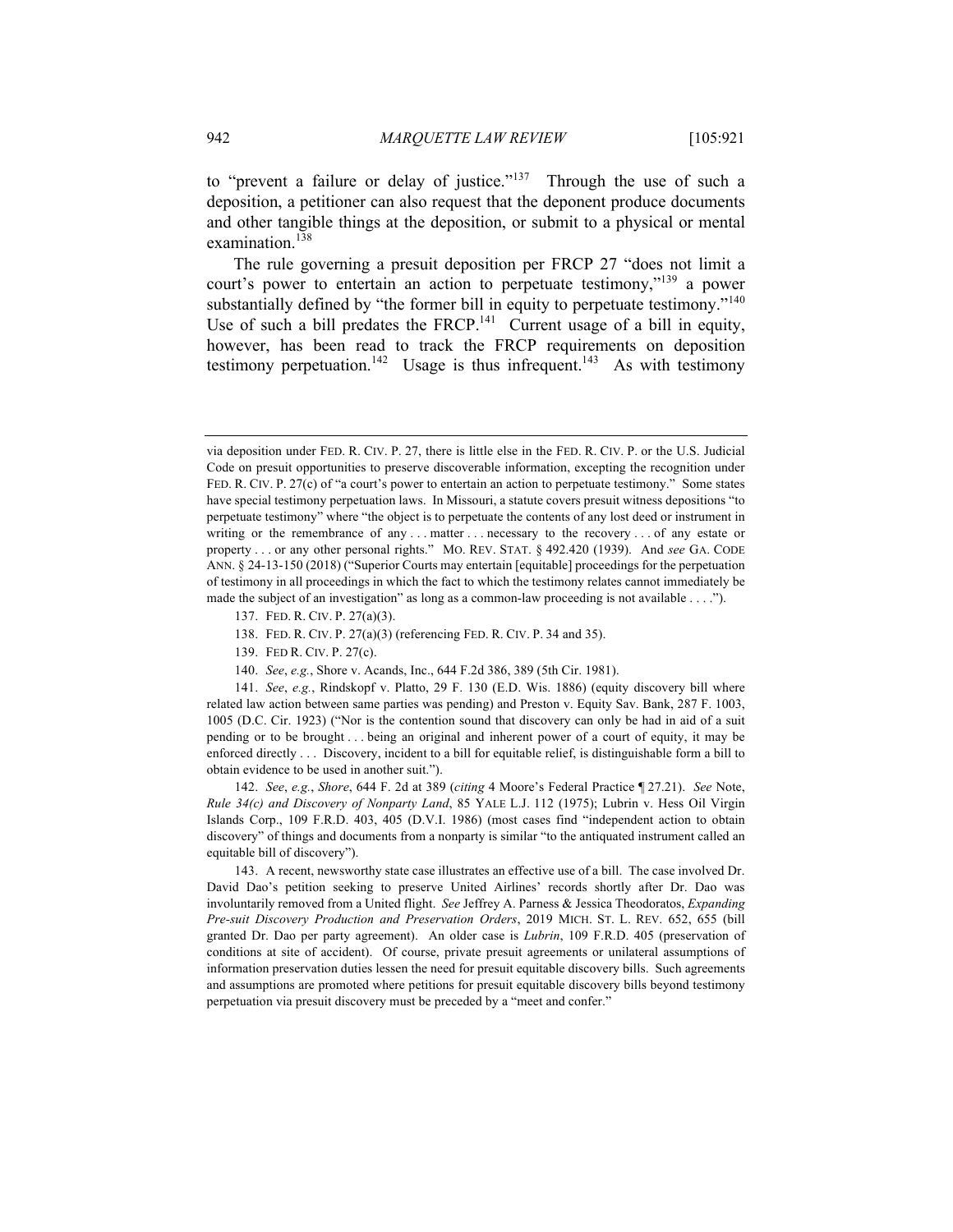to "prevent a failure or delay of justice."[137] Through the use of such a deposition, a petitioner can also request that the deponent produce documents and other tangible things at the deposition, or submit to a physical or mental examination.[138]

The rule governing a presuit deposition per FRCP 27 "does not limit a court's power to entertain an action to perpetuate testimony,"[139] a power substantially defined by "the former bill in equity to perpetuate testimony."[140] Use of such a bill predates the FRCP.[141] Current usage of a bill in equity, however, has been read to track the FRCP requirements on deposition testimony perpetuation.[142] Usage is thus infrequent.[143] As with testimony

---

via deposition under FED. R. CIV. P. 27, there is little else in the FED. R. CIV. P. or the U.S. Judicial Code on presuit opportunities to preserve discoverable information, excepting the recognition under FED. R. CIV. P. 27(c) of "a court's power to entertain an action to perpetuate testimony." Some states have special testimony perpetuation laws. In Missouri, a statute covers presuit witness depositions "to perpetuate testimony" where "the object is to perpetuate the contents of any lost deed or instrument in writing or the remembrance of any . . . matter . . . necessary to the recovery . . . of any estate or property . . . or any other personal rights." MO. REV. STAT. § 492.420 (1939). And *see* GA. CODE ANN. § 24-13-150 (2018) ("Superior Courts may entertain [equitable] proceedings for the perpetuation of testimony in all proceedings in which the fact to which the testimony relates cannot immediately be made the subject of an investigation" as long as a common-law proceeding is not available . . . .").

137. FED. R. CIV. P. 27(a)(3).

138. FED. R. CIV. P. 27(a)(3) (referencing FED. R. CIV. P. 34 and 35).

139. FED R. CIV. P. 27(c).

140. *See*, *e.g.*, Shore v. Acands, Inc., 644 F.2d 386, 389 (5th Cir. 1981).

141. *See*, *e.g.*, Rindskopf v. Platto, 29 F. 130 (E.D. Wis. 1886) (equity discovery bill where related law action between same parties was pending) and Preston v. Equity Sav. Bank, 287 F. 1003, 1005 (D.C. Cir. 1923) ("Nor is the contention sound that discovery can only be had in aid of a suit pending or to be brought . . . being an original and inherent power of a court of equity, it may be enforced directly . . . Discovery, incident to a bill for equitable relief, is distinguishable form a bill to obtain evidence to be used in another suit.").

142. *See*, *e.g.*, *Shore*, 644 F. 2d at 389 (*citing* 4 Moore's Federal Practice ¶ 27.21). *See* Note, *Rule 34(c) and Discovery of Nonparty Land*, 85 YALE L.J. 112 (1975); Lubrin v. Hess Oil Virgin Islands Corp., 109 F.R.D. 403, 405 (D.V.I. 1986) (most cases find "independent action to obtain discovery" of things and documents from a nonparty is similar "to the antiquated instrument called an equitable bill of discovery").

143. A recent, newsworthy state case illustrates an effective use of a bill. The case involved Dr. David Dao's petition seeking to preserve United Airlines' records shortly after Dr. Dao was involuntarily removed from a United flight. *See* Jeffrey A. Parness & Jessica Theodoratos, *Expanding Pre-suit Discovery Production and Preservation Orders*, 2019 MICH. ST. L. REV. 652, 655 (bill granted Dr. Dao per party agreement). An older case is *Lubrin*, 109 F.R.D. 405 (preservation of conditions at site of accident). Of course, private presuit agreements or unilateral assumptions of information preservation duties lessen the need for presuit equitable discovery bills. Such agreements and assumptions are promoted where petitions for presuit equitable discovery bills beyond testimony perpetuation via presuit discovery must be preceded by a "meet and confer."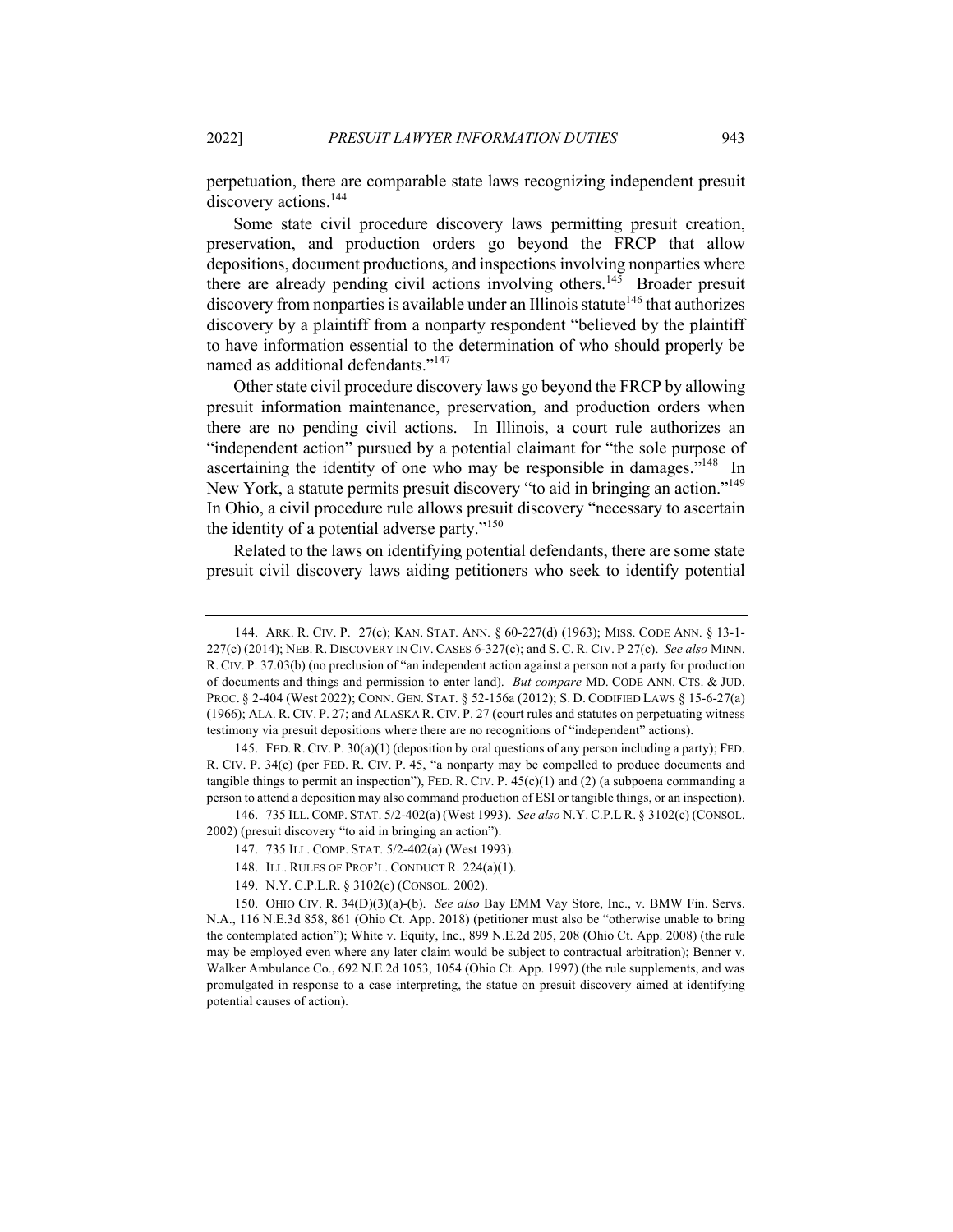perpetuation, there are comparable state laws recognizing independent presuit discovery actions.[144]

Some state civil procedure discovery laws permitting presuit creation, preservation, and production orders go beyond the FRCP that allow depositions, document productions, and inspections involving nonparties where there are already pending civil actions involving others.[145] Broader presuit discovery from nonparties is available under an Illinois statute[146] that authorizes discovery by a plaintiff from a nonparty respondent "believed by the plaintiff to have information essential to the determination of who should properly be named as additional defendants."[147]

Other state civil procedure discovery laws go beyond the FRCP by allowing presuit information maintenance, preservation, and production orders when there are no pending civil actions. In Illinois, a court rule authorizes an "independent action" pursued by a potential claimant for "the sole purpose of ascertaining the identity of one who may be responsible in damages."[148] In New York, a statute permits presuit discovery "to aid in bringing an action."[149] In Ohio, a civil procedure rule allows presuit discovery "necessary to ascertain the identity of a potential adverse party."[150]

Related to the laws on identifying potential defendants, there are some state presuit civil discovery laws aiding petitioners who seek to identify potential

---

144. ARK. R. CIV. P. 27(c); KAN. STAT. ANN. § 60-227(d) (1963); MISS. CODE ANN. § 13-1-227(c) (2014); NEB. R. DISCOVERY IN CIV. CASES 6-327(c); and S. C. R. CIV. P 27(c). *See also* MINN. R. CIV. P. 37.03(b) (no preclusion of "an independent action against a person not a party for production of documents and things and permission to enter land). *But compare* MD. CODE ANN. CTS. & JUD. PROC. § 2-404 (West 2022); CONN. GEN. STAT. § 52-156a (2012); S. D. CODIFIED LAWS § 15-6-27(a) (1966); ALA. R. CIV. P. 27; and ALASKA R. CIV. P. 27 (court rules and statutes on perpetuating witness testimony via presuit depositions where there are no recognitions of "independent" actions).

145. FED. R. CIV. P. 30(a)(1) (deposition by oral questions of any person including a party); FED. R. CIV. P. 34(c) (per FED. R. CIV. P. 45, "a nonparty may be compelled to produce documents and tangible things to permit an inspection"), FED. R. CIV. P. 45(c)(1) and (2) (a subpoena commanding a person to attend a deposition may also command production of ESI or tangible things, or an inspection).

146. 735 ILL. COMP. STAT. 5/2-402(a) (West 1993). *See also* N.Y. C.P.L R. § 3102(c) (CONSOL. 2002) (presuit discovery "to aid in bringing an action").

147. 735 ILL. COMP. STAT. 5/2-402(a) (West 1993).

148. ILL. RULES OF PROF'L. CONDUCT R. 224(a)(1).

149. N.Y. C.P.L.R. § 3102(c) (CONSOL. 2002).

150. OHIO CIV. R. 34(D)(3)(a)-(b). *See also* Bay EMM Vay Store, Inc., v. BMW Fin. Servs. N.A., 116 N.E.3d 858, 861 (Ohio Ct. App. 2018) (petitioner must also be "otherwise unable to bring the contemplated action"); White v. Equity, Inc., 899 N.E.2d 205, 208 (Ohio Ct. App. 2008) (the rule may be employed even where any later claim would be subject to contractual arbitration); Benner v. Walker Ambulance Co., 692 N.E.2d 1053, 1054 (Ohio Ct. App. 1997) (the rule supplements, and was promulgated in response to a case interpreting, the statue on presuit discovery aimed at identifying potential causes of action).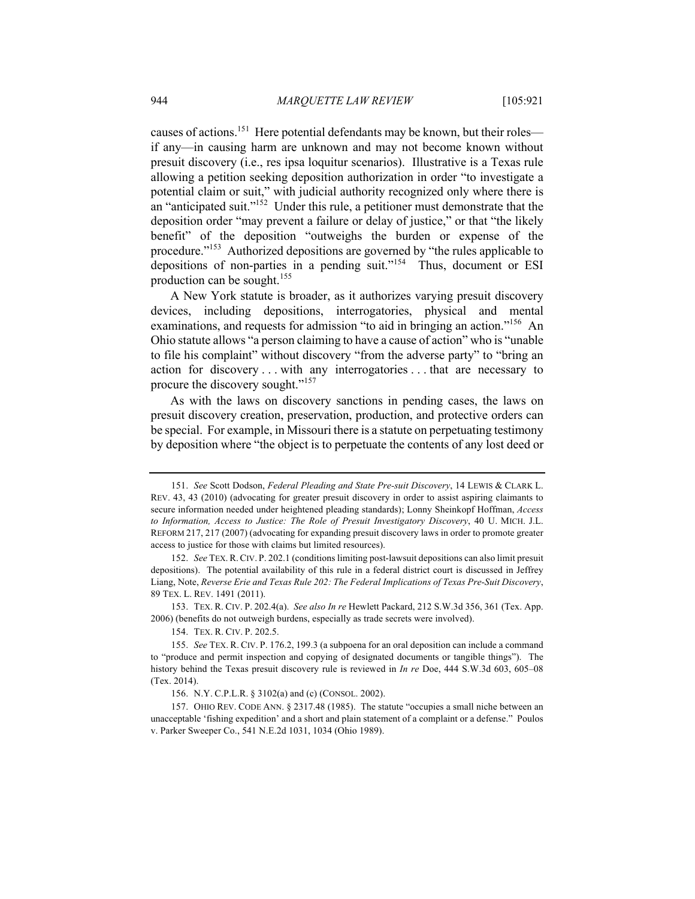causes of actions.[151] Here potential defendants may be known, but their roles—if any—in causing harm are unknown and may not become known without presuit discovery (i.e., res ipsa loquitur scenarios). Illustrative is a Texas rule allowing a petition seeking deposition authorization in order "to investigate a potential claim or suit," with judicial authority recognized only where there is an "anticipated suit."[152] Under this rule, a petitioner must demonstrate that the deposition order "may prevent a failure or delay of justice," or that "the likely benefit" of the deposition "outweighs the burden or expense of the procedure."[153] Authorized depositions are governed by "the rules applicable to depositions of non-parties in a pending suit."[154] Thus, document or ESI production can be sought.[155]

A New York statute is broader, as it authorizes varying presuit discovery devices, including depositions, interrogatories, physical and mental examinations, and requests for admission "to aid in bringing an action."[156] An Ohio statute allows "a person claiming to have a cause of action" who is "unable to file his complaint" without discovery "from the adverse party" to "bring an action for discovery . . . with any interrogatories . . . that are necessary to procure the discovery sought."[157]

As with the laws on discovery sanctions in pending cases, the laws on presuit discovery creation, preservation, production, and protective orders can be special. For example, in Missouri there is a statute on perpetuating testimony by deposition where "the object is to perpetuate the contents of any lost deed or

---

151. *See* Scott Dodson, *Federal Pleading and State Pre-suit Discovery*, 14 LEWIS & CLARK L. REV. 43, 43 (2010) (advocating for greater presuit discovery in order to assist aspiring claimants to secure information needed under heightened pleading standards); Lonny Sheinkopf Hoffman, *Access to Information, Access to Justice: The Role of Presuit Investigatory Discovery*, 40 U. MICH. J.L. REFORM 217, 217 (2007) (advocating for expanding presuit discovery laws in order to promote greater access to justice for those with claims but limited resources).

152. *See* TEX. R. CIV. P. 202.1 (conditions limiting post-lawsuit depositions can also limit presuit depositions). The potential availability of this rule in a federal district court is discussed in Jeffrey Liang, Note, *Reverse Erie and Texas Rule 202: The Federal Implications of Texas Pre-Suit Discovery*, 89 TEX. L. REV. 1491 (2011).

153. TEX. R. CIV. P. 202.4(a). *See also In re* Hewlett Packard, 212 S.W.3d 356, 361 (Tex. App. 2006) (benefits do not outweigh burdens, especially as trade secrets were involved).

154. TEX. R. CIV. P. 202.5.

155. *See* TEX. R. CIV. P. 176.2, 199.3 (a subpoena for an oral deposition can include a command to "produce and permit inspection and copying of designated documents or tangible things"). The history behind the Texas presuit discovery rule is reviewed in *In re* Doe, 444 S.W.3d 603, 605–08 (Tex. 2014).

156. N.Y. C.P.L.R. § 3102(a) and (c) (CONSOL. 2002).

157. OHIO REV. CODE ANN. § 2317.48 (1985). The statute "occupies a small niche between an unacceptable 'fishing expedition' and a short and plain statement of a complaint or a defense." Poulos v. Parker Sweeper Co., 541 N.E.2d 1031, 1034 (Ohio 1989).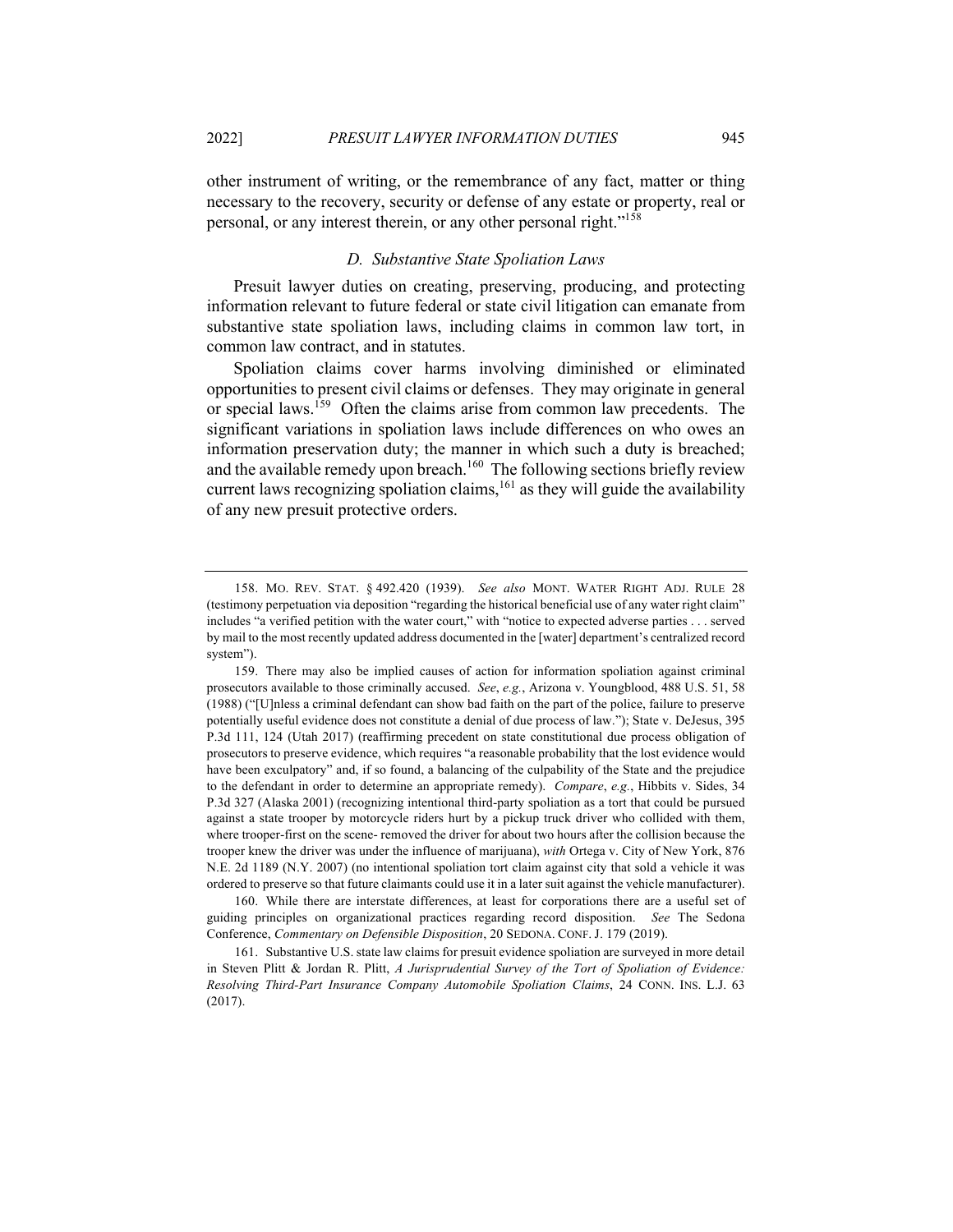other instrument of writing, or the remembrance of any fact, matter or thing necessary to the recovery, security or defense of any estate or property, real or personal, or any interest therein, or any other personal right."[158]

### *D. Substantive State Spoliation Laws*

Presuit lawyer duties on creating, preserving, producing, and protecting information relevant to future federal or state civil litigation can emanate from substantive state spoliation laws, including claims in common law tort, in common law contract, and in statutes.

Spoliation claims cover harms involving diminished or eliminated opportunities to present civil claims or defenses. They may originate in general or special laws.[159] Often the claims arise from common law precedents. The significant variations in spoliation laws include differences on who owes an information preservation duty; the manner in which such a duty is breached; and the available remedy upon breach.[160] The following sections briefly review current laws recognizing spoliation claims,[161] as they will guide the availability of any new presuit protective orders.

---

158. MO. REV. STAT. § 492.420 (1939). *See also* MONT. WATER RIGHT ADJ. RULE 28 (testimony perpetuation via deposition "regarding the historical beneficial use of any water right claim" includes "a verified petition with the water court," with "notice to expected adverse parties . . . served by mail to the most recently updated address documented in the [water] department's centralized record system").

159. There may also be implied causes of action for information spoliation against criminal prosecutors available to those criminally accused. *See*, *e.g.*, Arizona v. Youngblood, 488 U.S. 51, 58 (1988) ("[U]nless a criminal defendant can show bad faith on the part of the police, failure to preserve potentially useful evidence does not constitute a denial of due process of law."); State v. DeJesus, 395 P.3d 111, 124 (Utah 2017) (reaffirming precedent on state constitutional due process obligation of prosecutors to preserve evidence, which requires "a reasonable probability that the lost evidence would have been exculpatory" and, if so found, a balancing of the culpability of the State and the prejudice to the defendant in order to determine an appropriate remedy). *Compare*, *e.g.*, Hibbits v. Sides, 34 P.3d 327 (Alaska 2001) (recognizing intentional third-party spoliation as a tort that could be pursued against a state trooper by motorcycle riders hurt by a pickup truck driver who collided with them, where trooper-first on the scene- removed the driver for about two hours after the collision because the trooper knew the driver was under the influence of marijuana), *with* Ortega v. City of New York, 876 N.E. 2d 1189 (N.Y. 2007) (no intentional spoliation tort claim against city that sold a vehicle it was ordered to preserve so that future claimants could use it in a later suit against the vehicle manufacturer).

160. While there are interstate differences, at least for corporations there are a useful set of guiding principles on organizational practices regarding record disposition. *See* The Sedona Conference, *Commentary on Defensible Disposition*, 20 SEDONA. CONF. J. 179 (2019).

161. Substantive U.S. state law claims for presuit evidence spoliation are surveyed in more detail in Steven Plitt & Jordan R. Plitt, *A Jurisprudential Survey of the Tort of Spoliation of Evidence: Resolving Third-Part Insurance Company Automobile Spoliation Claims*, 24 CONN. INS. L.J. 63 (2017).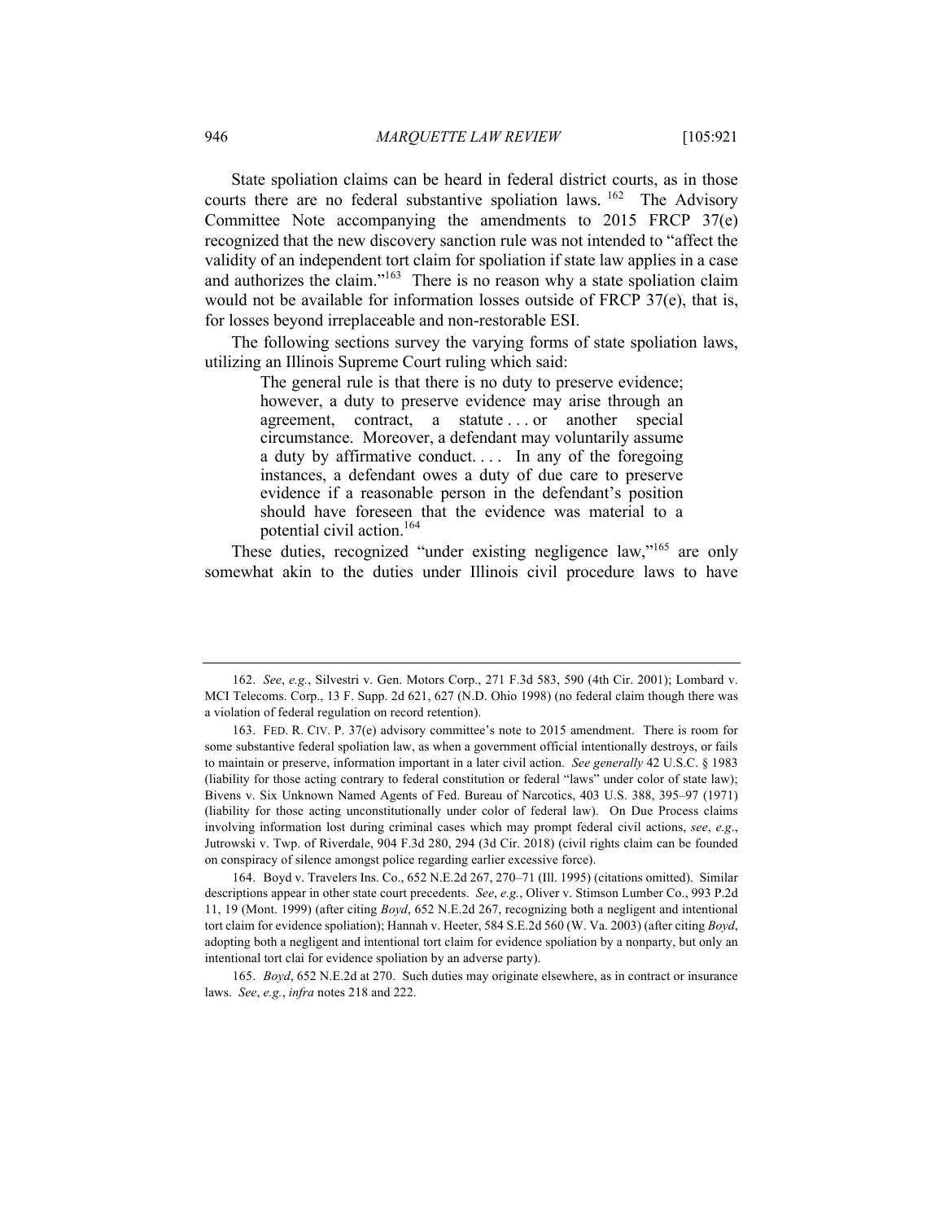State spoliation claims can be heard in federal district courts, as in those courts there are no federal substantive spoliation laws.[162] The Advisory Committee Note accompanying the amendments to 2015 FRCP 37(e) recognized that the new discovery sanction rule was not intended to "affect the validity of an independent tort claim for spoliation if state law applies in a case and authorizes the claim."[163] There is no reason why a state spoliation claim would not be available for information losses outside of FRCP 37(e), that is, for losses beyond irreplaceable and non-restorable ESI.

The following sections survey the varying forms of state spoliation laws, utilizing an Illinois Supreme Court ruling which said:

> The general rule is that there is no duty to preserve evidence; however, a duty to preserve evidence may arise through an agreement, contract, a statute . . . or another special circumstance. Moreover, a defendant may voluntarily assume a duty by affirmative conduct. . . . In any of the foregoing instances, a defendant owes a duty of due care to preserve evidence if a reasonable person in the defendant's position should have foreseen that the evidence was material to a potential civil action.[164]

These duties, recognized "under existing negligence law,"[165] are only somewhat akin to the duties under Illinois civil procedure laws to have

---

162. *See*, *e.g.*, Silvestri v. Gen. Motors Corp., 271 F.3d 583, 590 (4th Cir. 2001); Lombard v. MCI Telecoms. Corp., 13 F. Supp. 2d 621, 627 (N.D. Ohio 1998) (no federal claim though there was a violation of federal regulation on record retention).

163. FED. R. CIV. P. 37(e) advisory committee's note to 2015 amendment. There is room for some substantive federal spoliation law, as when a government official intentionally destroys, or fails to maintain or preserve, information important in a later civil action. *See generally* 42 U.S.C. § 1983 (liability for those acting contrary to federal constitution or federal "laws" under color of state law); Bivens v. Six Unknown Named Agents of Fed. Bureau of Narcotics, 403 U.S. 388, 395–97 (1971) (liability for those acting unconstitutionally under color of federal law). On Due Process claims involving information lost during criminal cases which may prompt federal civil actions, *see*, *e.g*., Jutrowski v. Twp. of Riverdale, 904 F.3d 280, 294 (3d Cir. 2018) (civil rights claim can be founded on conspiracy of silence amongst police regarding earlier excessive force).

164. Boyd v. Travelers Ins. Co., 652 N.E.2d 267, 270–71 (Ill. 1995) (citations omitted). Similar descriptions appear in other state court precedents. *See*, *e.g.*, Oliver v. Stimson Lumber Co., 993 P.2d 11, 19 (Mont. 1999) (after citing *Boyd*, 652 N.E.2d 267, recognizing both a negligent and intentional tort claim for evidence spoliation); Hannah v. Heeter, 584 S.E.2d 560 (W. Va. 2003) (after citing *Boyd*, adopting both a negligent and intentional tort claim for evidence spoliation by a nonparty, but only an intentional tort clai for evidence spoliation by an adverse party).

165. *Boyd*, 652 N.E.2d at 270. Such duties may originate elsewhere, as in contract or insurance laws. *See*, *e.g.*, *infra* notes 218 and 222.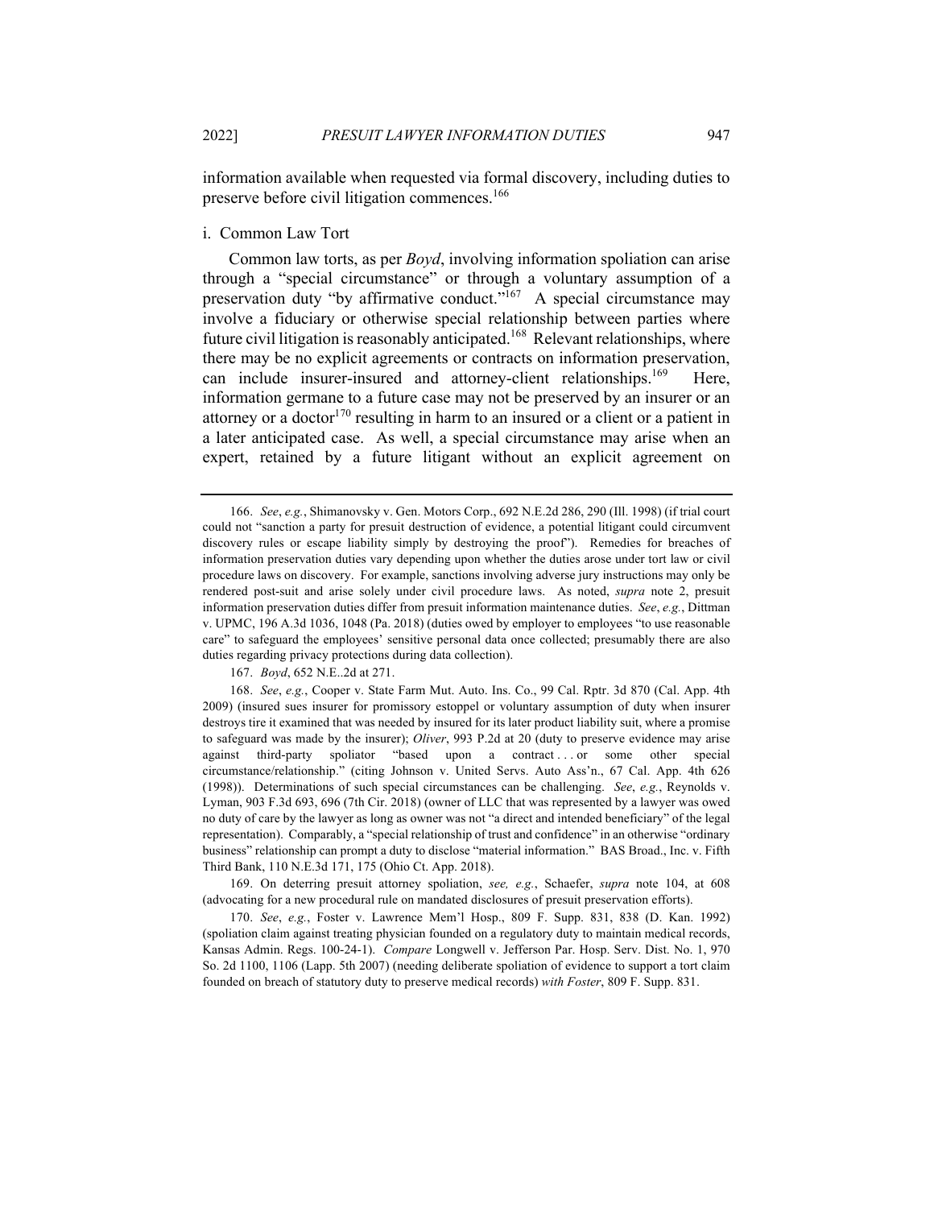information available when requested via formal discovery, including duties to preserve before civil litigation commences.[166]

### i. Common Law Tort

Common law torts, as per *Boyd*, involving information spoliation can arise through a "special circumstance" or through a voluntary assumption of a preservation duty "by affirmative conduct."[167] A special circumstance may involve a fiduciary or otherwise special relationship between parties where future civil litigation is reasonably anticipated.[168] Relevant relationships, where there may be no explicit agreements or contracts on information preservation, can include insurer-insured and attorney-client relationships.[169] Here, information germane to a future case may not be preserved by an insurer or an attorney or a doctor[170] resulting in harm to an insured or a client or a patient in a later anticipated case. As well, a special circumstance may arise when an expert, retained by a future litigant without an explicit agreement on

---

166. *See*, *e.g.*, Shimanovsky v. Gen. Motors Corp., 692 N.E.2d 286, 290 (Ill. 1998) (if trial court could not "sanction a party for presuit destruction of evidence, a potential litigant could circumvent discovery rules or escape liability simply by destroying the proof"). Remedies for breaches of information preservation duties vary depending upon whether the duties arose under tort law or civil procedure laws on discovery. For example, sanctions involving adverse jury instructions may only be rendered post-suit and arise solely under civil procedure laws. As noted, *supra* note 2, presuit information preservation duties differ from presuit information maintenance duties. *See*, *e.g.*, Dittman v. UPMC, 196 A.3d 1036, 1048 (Pa. 2018) (duties owed by employer to employees "to use reasonable care" to safeguard the employees' sensitive personal data once collected; presumably there are also duties regarding privacy protections during data collection).

167. *Boyd*, 652 N.E..2d at 271.

168. *See*, *e.g.*, Cooper v. State Farm Mut. Auto. Ins. Co., 99 Cal. Rptr. 3d 870 (Cal. App. 4th 2009) (insured sues insurer for promissory estoppel or voluntary assumption of duty when insurer destroys tire it examined that was needed by insured for its later product liability suit, where a promise to safeguard was made by the insurer); *Oliver*, 993 P.2d at 20 (duty to preserve evidence may arise against third-party spoliator "based upon a contract . . . or some other special circumstance/relationship." (citing Johnson v. United Servs. Auto Ass'n., 67 Cal. App. 4th 626 (1998)). Determinations of such special circumstances can be challenging. *See*, *e.g.*, Reynolds v. Lyman, 903 F.3d 693, 696 (7th Cir. 2018) (owner of LLC that was represented by a lawyer was owed no duty of care by the lawyer as long as owner was not "a direct and intended beneficiary" of the legal representation). Comparably, a "special relationship of trust and confidence" in an otherwise "ordinary business" relationship can prompt a duty to disclose "material information." BAS Broad., Inc. v. Fifth Third Bank, 110 N.E.3d 171, 175 (Ohio Ct. App. 2018).

169. On deterring presuit attorney spoliation, *see, e.g.*, Schaefer, *supra* note 104, at 608 (advocating for a new procedural rule on mandated disclosures of presuit preservation efforts).

170. *See*, *e.g.*, Foster v. Lawrence Mem'l Hosp., 809 F. Supp. 831, 838 (D. Kan. 1992) (spoliation claim against treating physician founded on a regulatory duty to maintain medical records, Kansas Admin. Regs. 100-24-1). *Compare* Longwell v. Jefferson Par. Hosp. Serv. Dist. No. 1, 970 So. 2d 1100, 1106 (Lapp. 5th 2007) (needing deliberate spoliation of evidence to support a tort claim founded on breach of statutory duty to preserve medical records) *with Foster*, 809 F. Supp. 831.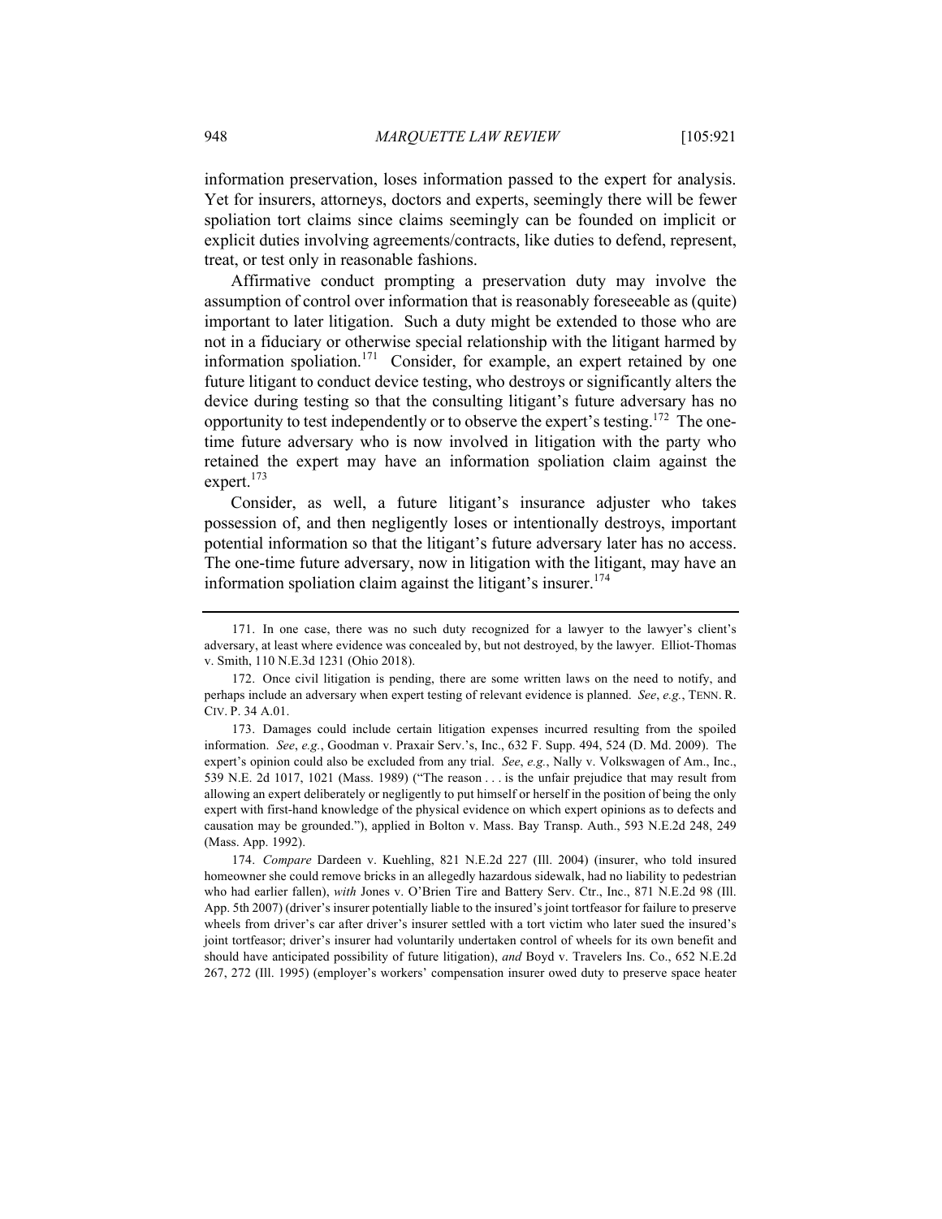information preservation, loses information passed to the expert for analysis. Yet for insurers, attorneys, doctors and experts, seemingly there will be fewer spoliation tort claims since claims seemingly can be founded on implicit or explicit duties involving agreements/contracts, like duties to defend, represent, treat, or test only in reasonable fashions.

Affirmative conduct prompting a preservation duty may involve the assumption of control over information that is reasonably foreseeable as (quite) important to later litigation. Such a duty might be extended to those who are not in a fiduciary or otherwise special relationship with the litigant harmed by information spoliation.[171] Consider, for example, an expert retained by one future litigant to conduct device testing, who destroys or significantly alters the device during testing so that the consulting litigant's future adversary has no opportunity to test independently or to observe the expert's testing.[172] The one-time future adversary who is now involved in litigation with the party who retained the expert may have an information spoliation claim against the expert.[173]

Consider, as well, a future litigant's insurance adjuster who takes possession of, and then negligently loses or intentionally destroys, important potential information so that the litigant's future adversary later has no access. The one-time future adversary, now in litigation with the litigant, may have an information spoliation claim against the litigant's insurer.[174]

---

171. In one case, there was no such duty recognized for a lawyer to the lawyer's client's adversary, at least where evidence was concealed by, but not destroyed, by the lawyer. Elliot-Thomas v. Smith, 110 N.E.3d 1231 (Ohio 2018).

172. Once civil litigation is pending, there are some written laws on the need to notify, and perhaps include an adversary when expert testing of relevant evidence is planned. *See*, *e.g.*, TENN. R. CIV. P. 34 A.01.

173. Damages could include certain litigation expenses incurred resulting from the spoiled information. *See*, *e.g.*, Goodman v. Praxair Serv.'s, Inc., 632 F. Supp. 494, 524 (D. Md. 2009). The expert's opinion could also be excluded from any trial. *See*, *e.g.*, Nally v. Volkswagen of Am., Inc., 539 N.E. 2d 1017, 1021 (Mass. 1989) ("The reason . . . is the unfair prejudice that may result from allowing an expert deliberately or negligently to put himself or herself in the position of being the only expert with first-hand knowledge of the physical evidence on which expert opinions as to defects and causation may be grounded."), applied in Bolton v. Mass. Bay Transp. Auth., 593 N.E.2d 248, 249 (Mass. App. 1992).

174. *Compare* Dardeen v. Kuehling, 821 N.E.2d 227 (Ill. 2004) (insurer, who told insured homeowner she could remove bricks in an allegedly hazardous sidewalk, had no liability to pedestrian who had earlier fallen), *with* Jones v. O'Brien Tire and Battery Serv. Ctr., Inc., 871 N.E.2d 98 (Ill. App. 5th 2007) (driver's insurer potentially liable to the insured's joint tortfeasor for failure to preserve wheels from driver's car after driver's insurer settled with a tort victim who later sued the insured's joint tortfeasor; driver's insurer had voluntarily undertaken control of wheels for its own benefit and should have anticipated possibility of future litigation), *and* Boyd v. Travelers Ins. Co., 652 N.E.2d 267, 272 (Ill. 1995) (employer's workers' compensation insurer owed duty to preserve space heater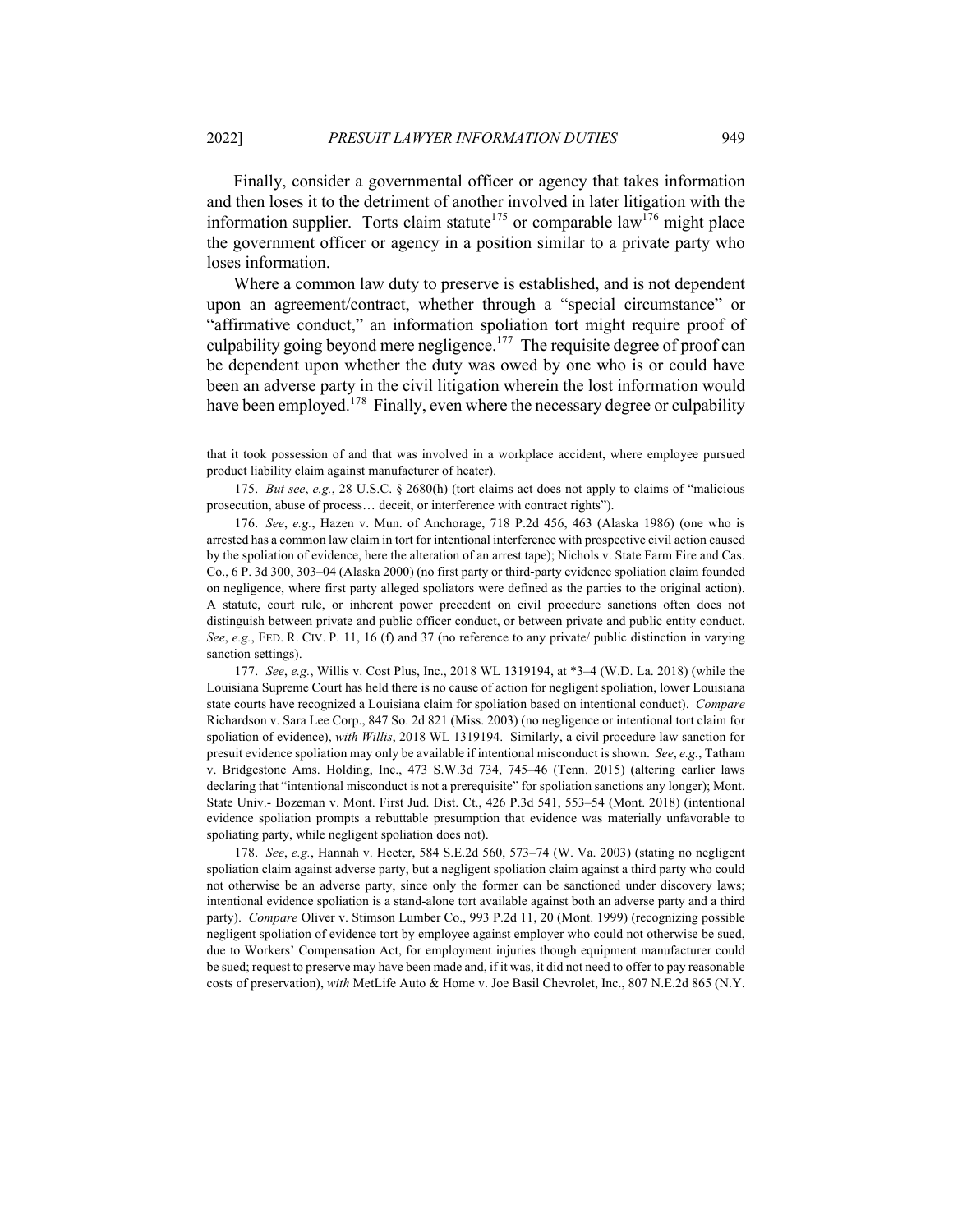Finally, consider a governmental officer or agency that takes information and then loses it to the detriment of another involved in later litigation with the information supplier. Torts claim statute[175] or comparable law[176] might place the government officer or agency in a position similar to a private party who loses information.

Where a common law duty to preserve is established, and is not dependent upon an agreement/contract, whether through a "special circumstance" or "affirmative conduct," an information spoliation tort might require proof of culpability going beyond mere negligence.[177] The requisite degree of proof can be dependent upon whether the duty was owed by one who is or could have been an adverse party in the civil litigation wherein the lost information would have been employed.[178] Finally, even where the necessary degree or culpability

---

that it took possession of and that was involved in a workplace accident, where employee pursued product liability claim against manufacturer of heater).

175. *But see*, *e.g.*, 28 U.S.C. § 2680(h) (tort claims act does not apply to claims of "malicious prosecution, abuse of process… deceit, or interference with contract rights").

176. *See*, *e.g.*, Hazen v. Mun. of Anchorage, 718 P.2d 456, 463 (Alaska 1986) (one who is arrested has a common law claim in tort for intentional interference with prospective civil action caused by the spoliation of evidence, here the alteration of an arrest tape); Nichols v. State Farm Fire and Cas. Co., 6 P. 3d 300, 303–04 (Alaska 2000) (no first party or third-party evidence spoliation claim founded on negligence, where first party alleged spoliators were defined as the parties to the original action). A statute, court rule, or inherent power precedent on civil procedure sanctions often does not distinguish between private and public officer conduct, or between private and public entity conduct. *See*, *e.g.*, FED. R. CIV. P. 11, 16 (f) and 37 (no reference to any private/ public distinction in varying sanction settings).

177. *See*, *e.g.*, Willis v. Cost Plus, Inc., 2018 WL 1319194, at \*3–4 (W.D. La. 2018) (while the Louisiana Supreme Court has held there is no cause of action for negligent spoliation, lower Louisiana state courts have recognized a Louisiana claim for spoliation based on intentional conduct). *Compare* Richardson v. Sara Lee Corp., 847 So. 2d 821 (Miss. 2003) (no negligence or intentional tort claim for spoliation of evidence), *with Willis*, 2018 WL 1319194. Similarly, a civil procedure law sanction for presuit evidence spoliation may only be available if intentional misconduct is shown. *See*, *e.g.*, Tatham v. Bridgestone Ams. Holding, Inc., 473 S.W.3d 734, 745–46 (Tenn. 2015) (altering earlier laws declaring that "intentional misconduct is not a prerequisite" for spoliation sanctions any longer); Mont. State Univ.- Bozeman v. Mont. First Jud. Dist. Ct., 426 P.3d 541, 553–54 (Mont. 2018) (intentional evidence spoliation prompts a rebuttable presumption that evidence was materially unfavorable to spoliating party, while negligent spoliation does not).

178. *See*, *e.g.*, Hannah v. Heeter, 584 S.E.2d 560, 573–74 (W. Va. 2003) (stating no negligent spoliation claim against adverse party, but a negligent spoliation claim against a third party who could not otherwise be an adverse party, since only the former can be sanctioned under discovery laws; intentional evidence spoliation is a stand-alone tort available against both an adverse party and a third party). *Compare* Oliver v. Stimson Lumber Co., 993 P.2d 11, 20 (Mont. 1999) (recognizing possible negligent spoliation of evidence tort by employee against employer who could not otherwise be sued, due to Workers' Compensation Act, for employment injuries though equipment manufacturer could be sued; request to preserve may have been made and, if it was, it did not need to offer to pay reasonable costs of preservation), *with* MetLife Auto & Home v. Joe Basil Chevrolet, Inc., 807 N.E.2d 865 (N.Y.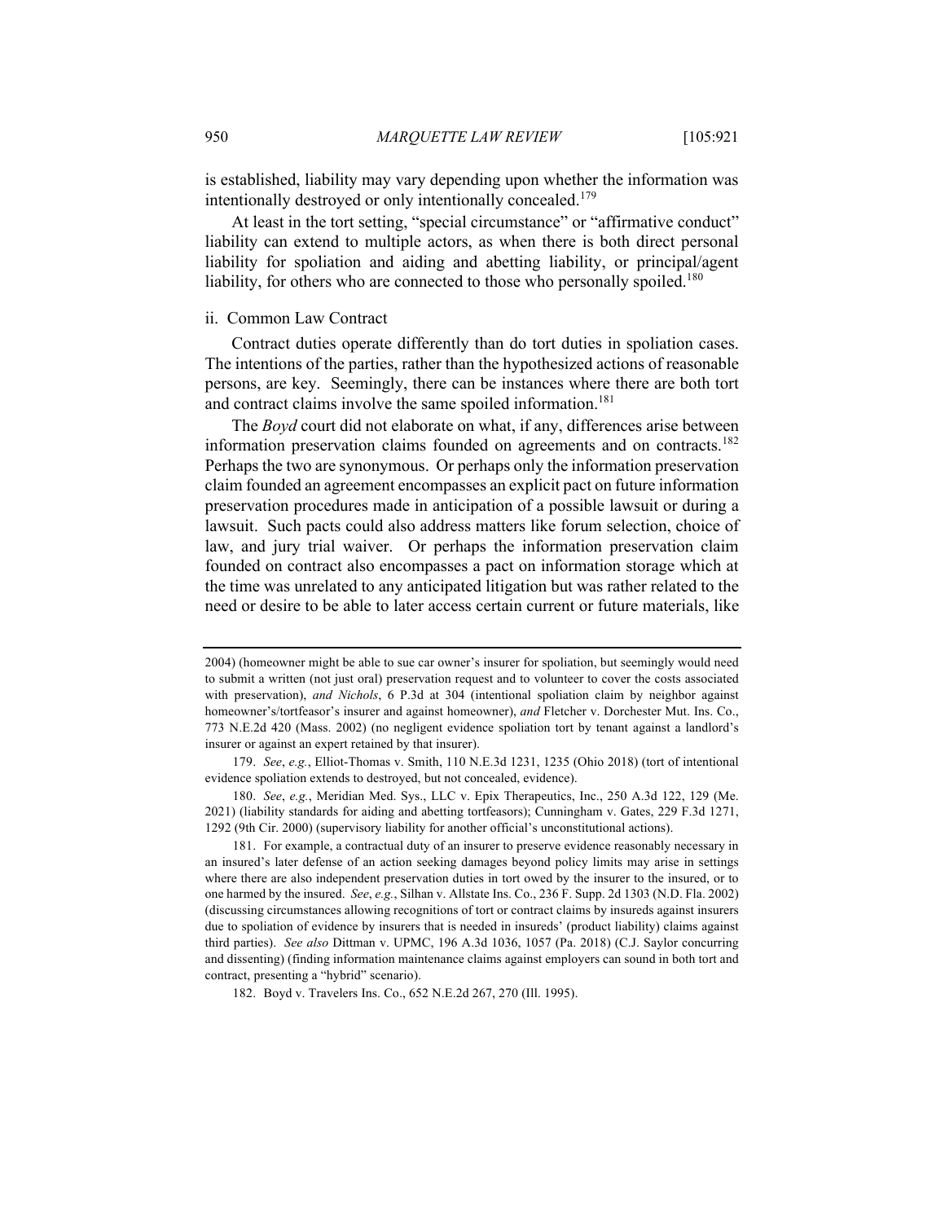is established, liability may vary depending upon whether the information was intentionally destroyed or only intentionally concealed.[179]

At least in the tort setting, "special circumstance" or "affirmative conduct" liability can extend to multiple actors, as when there is both direct personal liability for spoliation and aiding and abetting liability, or principal/agent liability, for others who are connected to those who personally spoiled.[180]

ii. Common Law Contract

Contract duties operate differently than do tort duties in spoliation cases. The intentions of the parties, rather than the hypothesized actions of reasonable persons, are key. Seemingly, there can be instances where there are both tort and contract claims involve the same spoiled information.[181]

The *Boyd* court did not elaborate on what, if any, differences arise between information preservation claims founded on agreements and on contracts.[182] Perhaps the two are synonymous. Or perhaps only the information preservation claim founded an agreement encompasses an explicit pact on future information preservation procedures made in anticipation of a possible lawsuit or during a lawsuit. Such pacts could also address matters like forum selection, choice of law, and jury trial waiver. Or perhaps the information preservation claim founded on contract also encompasses a pact on information storage which at the time was unrelated to any anticipated litigation but was rather related to the need or desire to be able to later access certain current or future materials, like

---

2004) (homeowner might be able to sue car owner's insurer for spoliation, but seemingly would need to submit a written (not just oral) preservation request and to volunteer to cover the costs associated with preservation), *and Nichols*, 6 P.3d at 304 (intentional spoliation claim by neighbor against homeowner's/tortfeasor's insurer and against homeowner), *and* Fletcher v. Dorchester Mut. Ins. Co., 773 N.E.2d 420 (Mass. 2002) (no negligent evidence spoliation tort by tenant against a landlord's insurer or against an expert retained by that insurer).

179. *See*, *e.g.*, Elliot-Thomas v. Smith, 110 N.E.3d 1231, 1235 (Ohio 2018) (tort of intentional evidence spoliation extends to destroyed, but not concealed, evidence).

180. *See*, *e.g.*, Meridian Med. Sys., LLC v. Epix Therapeutics, Inc., 250 A.3d 122, 129 (Me. 2021) (liability standards for aiding and abetting tortfeasors); Cunningham v. Gates, 229 F.3d 1271, 1292 (9th Cir. 2000) (supervisory liability for another official's unconstitutional actions).

181. For example, a contractual duty of an insurer to preserve evidence reasonably necessary in an insured's later defense of an action seeking damages beyond policy limits may arise in settings where there are also independent preservation duties in tort owed by the insurer to the insured, or to one harmed by the insured. *See*, *e.g.*, Silhan v. Allstate Ins. Co., 236 F. Supp. 2d 1303 (N.D. Fla. 2002) (discussing circumstances allowing recognitions of tort or contract claims by insureds against insurers due to spoliation of evidence by insurers that is needed in insureds' (product liability) claims against third parties). *See also* Dittman v. UPMC, 196 A.3d 1036, 1057 (Pa. 2018) (C.J. Saylor concurring and dissenting) (finding information maintenance claims against employers can sound in both tort and contract, presenting a "hybrid" scenario).

182. Boyd v. Travelers Ins. Co., 652 N.E.2d 267, 270 (Ill. 1995).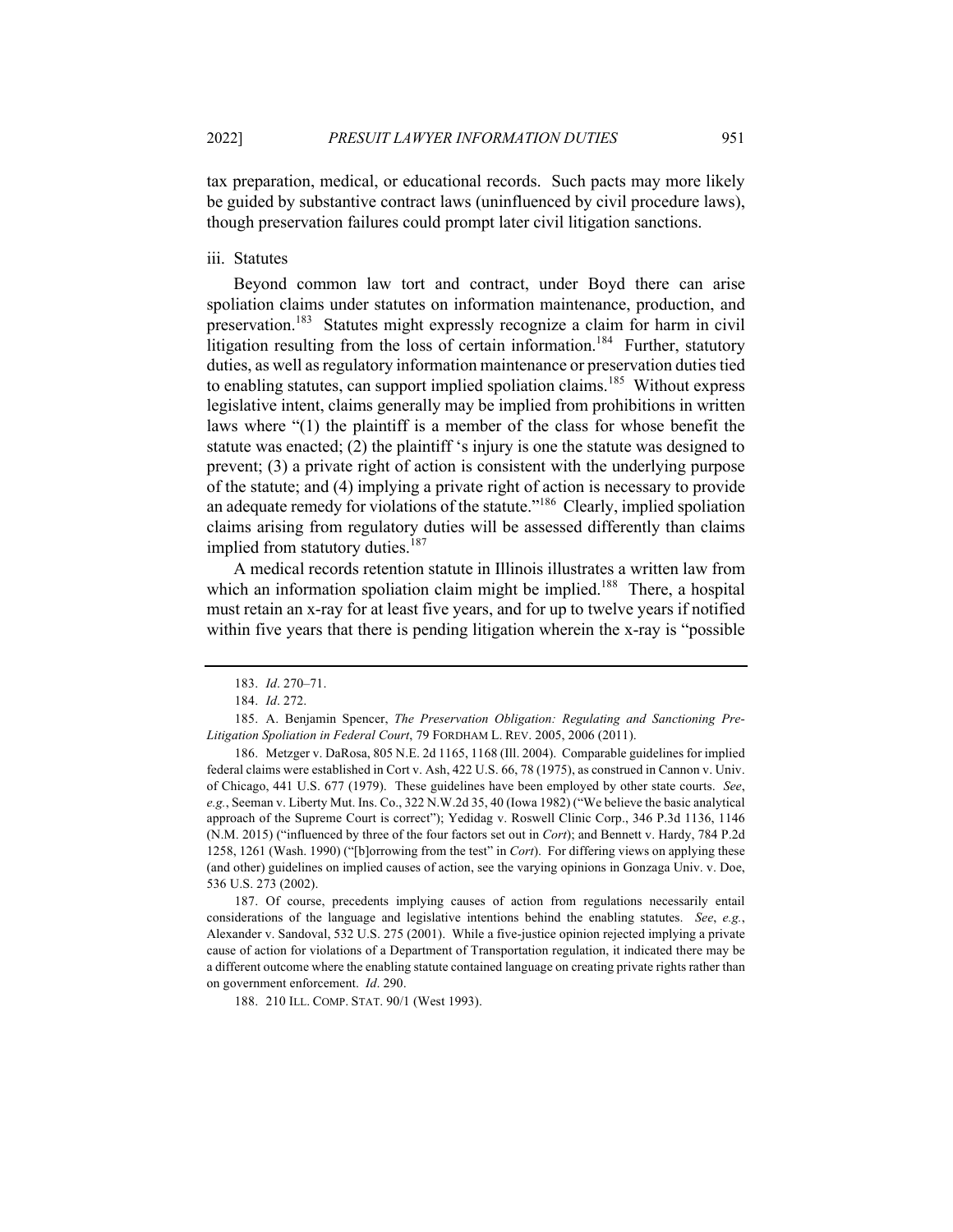tax preparation, medical, or educational records. Such pacts may more likely be guided by substantive contract laws (uninfluenced by civil procedure laws), though preservation failures could prompt later civil litigation sanctions.

iii. Statutes

Beyond common law tort and contract, under Boyd there can arise spoliation claims under statutes on information maintenance, production, and preservation.[183] Statutes might expressly recognize a claim for harm in civil litigation resulting from the loss of certain information.[184] Further, statutory duties, as well as regulatory information maintenance or preservation duties tied to enabling statutes, can support implied spoliation claims.[185] Without express legislative intent, claims generally may be implied from prohibitions in written laws where "(1) the plaintiff is a member of the class for whose benefit the statute was enacted; (2) the plaintiff 's injury is one the statute was designed to prevent; (3) a private right of action is consistent with the underlying purpose of the statute; and (4) implying a private right of action is necessary to provide an adequate remedy for violations of the statute."[186] Clearly, implied spoliation claims arising from regulatory duties will be assessed differently than claims implied from statutory duties.[187]

A medical records retention statute in Illinois illustrates a written law from which an information spoliation claim might be implied.[188] There, a hospital must retain an x-ray for at least five years, and for up to twelve years if notified within five years that there is pending litigation wherein the x-ray is "possible

---

183. *Id*. 270–71.

184. *Id*. 272.

185. A. Benjamin Spencer, *The Preservation Obligation: Regulating and Sanctioning Pre-Litigation Spoliation in Federal Court*, 79 FORDHAM L. REV. 2005, 2006 (2011).

186. Metzger v. DaRosa, 805 N.E. 2d 1165, 1168 (Ill. 2004). Comparable guidelines for implied federal claims were established in Cort v. Ash, 422 U.S. 66, 78 (1975), as construed in Cannon v. Univ. of Chicago, 441 U.S. 677 (1979). These guidelines have been employed by other state courts. *See*, *e.g.*, Seeman v. Liberty Mut. Ins. Co., 322 N.W.2d 35, 40 (Iowa 1982) ("We believe the basic analytical approach of the Supreme Court is correct"); Yedidag v. Roswell Clinic Corp., 346 P.3d 1136, 1146 (N.M. 2015) ("influenced by three of the four factors set out in *Cort*); and Bennett v. Hardy, 784 P.2d 1258, 1261 (Wash. 1990) ("[b]orrowing from the test" in *Cort*). For differing views on applying these (and other) guidelines on implied causes of action, see the varying opinions in Gonzaga Univ. v. Doe, 536 U.S. 273 (2002).

187. Of course, precedents implying causes of action from regulations necessarily entail considerations of the language and legislative intentions behind the enabling statutes. *See*, *e.g.*, Alexander v. Sandoval, 532 U.S. 275 (2001). While a five-justice opinion rejected implying a private cause of action for violations of a Department of Transportation regulation, it indicated there may be a different outcome where the enabling statute contained language on creating private rights rather than on government enforcement. *Id*. 290.

188. 210 ILL. COMP. STAT. 90/1 (West 1993).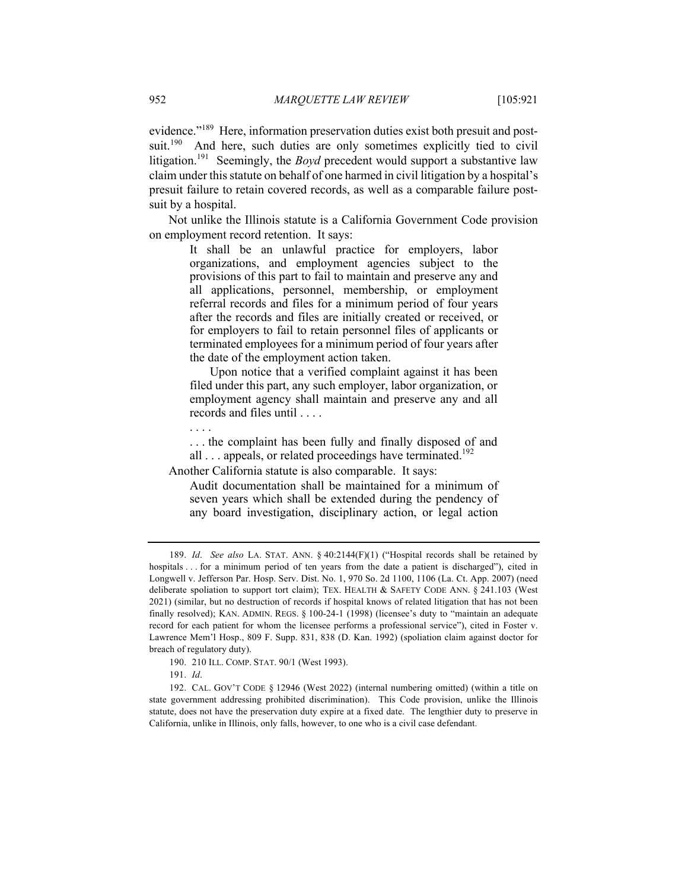evidence."[189] Here, information preservation duties exist both presuit and post-suit.[190] And here, such duties are only sometimes explicitly tied to civil litigation.[191] Seemingly, the *Boyd* precedent would support a substantive law claim under this statute on behalf of one harmed in civil litigation by a hospital's presuit failure to retain covered records, as well as a comparable failure post-suit by a hospital.

Not unlike the Illinois statute is a California Government Code provision on employment record retention. It says:

> It shall be an unlawful practice for employers, labor organizations, and employment agencies subject to the provisions of this part to fail to maintain and preserve any and all applications, personnel, membership, or employment referral records and files for a minimum period of four years after the records and files are initially created or received, or for employers to fail to retain personnel files of applicants or terminated employees for a minimum period of four years after the date of the employment action taken.
>
> Upon notice that a verified complaint against it has been filed under this part, any such employer, labor organization, or employment agency shall maintain and preserve any and all records and files until . . . .
>
> . . . .
>
> . . . the complaint has been fully and finally disposed of and all . . . appeals, or related proceedings have terminated.[192]

Another California statute is also comparable. It says:

> Audit documentation shall be maintained for a minimum of seven years which shall be extended during the pendency of any board investigation, disciplinary action, or legal action

---

189. *Id*. *See also* LA. STAT. ANN. § 40:2144(F)(1) ("Hospital records shall be retained by hospitals . . . for a minimum period of ten years from the date a patient is discharged"), cited in Longwell v. Jefferson Par. Hosp. Serv. Dist. No. 1, 970 So. 2d 1100, 1106 (La. Ct. App. 2007) (need deliberate spoliation to support tort claim); TEX. HEALTH & SAFETY CODE ANN. § 241.103 (West 2021) (similar, but no destruction of records if hospital knows of related litigation that has not been finally resolved); KAN. ADMIN. REGS. § 100-24-1 (1998) (licensee's duty to "maintain an adequate record for each patient for whom the licensee performs a professional service"), cited in Foster v. Lawrence Mem'l Hosp., 809 F. Supp. 831, 838 (D. Kan. 1992) (spoliation claim against doctor for breach of regulatory duty).

190. 210 ILL. COMP. STAT. 90/1 (West 1993).

191. *Id*.

192. CAL. GOV'T CODE § 12946 (West 2022) (internal numbering omitted) (within a title on state government addressing prohibited discrimination). This Code provision, unlike the Illinois statute, does not have the preservation duty expire at a fixed date. The lengthier duty to preserve in California, unlike in Illinois, only falls, however, to one who is a civil case defendant.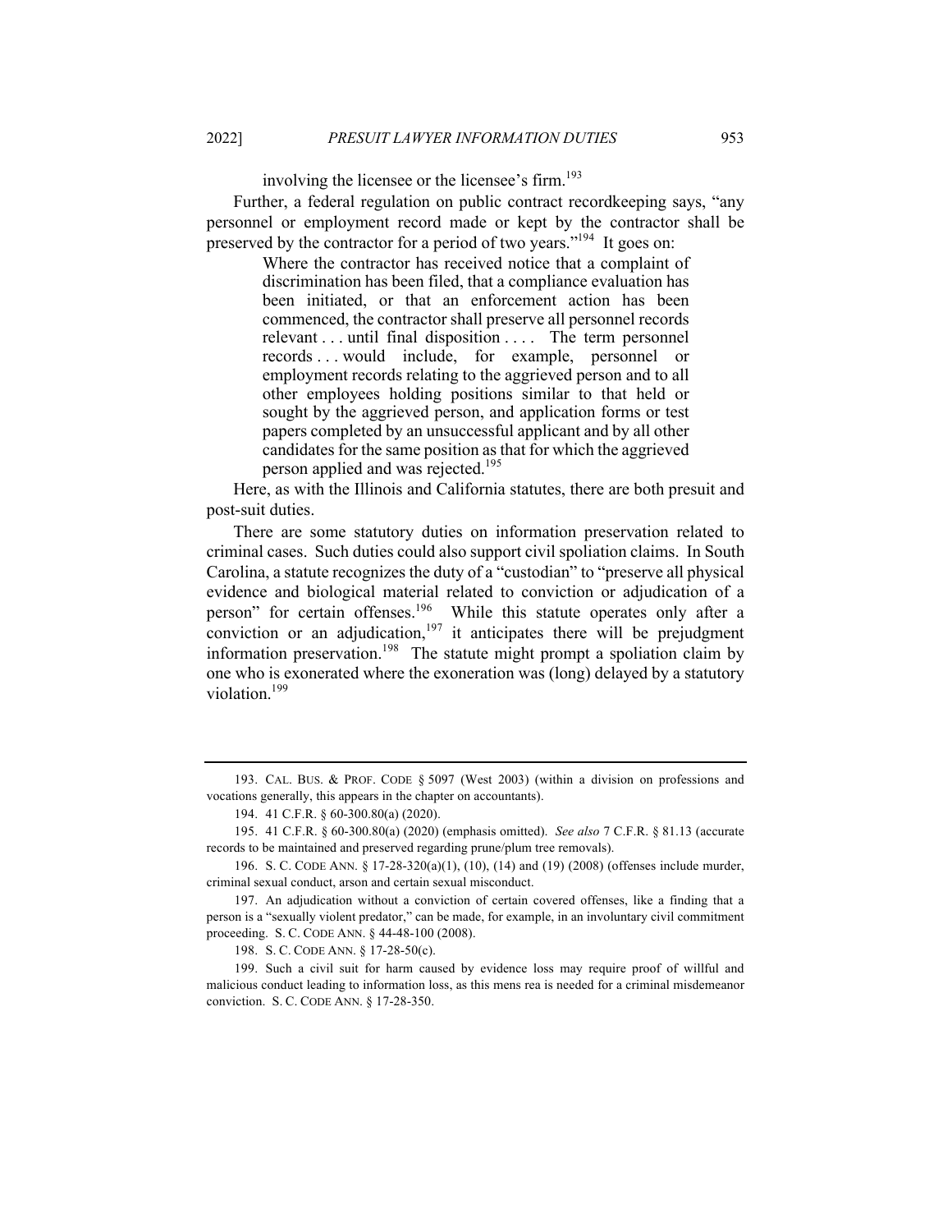involving the licensee or the licensee's firm.[193]

Further, a federal regulation on public contract recordkeeping says, "any personnel or employment record made or kept by the contractor shall be preserved by the contractor for a period of two years."[194] It goes on:

> Where the contractor has received notice that a complaint of discrimination has been filed, that a compliance evaluation has been initiated, or that an enforcement action has been commenced, the contractor shall preserve all personnel records relevant . . . until final disposition . . . . The term personnel records . . . would include, for example, personnel or employment records relating to the aggrieved person and to all other employees holding positions similar to that held or sought by the aggrieved person, and application forms or test papers completed by an unsuccessful applicant and by all other candidates for the same position as that for which the aggrieved person applied and was rejected.[195]

Here, as with the Illinois and California statutes, there are both presuit and post-suit duties.

There are some statutory duties on information preservation related to criminal cases. Such duties could also support civil spoliation claims. In South Carolina, a statute recognizes the duty of a "custodian" to "preserve all physical evidence and biological material related to conviction or adjudication of a person" for certain offenses.[196] While this statute operates only after a conviction or an adjudication,[197] it anticipates there will be prejudgment information preservation.[198] The statute might prompt a spoliation claim by one who is exonerated where the exoneration was (long) delayed by a statutory violation.[199]

---

193. CAL. BUS. & PROF. CODE § 5097 (West 2003) (within a division on professions and vocations generally, this appears in the chapter on accountants).

194. 41 C.F.R. § 60-300.80(a) (2020).

195. 41 C.F.R. § 60-300.80(a) (2020) (emphasis omitted). *See also* 7 C.F.R. § 81.13 (accurate records to be maintained and preserved regarding prune/plum tree removals).

196. S. C. CODE ANN. § 17-28-320(a)(1), (10), (14) and (19) (2008) (offenses include murder, criminal sexual conduct, arson and certain sexual misconduct.

197. An adjudication without a conviction of certain covered offenses, like a finding that a person is a "sexually violent predator," can be made, for example, in an involuntary civil commitment proceeding. S. C. CODE ANN. § 44-48-100 (2008).

198. S. C. CODE ANN. § 17-28-50(c).

199. Such a civil suit for harm caused by evidence loss may require proof of willful and malicious conduct leading to information loss, as this mens rea is needed for a criminal misdemeanor conviction. S. C. CODE ANN. § 17-28-350.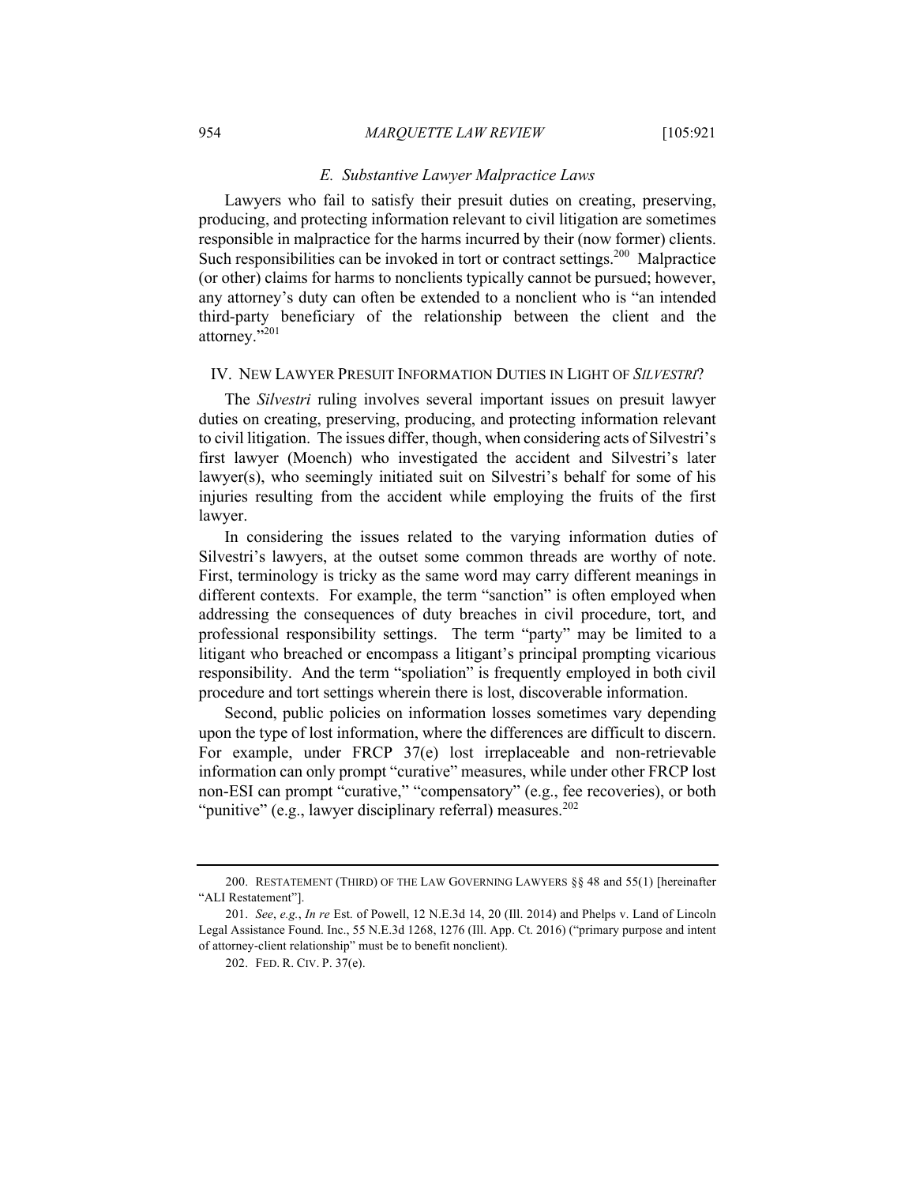### *E. Substantive Lawyer Malpractice Laws*

Lawyers who fail to satisfy their presuit duties on creating, preserving, producing, and protecting information relevant to civil litigation are sometimes responsible in malpractice for the harms incurred by their (now former) clients. Such responsibilities can be invoked in tort or contract settings.[200] Malpractice (or other) claims for harms to nonclients typically cannot be pursued; however, any attorney's duty can often be extended to a nonclient who is "an intended third-party beneficiary of the relationship between the client and the attorney."[201]

## IV. NEW LAWYER PRESUIT INFORMATION DUTIES IN LIGHT OF *SILVESTRI*?

The *Silvestri* ruling involves several important issues on presuit lawyer duties on creating, preserving, producing, and protecting information relevant to civil litigation. The issues differ, though, when considering acts of Silvestri's first lawyer (Moench) who investigated the accident and Silvestri's later lawyer(s), who seemingly initiated suit on Silvestri's behalf for some of his injuries resulting from the accident while employing the fruits of the first lawyer.

In considering the issues related to the varying information duties of Silvestri's lawyers, at the outset some common threads are worthy of note. First, terminology is tricky as the same word may carry different meanings in different contexts. For example, the term "sanction" is often employed when addressing the consequences of duty breaches in civil procedure, tort, and professional responsibility settings. The term "party" may be limited to a litigant who breached or encompass a litigant's principal prompting vicarious responsibility. And the term "spoliation" is frequently employed in both civil procedure and tort settings wherein there is lost, discoverable information.

Second, public policies on information losses sometimes vary depending upon the type of lost information, where the differences are difficult to discern. For example, under FRCP 37(e) lost irreplaceable and non-retrievable information can only prompt "curative" measures, while under other FRCP lost non-ESI can prompt "curative," "compensatory" (e.g., fee recoveries), or both "punitive" (e.g., lawyer disciplinary referral) measures.[202]

---

200. RESTATEMENT (THIRD) OF THE LAW GOVERNING LAWYERS §§ 48 and 55(1) [hereinafter "ALI Restatement"].

201. *See*, *e.g.*, *In re* Est. of Powell, 12 N.E.3d 14, 20 (Ill. 2014) and Phelps v. Land of Lincoln Legal Assistance Found. Inc., 55 N.E.3d 1268, 1276 (Ill. App. Ct. 2016) ("primary purpose and intent of attorney-client relationship" must be to benefit nonclient).

202. FED. R. CIV. P. 37(e).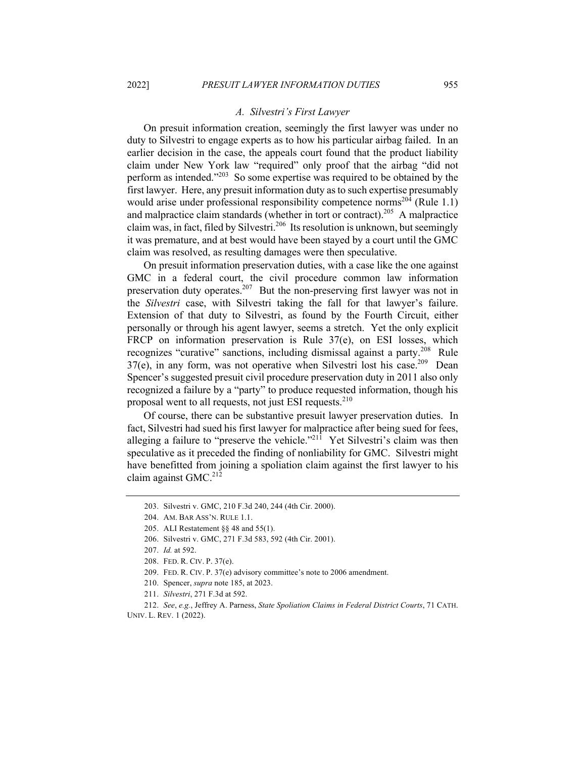### *A. Silvestri's First Lawyer*

On presuit information creation, seemingly the first lawyer was under no duty to Silvestri to engage experts as to how his particular airbag failed. In an earlier decision in the case, the appeals court found that the product liability claim under New York law "required" only proof that the airbag "did not perform as intended."[203] So some expertise was required to be obtained by the first lawyer. Here, any presuit information duty as to such expertise presumably would arise under professional responsibility competence norms[204] (Rule 1.1) and malpractice claim standards (whether in tort or contract).[205] A malpractice claim was, in fact, filed by Silvestri.[206] Its resolution is unknown, but seemingly it was premature, and at best would have been stayed by a court until the GMC claim was resolved, as resulting damages were then speculative.

On presuit information preservation duties, with a case like the one against GMC in a federal court, the civil procedure common law information preservation duty operates.[207] But the non-preserving first lawyer was not in the *Silvestri* case, with Silvestri taking the fall for that lawyer's failure. Extension of that duty to Silvestri, as found by the Fourth Circuit, either personally or through his agent lawyer, seems a stretch. Yet the only explicit FRCP on information preservation is Rule 37(e), on ESI losses, which recognizes "curative" sanctions, including dismissal against a party.[208] Rule 37(e), in any form, was not operative when Silvestri lost his case.[209] Dean Spencer's suggested presuit civil procedure preservation duty in 2011 also only recognized a failure by a "party" to produce requested information, though his proposal went to all requests, not just ESI requests.[210]

Of course, there can be substantive presuit lawyer preservation duties. In fact, Silvestri had sued his first lawyer for malpractice after being sued for fees, alleging a failure to "preserve the vehicle."[211] Yet Silvestri's claim was then speculative as it preceded the finding of nonliability for GMC. Silvestri might have benefitted from joining a spoliation claim against the first lawyer to his claim against GMC.[212]

---

203. Silvestri v. GMC, 210 F.3d 240, 244 (4th Cir. 2000).

204. AM. BAR ASS'N. RULE 1.1.

205. ALI Restatement §§ 48 and 55(1).

206. Silvestri v. GMC, 271 F.3d 583, 592 (4th Cir. 2001).

207. *Id.* at 592.

208. FED. R. CIV. P. 37(e).

209. FED. R. CIV. P. 37(e) advisory committee's note to 2006 amendment.

210. Spencer, *supra* note 185, at 2023.

211. *Silvestri*, 271 F.3d at 592.

212. *See*, *e.g.*, Jeffrey A. Parness, *State Spoliation Claims in Federal District Courts*, 71 CATH. UNIV. L. REV. 1 (2022).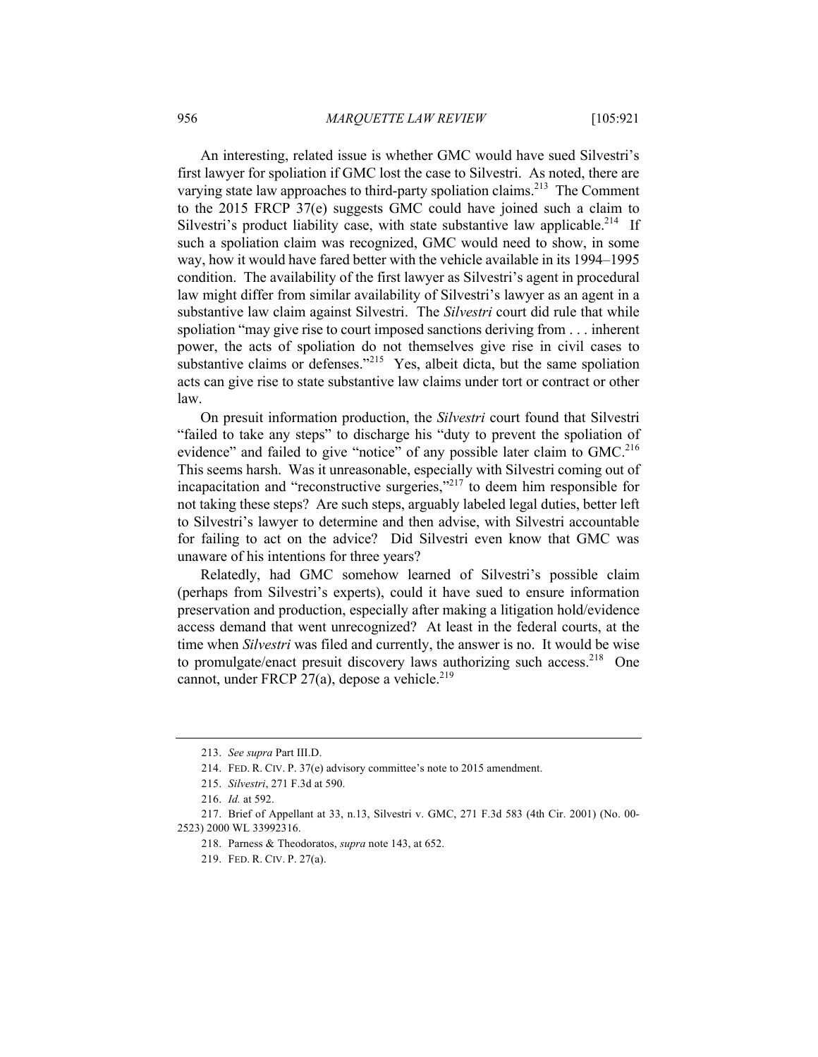An interesting, related issue is whether GMC would have sued Silvestri's first lawyer for spoliation if GMC lost the case to Silvestri. As noted, there are varying state law approaches to third-party spoliation claims.[213] The Comment to the 2015 FRCP 37(e) suggests GMC could have joined such a claim to Silvestri's product liability case, with state substantive law applicable.[214] If such a spoliation claim was recognized, GMC would need to show, in some way, how it would have fared better with the vehicle available in its 1994–1995 condition. The availability of the first lawyer as Silvestri's agent in procedural law might differ from similar availability of Silvestri's lawyer as an agent in a substantive law claim against Silvestri. The *Silvestri* court did rule that while spoliation "may give rise to court imposed sanctions deriving from . . . inherent power, the acts of spoliation do not themselves give rise in civil cases to substantive claims or defenses."[215] Yes, albeit dicta, but the same spoliation acts can give rise to state substantive law claims under tort or contract or other law.

On presuit information production, the *Silvestri* court found that Silvestri "failed to take any steps" to discharge his "duty to prevent the spoliation of evidence" and failed to give "notice" of any possible later claim to GMC.[216] This seems harsh. Was it unreasonable, especially with Silvestri coming out of incapacitation and "reconstructive surgeries,"[217] to deem him responsible for not taking these steps? Are such steps, arguably labeled legal duties, better left to Silvestri's lawyer to determine and then advise, with Silvestri accountable for failing to act on the advice? Did Silvestri even know that GMC was unaware of his intentions for three years?

Relatedly, had GMC somehow learned of Silvestri's possible claim (perhaps from Silvestri's experts), could it have sued to ensure information preservation and production, especially after making a litigation hold/evidence access demand that went unrecognized? At least in the federal courts, at the time when *Silvestri* was filed and currently, the answer is no. It would be wise to promulgate/enact presuit discovery laws authorizing such access.[218] One cannot, under FRCP 27(a), depose a vehicle.[219]

---

213. *See supra* Part III.D.

214. FED. R. CIV. P. 37(e) advisory committee's note to 2015 amendment.

215. *Silvestri*, 271 F.3d at 590.

216. *Id.* at 592.

217. Brief of Appellant at 33, n.13, Silvestri v. GMC, 271 F.3d 583 (4th Cir. 2001) (No. 00-2523) 2000 WL 33992316.

218. Parness & Theodoratos, *supra* note 143, at 652.

219. FED. R. CIV. P. 27(a).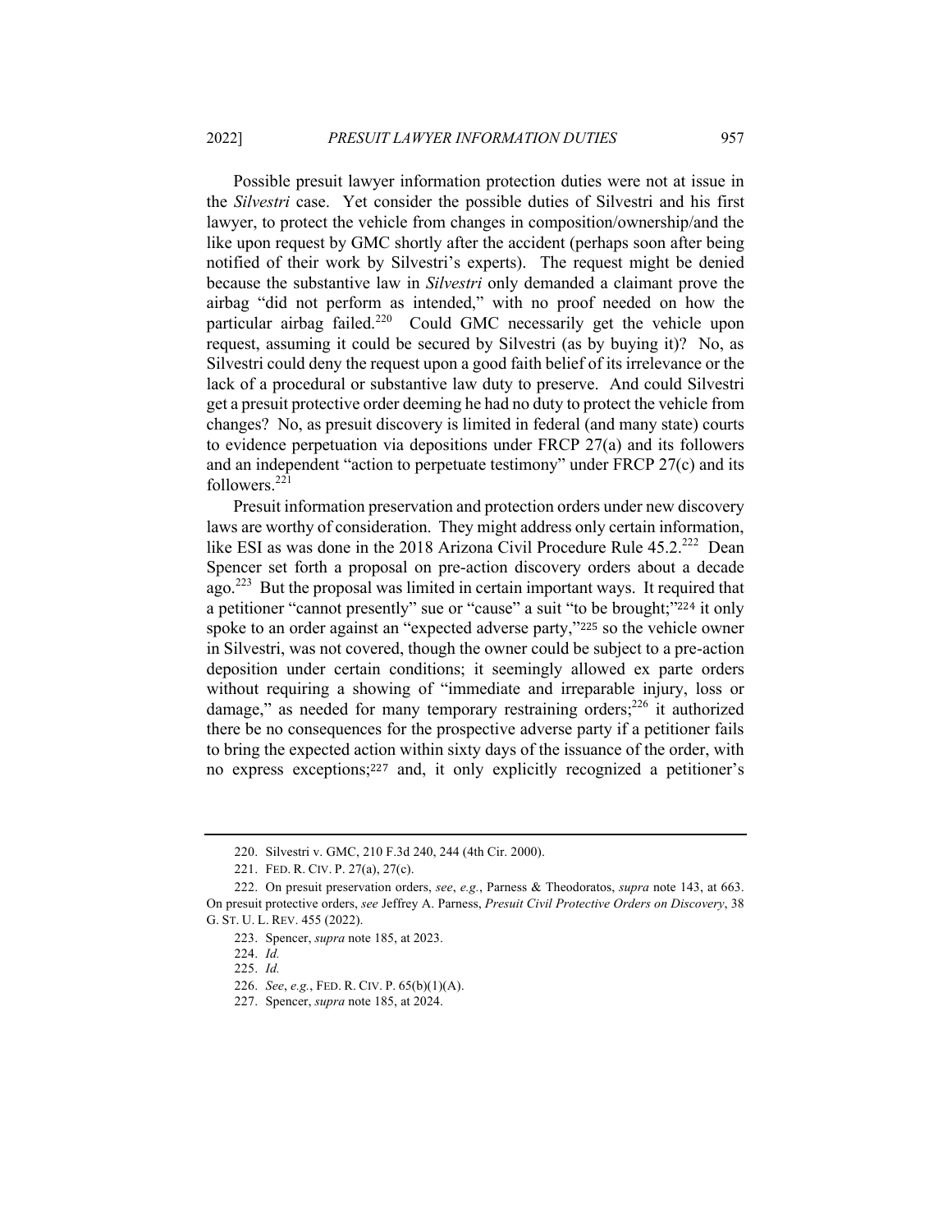Possible presuit lawyer information protection duties were not at issue in the *Silvestri* case. Yet consider the possible duties of Silvestri and his first lawyer, to protect the vehicle from changes in composition/ownership/and the like upon request by GMC shortly after the accident (perhaps soon after being notified of their work by Silvestri's experts). The request might be denied because the substantive law in *Silvestri* only demanded a claimant prove the airbag "did not perform as intended," with no proof needed on how the particular airbag failed.[220] Could GMC necessarily get the vehicle upon request, assuming it could be secured by Silvestri (as by buying it)? No, as Silvestri could deny the request upon a good faith belief of its irrelevance or the lack of a procedural or substantive law duty to preserve. And could Silvestri get a presuit protective order deeming he had no duty to protect the vehicle from changes? No, as presuit discovery is limited in federal (and many state) courts to evidence perpetuation via depositions under FRCP 27(a) and its followers and an independent "action to perpetuate testimony" under FRCP 27(c) and its followers.[221]

Presuit information preservation and protection orders under new discovery laws are worthy of consideration. They might address only certain information, like ESI as was done in the 2018 Arizona Civil Procedure Rule 45.2.[222] Dean Spencer set forth a proposal on pre-action discovery orders about a decade ago.[223] But the proposal was limited in certain important ways. It required that a petitioner "cannot presently" sue or "cause" a suit "to be brought;"[224] it only spoke to an order against an "expected adverse party,"[225] so the vehicle owner in Silvestri, was not covered, though the owner could be subject to a pre-action deposition under certain conditions; it seemingly allowed ex parte orders without requiring a showing of "immediate and irreparable injury, loss or damage," as needed for many temporary restraining orders;[226] it authorized there be no consequences for the prospective adverse party if a petitioner fails to bring the expected action within sixty days of the issuance of the order, with no express exceptions;[227] and, it only explicitly recognized a petitioner's

---

220. Silvestri v. GMC, 210 F.3d 240, 244 (4th Cir. 2000).

221. FED. R. CIV. P. 27(a), 27(c).

222. On presuit preservation orders, *see*, *e.g.*, Parness & Theodoratos, *supra* note 143, at 663. On presuit protective orders, *see* Jeffrey A. Parness, *Presuit Civil Protective Orders on Discovery*, 38 G. ST. U. L. REV. 455 (2022).

223. Spencer, *supra* note 185, at 2023.

224. *Id.*

225. *Id.*

226. *See*, *e.g.*, FED. R. CIV. P. 65(b)(1)(A).

227. Spencer, *supra* note 185, at 2024.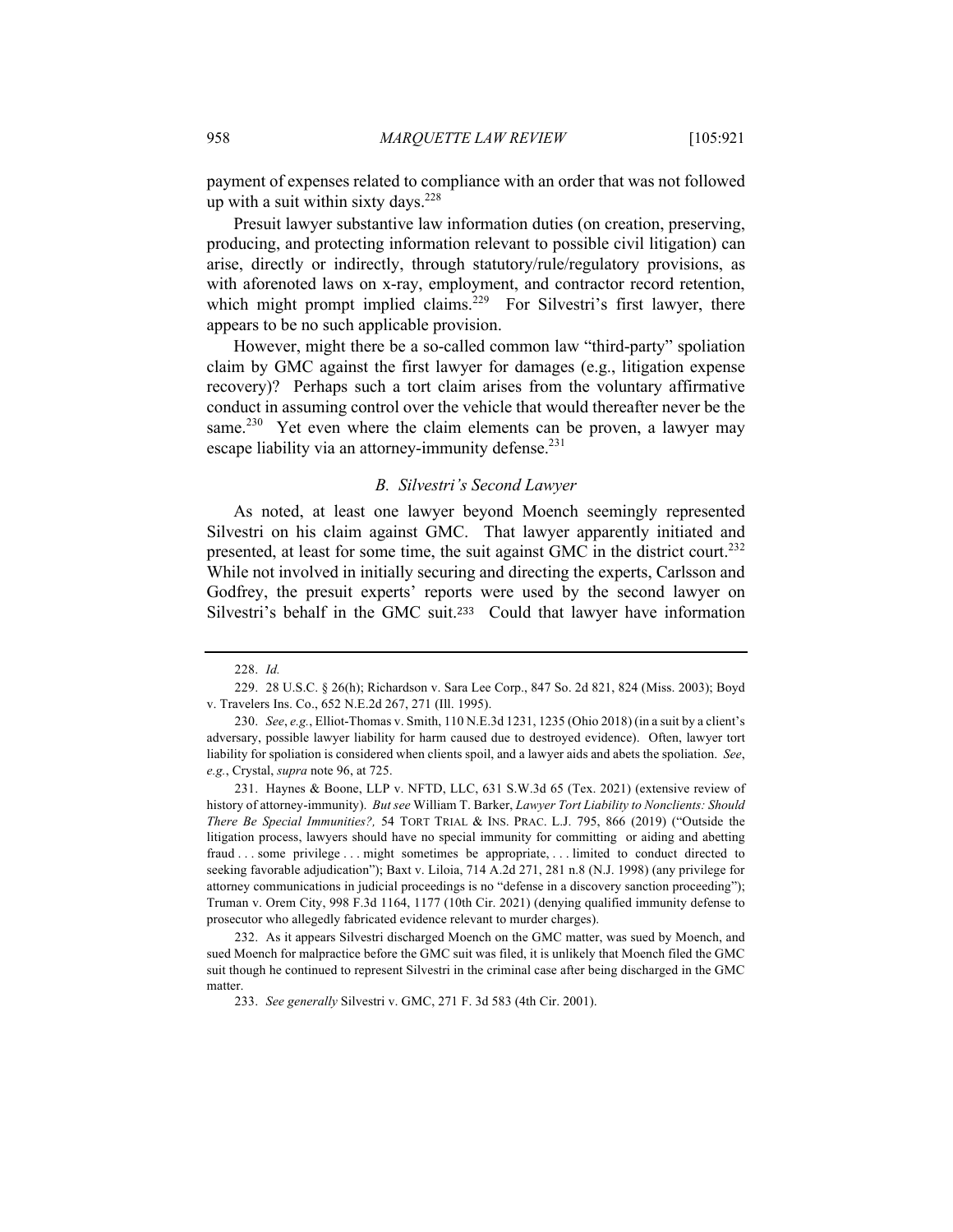payment of expenses related to compliance with an order that was not followed up with a suit within sixty days.[228]

Presuit lawyer substantive law information duties (on creation, preserving, producing, and protecting information relevant to possible civil litigation) can arise, directly or indirectly, through statutory/rule/regulatory provisions, as with aforenoted laws on x-ray, employment, and contractor record retention, which might prompt implied claims.[229] For Silvestri's first lawyer, there appears to be no such applicable provision.

However, might there be a so-called common law "third-party" spoliation claim by GMC against the first lawyer for damages (e.g., litigation expense recovery)? Perhaps such a tort claim arises from the voluntary affirmative conduct in assuming control over the vehicle that would thereafter never be the same.[230] Yet even where the claim elements can be proven, a lawyer may escape liability via an attorney-immunity defense.[231]

### *B. Silvestri's Second Lawyer*

As noted, at least one lawyer beyond Moench seemingly represented Silvestri on his claim against GMC. That lawyer apparently initiated and presented, at least for some time, the suit against GMC in the district court.[232] While not involved in initially securing and directing the experts, Carlsson and Godfrey, the presuit experts' reports were used by the second lawyer on Silvestri's behalf in the GMC suit.[233] Could that lawyer have information

---

228. *Id.*

229. 28 U.S.C. § 26(h); Richardson v. Sara Lee Corp., 847 So. 2d 821, 824 (Miss. 2003); Boyd v. Travelers Ins. Co., 652 N.E.2d 267, 271 (Ill. 1995).

230. *See*, *e.g.*, Elliot-Thomas v. Smith, 110 N.E.3d 1231, 1235 (Ohio 2018) (in a suit by a client's adversary, possible lawyer liability for harm caused due to destroyed evidence). Often, lawyer tort liability for spoliation is considered when clients spoil, and a lawyer aids and abets the spoliation. *See*, *e.g.*, Crystal, *supra* note 96, at 725.

231. Haynes & Boone, LLP v. NFTD, LLC, 631 S.W.3d 65 (Tex. 2021) (extensive review of history of attorney-immunity). *But see* William T. Barker, *Lawyer Tort Liability to Nonclients: Should There Be Special Immunities?,* 54 TORT TRIAL & INS. PRAC. L.J. 795, 866 (2019) ("Outside the litigation process, lawyers should have no special immunity for committing or aiding and abetting fraud . . . some privilege . . . might sometimes be appropriate, . . . limited to conduct directed to seeking favorable adjudication"); Baxt v. Liloia, 714 A.2d 271, 281 n.8 (N.J. 1998) (any privilege for attorney communications in judicial proceedings is no "defense in a discovery sanction proceeding"); Truman v. Orem City, 998 F.3d 1164, 1177 (10th Cir. 2021) (denying qualified immunity defense to prosecutor who allegedly fabricated evidence relevant to murder charges).

232. As it appears Silvestri discharged Moench on the GMC matter, was sued by Moench, and sued Moench for malpractice before the GMC suit was filed, it is unlikely that Moench filed the GMC suit though he continued to represent Silvestri in the criminal case after being discharged in the GMC matter.

233. *See generally* Silvestri v. GMC, 271 F. 3d 583 (4th Cir. 2001).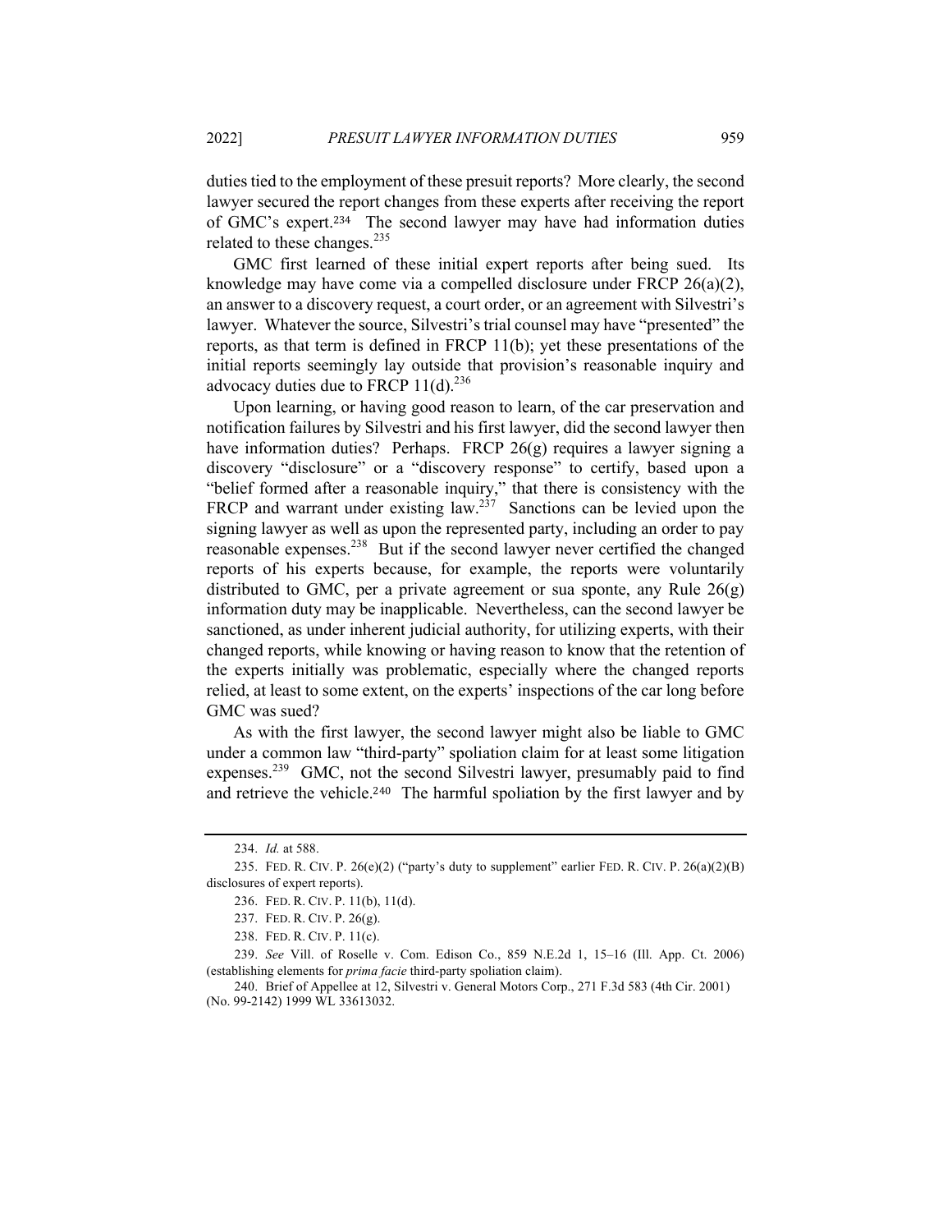duties tied to the employment of these presuit reports? More clearly, the second lawyer secured the report changes from these experts after receiving the report of GMC's expert.[234] The second lawyer may have had information duties related to these changes.[235]

GMC first learned of these initial expert reports after being sued. Its knowledge may have come via a compelled disclosure under FRCP 26(a)(2), an answer to a discovery request, a court order, or an agreement with Silvestri's lawyer. Whatever the source, Silvestri's trial counsel may have "presented" the reports, as that term is defined in FRCP 11(b); yet these presentations of the initial reports seemingly lay outside that provision's reasonable inquiry and advocacy duties due to FRCP 11(d).[236]

Upon learning, or having good reason to learn, of the car preservation and notification failures by Silvestri and his first lawyer, did the second lawyer then have information duties? Perhaps. FRCP 26(g) requires a lawyer signing a discovery "disclosure" or a "discovery response" to certify, based upon a "belief formed after a reasonable inquiry," that there is consistency with the FRCP and warrant under existing law.[237] Sanctions can be levied upon the signing lawyer as well as upon the represented party, including an order to pay reasonable expenses.[238] But if the second lawyer never certified the changed reports of his experts because, for example, the reports were voluntarily distributed to GMC, per a private agreement or sua sponte, any Rule 26(g) information duty may be inapplicable. Nevertheless, can the second lawyer be sanctioned, as under inherent judicial authority, for utilizing experts, with their changed reports, while knowing or having reason to know that the retention of the experts initially was problematic, especially where the changed reports relied, at least to some extent, on the experts' inspections of the car long before GMC was sued?

As with the first lawyer, the second lawyer might also be liable to GMC under a common law "third-party" spoliation claim for at least some litigation expenses.[239] GMC, not the second Silvestri lawyer, presumably paid to find and retrieve the vehicle.[240] The harmful spoliation by the first lawyer and by

---

234. *Id.* at 588.

235. FED. R. CIV. P. 26(e)(2) ("party's duty to supplement" earlier FED. R. CIV. P. 26(a)(2)(B) disclosures of expert reports).

236. FED. R. CIV. P. 11(b), 11(d).

237. FED. R. CIV. P. 26(g).

238. FED. R. CIV. P. 11(c).

239. *See* Vill. of Roselle v. Com. Edison Co., 859 N.E.2d 1, 15–16 (Ill. App. Ct. 2006) (establishing elements for *prima facie* third-party spoliation claim).

240. Brief of Appellee at 12, Silvestri v. General Motors Corp., 271 F.3d 583 (4th Cir. 2001) (No. 99-2142) 1999 WL 33613032.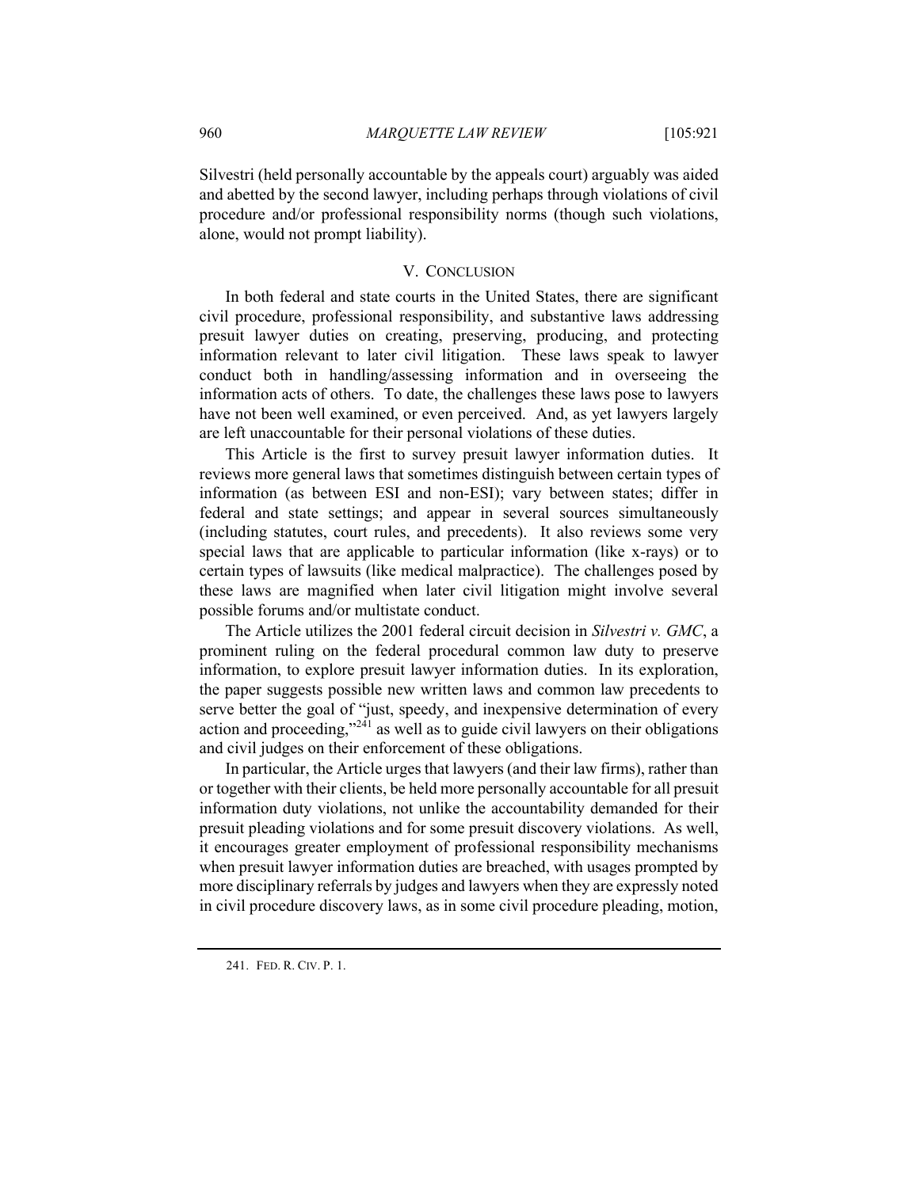Silvestri (held personally accountable by the appeals court) arguably was aided and abetted by the second lawyer, including perhaps through violations of civil procedure and/or professional responsibility norms (though such violations, alone, would not prompt liability).

## V. CONCLUSION

In both federal and state courts in the United States, there are significant civil procedure, professional responsibility, and substantive laws addressing presuit lawyer duties on creating, preserving, producing, and protecting information relevant to later civil litigation. These laws speak to lawyer conduct both in handling/assessing information and in overseeing the information acts of others. To date, the challenges these laws pose to lawyers have not been well examined, or even perceived. And, as yet lawyers largely are left unaccountable for their personal violations of these duties.

This Article is the first to survey presuit lawyer information duties. It reviews more general laws that sometimes distinguish between certain types of information (as between ESI and non-ESI); vary between states; differ in federal and state settings; and appear in several sources simultaneously (including statutes, court rules, and precedents). It also reviews some very special laws that are applicable to particular information (like x-rays) or to certain types of lawsuits (like medical malpractice). The challenges posed by these laws are magnified when later civil litigation might involve several possible forums and/or multistate conduct.

The Article utilizes the 2001 federal circuit decision in *Silvestri v. GMC*, a prominent ruling on the federal procedural common law duty to preserve information, to explore presuit lawyer information duties. In its exploration, the paper suggests possible new written laws and common law precedents to serve better the goal of "just, speedy, and inexpensive determination of every action and proceeding,"[241] as well as to guide civil lawyers on their obligations and civil judges on their enforcement of these obligations.

In particular, the Article urges that lawyers (and their law firms), rather than or together with their clients, be held more personally accountable for all presuit information duty violations, not unlike the accountability demanded for their presuit pleading violations and for some presuit discovery violations. As well, it encourages greater employment of professional responsibility mechanisms when presuit lawyer information duties are breached, with usages prompted by more disciplinary referrals by judges and lawyers when they are expressly noted in civil procedure discovery laws, as in some civil procedure pleading, motion,

---

241. FED. R. CIV. P. 1.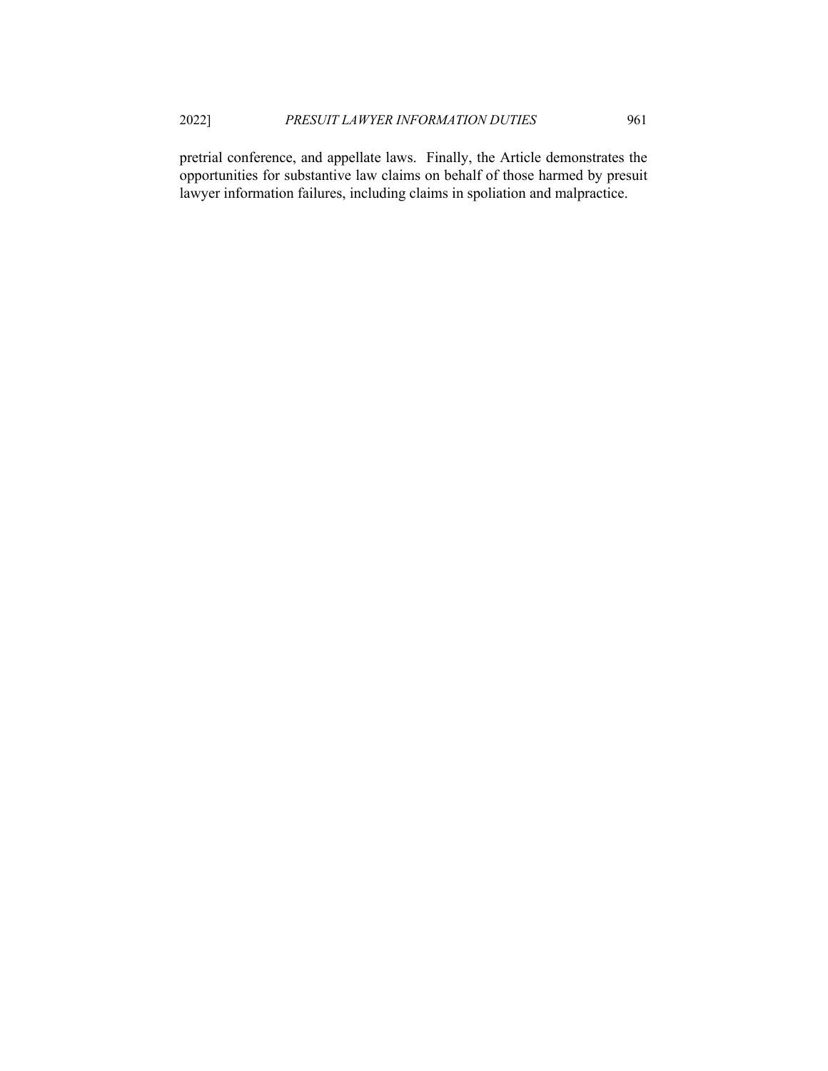pretrial conference, and appellate laws. Finally, the Article demonstrates the opportunities for substantive law claims on behalf of those harmed by presuit lawyer information failures, including claims in spoliation and malpractice.